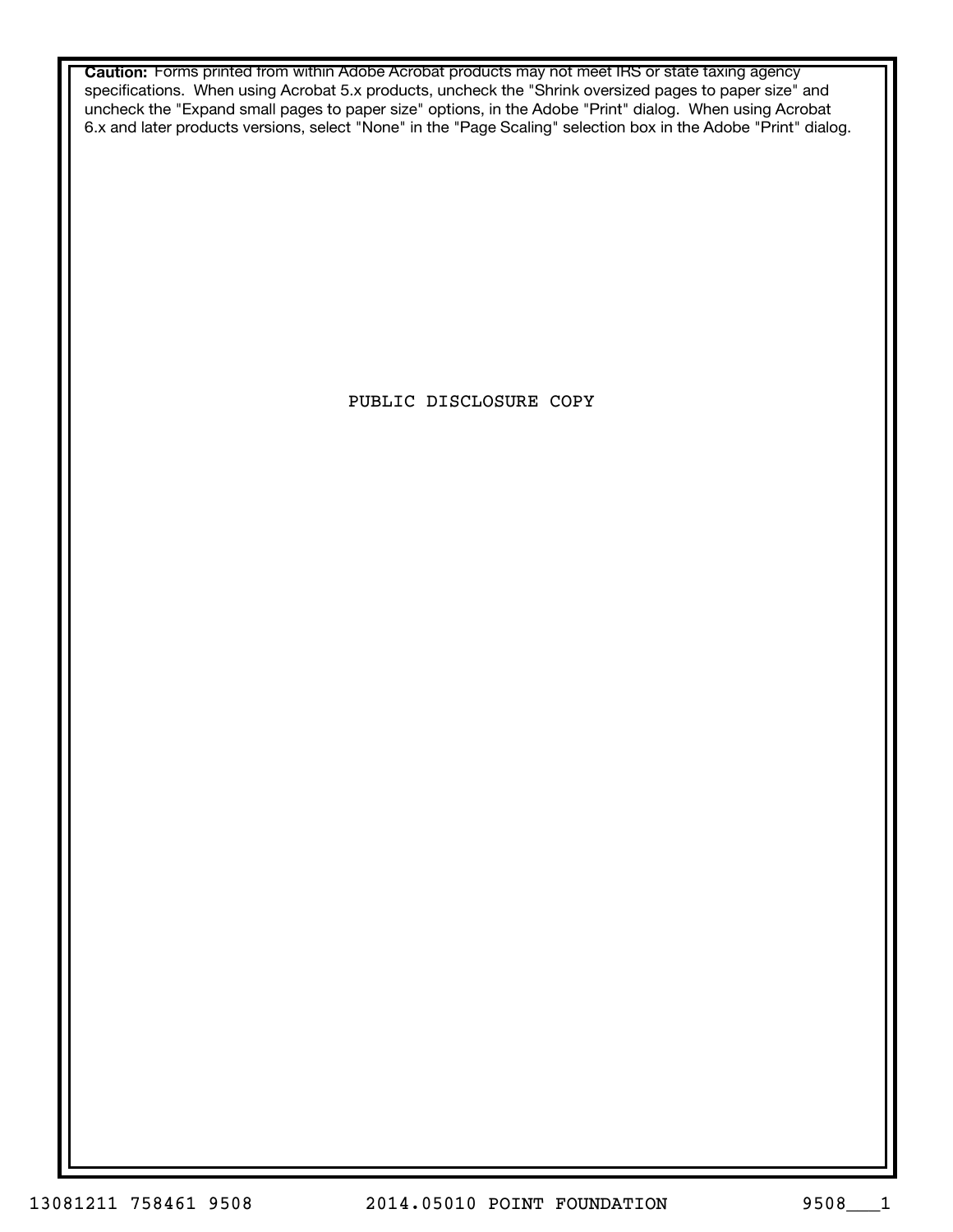**Caution:** Forms printed from within Adobe Acrobat products may not meet IRS or state taxing agency specifications. When using Acrobat 5.x products, uncheck the "Shrink oversized pages to paper size" and uncheck the "Expand small pages to paper size" options, in the Adobe "Print" dialog. When using Acrobat 6.x and later products versions, select "None" in the "Page Scaling" selection box in the Adobe "Print" dialog.

PUBLIC DISCLOSURE COPY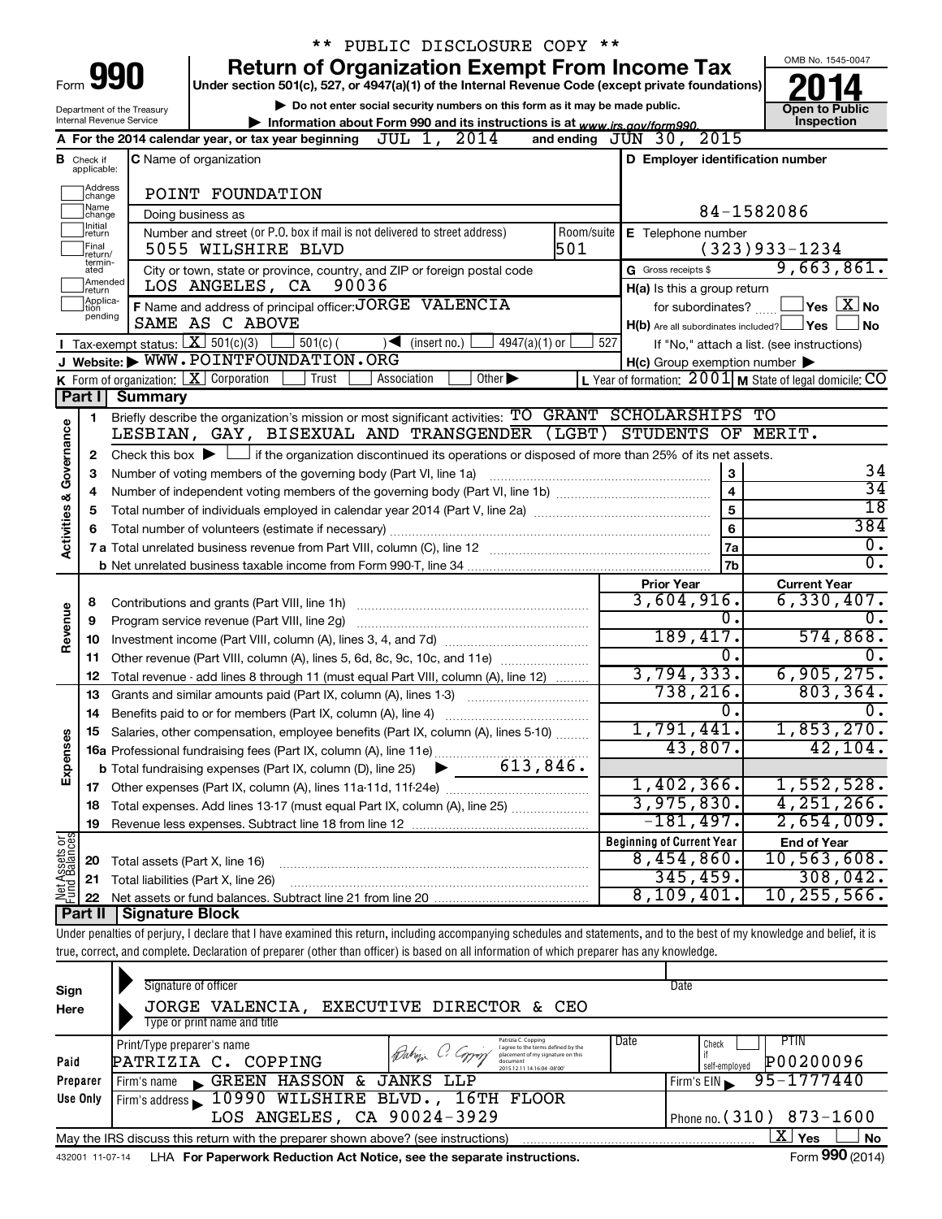\*\* PUBLIC DISCLOSURE COPY \*\*

# Form 990 — Return of Organization Exempt From Income Tax — 2014

Under section 501(c), 527, or 4947(a)(1) of the Internal Revenue Code (except private foundations)

▶ Do not enter social security numbers on this form as it may be made public.

▶ Information about Form 990 and its instructions is at www.irs.gov/form990.

Department of the Treasury
Internal Revenue Service

OMB No. 1545-0047

Open to Public Inspection

**A** For the 2014 calendar year, or tax year beginning JUL 1, 2014 and ending JUN 30, 2015

**B** Check if applicable: Address change, Name change, Initial return, Final return/terminated, Amended return, Application pending

**C** Name of organization: POINT FOUNDATION

Doing business as

Number and street (or P.O. box if mail is not delivered to street address): 5055 WILSHIRE BLVD — Room/suite: 501

City or town, state or province, country, and ZIP or foreign postal code: LOS ANGELES, CA 90036

**D** Employer identification number: 84-1582086

**E** Telephone number: (323)933-1234

**G** Gross receipts $ 9,663,861.

**F** Name and address of principal officer: JORGE VALENCIA, SAME AS C ABOVE

**H(a)** Is this a group return for subordinates? ☐ Yes ☒ No

**H(b)** Are all subordinates included? ☐ Yes ☐ No — If "No," attach a list. (see instructions)

**H(c)** Group exemption number ▶

**I** Tax-exempt status: ☒ 501(c)(3) ☐ 501(c) ( ) ◀ (insert no.) ☐ 4947(a)(1) or ☐ 527

**J** Website: ▶ WWW.POINTFOUNDATION.ORG

**K** Form of organization: ☒ Corporation ☐ Trust ☐ Association ☐ Other ▶

**L** Year of formation: 2001 **M** State of legal domicile: CO

## Part I Summary

**Activities & Governance**

1. Briefly describe the organization's mission or most significant activities: TO GRANT SCHOLARSHIPS TO LESBIAN, GAY, BISEXUAL AND TRANSGENDER (LGBT) STUDENTS OF MERIT.
2. Check this box ▶ ☐ if the organization discontinued its operations or disposed of more than 25% of its net assets.

| Line | Description | No. | Value |
|---|---|---|---|
| 3 | Number of voting members of the governing body (Part VI, line 1a) | 3 | 34 |
| 4 | Number of independent voting members of the governing body (Part VI, line 1b) | 4 | 34 |
| 5 | Total number of individuals employed in calendar year 2014 (Part V, line 2a) | 5 | 18 |
| 6 | Total number of volunteers (estimate if necessary) | 6 | 384 |
| 7a | Total unrelated business revenue from Part VIII, column (C), line 12 | 7a | 0. |
| b | Net unrelated business taxable income from Form 990-T, line 34 | 7b | 0. |

| Line | Description | Prior Year | Current Year |
|---|---|---|---|
| **Revenue** | | | |
| 8 | Contributions and grants (Part VIII, line 1h) | 3,604,916. | 6,330,407. |
| 9 | Program service revenue (Part VIII, line 2g) | 0. | 0. |
| 10 | Investment income (Part VIII, column (A), lines 3, 4, and 7d) | 189,417. | 574,868. |
| 11 | Other revenue (Part VIII, column (A), lines 5, 6d, 8c, 9c, 10c, and 11e) | 0. | 0. |
| 12 | Total revenue - add lines 8 through 11 (must equal Part VIII, column (A), line 12) | 3,794,333. | 6,905,275. |
| **Expenses** | | | |
| 13 | Grants and similar amounts paid (Part IX, column (A), lines 1-3) | 738,216. | 803,364. |
| 14 | Benefits paid to or for members (Part IX, column (A), line 4) | 0. | 0. |
| 15 | Salaries, other compensation, employee benefits (Part IX, column (A), lines 5-10) | 1,791,441. | 1,853,270. |
| 16a | Professional fundraising fees (Part IX, column (A), line 11e) | 43,807. | 42,104. |
| b | Total fundraising expenses (Part IX, column (D), line 25) ▶ 613,846. | | |
| 17 | Other expenses (Part IX, column (A), lines 11a-11d, 11f-24e) | 1,402,366. | 1,552,528. |
| 18 | Total expenses. Add lines 13-17 (must equal Part IX, column (A), line 25) | 3,975,830. | 4,251,266. |
| 19 | Revenue less expenses. Subtract line 18 from line 12 | -181,497. | 2,654,009. |

| Line | Net Assets or Fund Balances | Beginning of Current Year | End of Year |
|---|---|---|---|
| 20 | Total assets (Part X, line 16) | 8,454,860. | 10,563,608. |
| 21 | Total liabilities (Part X, line 26) | 345,459. | 308,042. |
| 22 | Net assets or fund balances. Subtract line 21 from line 20 | 8,109,401. | 10,255,566. |

## Part II Signature Block

Under penalties of perjury, I declare that I have examined this return, including accompanying schedules and statements, and to the best of my knowledge and belief, it is true, correct, and complete. Declaration of preparer (other than officer) is based on all information of which preparer has any knowledge.

**Sign Here**

Signature of officer — Date

JORGE VALENCIA, EXECUTIVE DIRECTOR & CEO

Type or print name and title

**Paid Preparer Use Only**

Print/Type preparer's name: PATRIZIA C. COPPING — Preparer's signature: Patrizia C. Copping (I agree to the terms defined by the placement of my signature on this document 2015.12.11 14:16:04 -08'00') — Date — Check ☐ if self-employed — PTIN: P00200096

Firm's name ▶ GREEN HASSON & JANKS LLP — Firm's EIN ▶ 95-1777440

Firm's address ▶ 10990 WILSHIRE BLVD., 16TH FLOOR, LOS ANGELES, CA 90024-3929 — Phone no. (310) 873-1600

May the IRS discuss this return with the preparer shown above? (see instructions) ☒ Yes ☐ No

432001 11-07-14 LHA For Paperwork Reduction Act Notice, see the separate instructions. Form 990 (2014)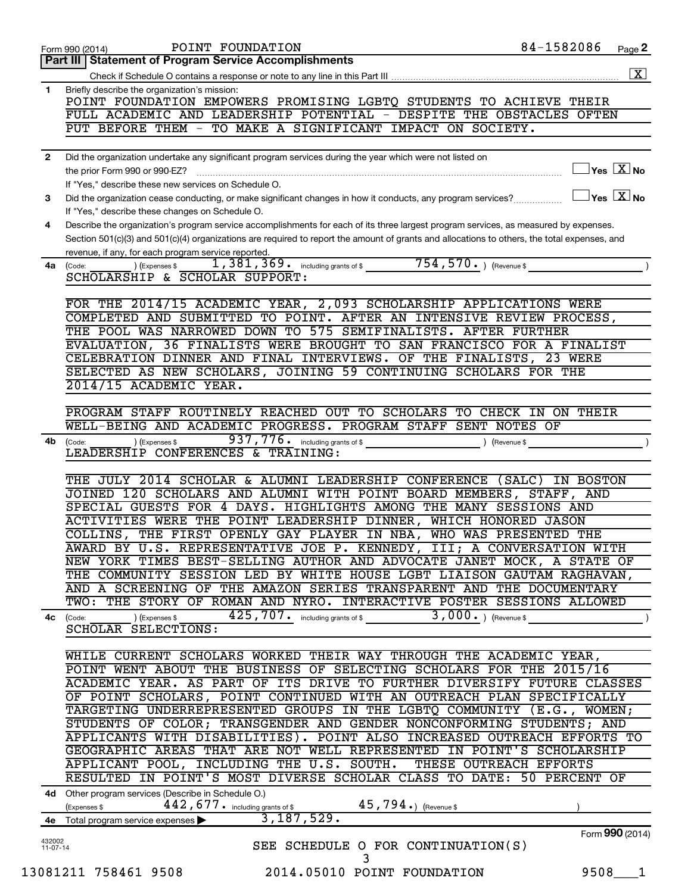Form 990 (2014) POINT FOUNDATION 84-1582086 Page 2

## Part III Statement of Program Service Accomplishments

Check if Schedule O contains a response or note to any line in this Part III ..... [X]

**1** Briefly describe the organization's mission:

POINT FOUNDATION EMPOWERS PROMISING LGBTQ STUDENTS TO ACHIEVE THEIR FULL ACADEMIC AND LEADERSHIP POTENTIAL - DESPITE THE OBSTACLES OFTEN PUT BEFORE THEM - TO MAKE A SIGNIFICANT IMPACT ON SOCIETY.

**2** Did the organization undertake any significant program services during the year which were not listed on the prior Form 990 or 990-EZ? ..... [ ] Yes [X] No

If "Yes," describe these new services on Schedule O.

**3** Did the organization cease conducting, or make significant changes in how it conducts, any program services? ..... [ ] Yes [X] No

If "Yes," describe these changes on Schedule O.

**4** Describe the organization's program service accomplishments for each of its three largest program services, as measured by expenses. Section 501(c)(3) and 501(c)(4) organizations are required to report the amount of grants and allocations to others, the total expenses, and revenue, if any, for each program service reported.

**4a** (Code: ) (Expenses $ 1,381,369. including grants of $ 754,570. ) (Revenue $ )

SCHOLARSHIP & SCHOLAR SUPPORT:

FOR THE 2014/15 ACADEMIC YEAR, 2,093 SCHOLARSHIP APPLICATIONS WERE COMPLETED AND SUBMITTED TO POINT. AFTER AN INTENSIVE REVIEW PROCESS, THE POOL WAS NARROWED DOWN TO 575 SEMIFINALISTS. AFTER FURTHER EVALUATION, 36 FINALISTS WERE BROUGHT TO SAN FRANCISCO FOR A FINALIST CELEBRATION DINNER AND FINAL INTERVIEWS. OF THE FINALISTS, 23 WERE SELECTED AS NEW SCHOLARS, JOINING 59 CONTINUING SCHOLARS FOR THE 2014/15 ACADEMIC YEAR.

PROGRAM STAFF ROUTINELY REACHED OUT TO SCHOLARS TO CHECK IN ON THEIR WELL-BEING AND ACADEMIC PROGRESS. PROGRAM STAFF SENT NOTES OF

**4b** (Code: ) (Expenses $ 937,776. including grants of $ ) (Revenue $ )

LEADERSHIP CONFERENCES & TRAINING:

THE JULY 2014 SCHOLAR & ALUMNI LEADERSHIP CONFERENCE (SALC) IN BOSTON JOINED 120 SCHOLARS AND ALUMNI WITH POINT BOARD MEMBERS, STAFF, AND SPECIAL GUESTS FOR 4 DAYS. HIGHLIGHTS AMONG THE MANY SESSIONS AND ACTIVITIES WERE THE POINT LEADERSHIP DINNER, WHICH HONORED JASON COLLINS, THE FIRST OPENLY GAY PLAYER IN NBA, WHO WAS PRESENTED THE AWARD BY U.S. REPRESENTATIVE JOE P. KENNEDY, III; A CONVERSATION WITH NEW YORK TIMES BEST-SELLING AUTHOR AND ADVOCATE JANET MOCK, A STATE OF THE COMMUNITY SESSION LED BY WHITE HOUSE LGBT LIAISON GAUTAM RAGHAVAN, AND A SCREENING OF THE AMAZON SERIES TRANSPARENT AND THE DOCUMENTARY TWO: THE STORY OF ROMAN AND NYRO. INTERACTIVE POSTER SESSIONS ALLOWED

**4c** (Code: ) (Expenses $ 425,707. including grants of $ 3,000. ) (Revenue $ )

SCHOLAR SELECTIONS:

WHILE CURRENT SCHOLARS WORKED THEIR WAY THROUGH THE ACADEMIC YEAR, POINT WENT ABOUT THE BUSINESS OF SELECTING SCHOLARS FOR THE 2015/16 ACADEMIC YEAR. AS PART OF ITS DRIVE TO FURTHER DIVERSIFY FUTURE CLASSES OF POINT SCHOLARS, POINT CONTINUED WITH AN OUTREACH PLAN SPECIFICALLY TARGETING UNDERREPRESENTED GROUPS IN THE LGBTQ COMMUNITY (E.G., WOMEN; STUDENTS OF COLOR; TRANSGENDER AND GENDER NONCONFORMING STUDENTS; AND APPLICANTS WITH DISABILITIES). POINT ALSO INCREASED OUTREACH EFFORTS TO GEOGRAPHIC AREAS THAT ARE NOT WELL REPRESENTED IN POINT'S SCHOLARSHIP APPLICANT POOL, INCLUDING THE U.S. SOUTH. THESE OUTREACH EFFORTS RESULTED IN POINT'S MOST DIVERSE SCHOLAR CLASS TO DATE: 50 PERCENT OF

**4d** Other program services (Describe in Schedule O.)

(Expenses $ 442,677. including grants of $ 45,794.) (Revenue $ )

**4e** Total program service expenses ▶ 3,187,529.

Form **990** (2014)

SEE SCHEDULE O FOR CONTINUATION(S)

432002 11-07-14

13081211 758461 9508 2014.05010 POINT FOUNDATION 9508___1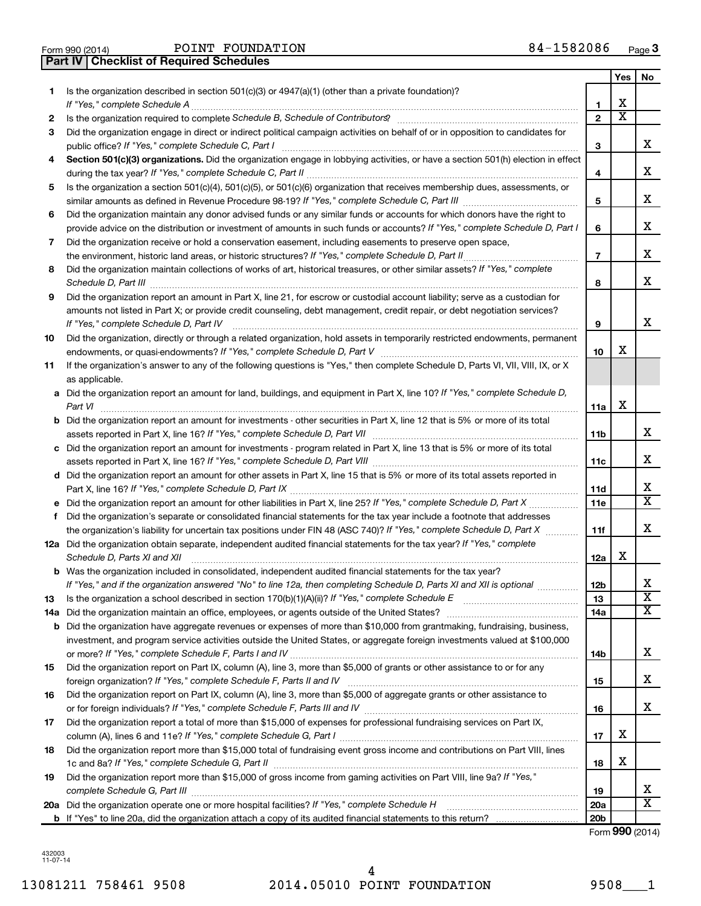Form 990 (2014) POINT FOUNDATION 84-1582086 Page 3

## Part IV Checklist of Required Schedules

| | | | Yes | No |
|---|---|---|---|---|
| 1 | Is the organization described in section 501(c)(3) or 4947(a)(1) (other than a private foundation)? *If "Yes," complete Schedule A* | 1 | X | |
| 2 | Is the organization required to complete *Schedule B, Schedule of Contributors*? | 2 | X | |
| 3 | Did the organization engage in direct or indirect political campaign activities on behalf of or in opposition to candidates for public office? *If "Yes," complete Schedule C, Part I* | 3 | | X |
| 4 | **Section 501(c)(3) organizations.** Did the organization engage in lobbying activities, or have a section 501(h) election in effect during the tax year? *If "Yes," complete Schedule C, Part II* | 4 | | X |
| 5 | Is the organization a section 501(c)(4), 501(c)(5), or 501(c)(6) organization that receives membership dues, assessments, or similar amounts as defined in Revenue Procedure 98-19? *If "Yes," complete Schedule C, Part III* | 5 | | X |
| 6 | Did the organization maintain any donor advised funds or any similar funds or accounts for which donors have the right to provide advice on the distribution or investment of amounts in such funds or accounts? *If "Yes," complete Schedule D, Part I* | 6 | | X |
| 7 | Did the organization receive or hold a conservation easement, including easements to preserve open space, the environment, historic land areas, or historic structures? *If "Yes," complete Schedule D, Part II* | 7 | | X |
| 8 | Did the organization maintain collections of works of art, historical treasures, or other similar assets? *If "Yes," complete Schedule D, Part III* | 8 | | X |
| 9 | Did the organization report an amount in Part X, line 21, for escrow or custodial account liability; serve as a custodian for amounts not listed in Part X; or provide credit counseling, debt management, credit repair, or debt negotiation services? *If "Yes," complete Schedule D, Part IV* | 9 | | X |
| 10 | Did the organization, directly or through a related organization, hold assets in temporarily restricted endowments, permanent endowments, or quasi-endowments? *If "Yes," complete Schedule D, Part V* | 10 | X | |
| 11 | If the organization's answer to any of the following questions is "Yes," then complete Schedule D, Parts VI, VII, VIII, IX, or X as applicable. | | | |
| a | Did the organization report an amount for land, buildings, and equipment in Part X, line 10? *If "Yes," complete Schedule D, Part VI* | 11a | X | |
| b | Did the organization report an amount for investments - other securities in Part X, line 12 that is 5% or more of its total assets reported in Part X, line 16? *If "Yes," complete Schedule D, Part VII* | 11b | | X |
| c | Did the organization report an amount for investments - program related in Part X, line 13 that is 5% or more of its total assets reported in Part X, line 16? *If "Yes," complete Schedule D, Part VIII* | 11c | | X |
| d | Did the organization report an amount for other assets in Part X, line 15 that is 5% or more of its total assets reported in Part X, line 16? *If "Yes," complete Schedule D, Part IX* | 11d | | X |
| e | Did the organization report an amount for other liabilities in Part X, line 25? *If "Yes," complete Schedule D, Part X* | 11e | | X |
| f | Did the organization's separate or consolidated financial statements for the tax year include a footnote that addresses the organization's liability for uncertain tax positions under FIN 48 (ASC 740)? *If "Yes," complete Schedule D, Part X* | 11f | | X |
| 12a | Did the organization obtain separate, independent audited financial statements for the tax year? *If "Yes," complete Schedule D, Parts XI and XII* | 12a | X | |
| b | Was the organization included in consolidated, independent audited financial statements for the tax year? *If "Yes," and if the organization answered "No" to line 12a, then completing Schedule D, Parts XI and XII is optional* | 12b | | X |
| 13 | Is the organization a school described in section 170(b)(1)(A)(ii)? *If "Yes," complete Schedule E* | 13 | | X |
| 14a | Did the organization maintain an office, employees, or agents outside of the United States? | 14a | | X |
| b | Did the organization have aggregate revenues or expenses of more than $10,000 from grantmaking, fundraising, business, investment, and program service activities outside the United States, or aggregate foreign investments valued at $100,000 or more? *If "Yes," complete Schedule F, Parts I and IV* | 14b | | X |
| 15 | Did the organization report on Part IX, column (A), line 3, more than $5,000 of grants or other assistance to or for any foreign organization? *If "Yes," complete Schedule F, Parts II and IV* | 15 | | X |
| 16 | Did the organization report on Part IX, column (A), line 3, more than $5,000 of aggregate grants or other assistance to or for foreign individuals? *If "Yes," complete Schedule F, Parts III and IV* | 16 | | X |
| 17 | Did the organization report a total of more than $15,000 of expenses for professional fundraising services on Part IX, column (A), lines 6 and 11e? *If "Yes," complete Schedule G, Part I* | 17 | X | |
| 18 | Did the organization report more than $15,000 total of fundraising event gross income and contributions on Part VIII, lines 1c and 8a? *If "Yes," complete Schedule G, Part II* | 18 | X | |
| 19 | Did the organization report more than $15,000 of gross income from gaming activities on Part VIII, line 9a? *If "Yes," complete Schedule G, Part III* | 19 | | X |
| 20a | Did the organization operate one or more hospital facilities? *If "Yes," complete Schedule H* | 20a | | X |
| b | If "Yes" to line 20a, did the organization attach a copy of its audited financial statements to this return? | 20b | | |

Form **990** (2014)

432003 11-07-14

13081211 758461 9508 2014.05010 POINT FOUNDATION 9508___1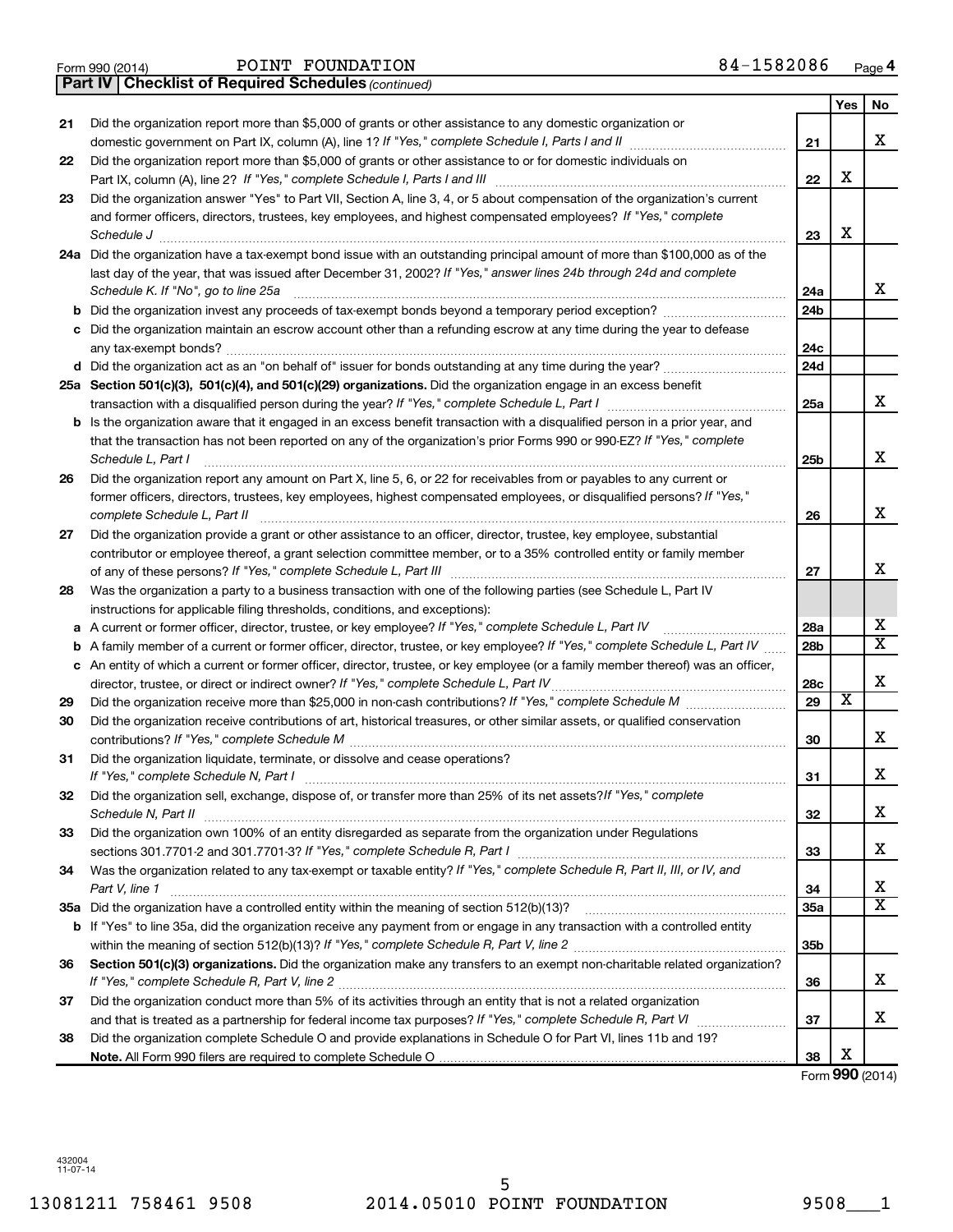Form 990 (2014) POINT FOUNDATION 84-1582086 Page 4

**Part IV | Checklist of Required Schedules** *(continued)*

| | | | Yes | No |
|---|---|---|---|---|
| 21 | Did the organization report more than $5,000 of grants or other assistance to any domestic organization or domestic government on Part IX, column (A), line 1? *If "Yes," complete Schedule I, Parts I and II* | 21 | | X |
| 22 | Did the organization report more than $5,000 of grants or other assistance to or for domestic individuals on Part IX, column (A), line 2? *If "Yes," complete Schedule I, Parts I and III* | 22 | X | |
| 23 | Did the organization answer "Yes" to Part VII, Section A, line 3, 4, or 5 about compensation of the organization's current and former officers, directors, trustees, key employees, and highest compensated employees? *If "Yes," complete Schedule J* | 23 | X | |
| 24a | Did the organization have a tax-exempt bond issue with an outstanding principal amount of more than $100,000 as of the last day of the year, that was issued after December 31, 2002? *If "Yes," answer lines 24b through 24d and complete Schedule K. If "No", go to line 25a* | 24a | | X |
| b | Did the organization invest any proceeds of tax-exempt bonds beyond a temporary period exception? | 24b | | |
| c | Did the organization maintain an escrow account other than a refunding escrow at any time during the year to defease any tax-exempt bonds? | 24c | | |
| d | Did the organization act as an "on behalf of" issuer for bonds outstanding at any time during the year? | 24d | | |
| 25a | **Section 501(c)(3), 501(c)(4), and 501(c)(29) organizations.** Did the organization engage in an excess benefit transaction with a disqualified person during the year? *If "Yes," complete Schedule L, Part I* | 25a | | X |
| b | Is the organization aware that it engaged in an excess benefit transaction with a disqualified person in a prior year, and that the transaction has not been reported on any of the organization's prior Forms 990 or 990-EZ? *If "Yes," complete Schedule L, Part I* | 25b | | X |
| 26 | Did the organization report any amount on Part X, line 5, 6, or 22 for receivables from or payables to any current or former officers, directors, trustees, key employees, highest compensated employees, or disqualified persons? *If "Yes," complete Schedule L, Part II* | 26 | | X |
| 27 | Did the organization provide a grant or other assistance to an officer, director, trustee, key employee, substantial contributor or employee thereof, a grant selection committee member, or to a 35% controlled entity or family member of any of these persons? *If "Yes," complete Schedule L, Part III* | 27 | | X |
| 28 | Was the organization a party to a business transaction with one of the following parties (see Schedule L, Part IV instructions for applicable filing thresholds, conditions, and exceptions): | | | |
| a | A current or former officer, director, trustee, or key employee? *If "Yes," complete Schedule L, Part IV* | 28a | | X |
| b | A family member of a current or former officer, director, trustee, or key employee? *If "Yes," complete Schedule L, Part IV* | 28b | | X |
| c | An entity of which a current or former officer, director, trustee, or key employee (or a family member thereof) was an officer, director, trustee, or direct or indirect owner? *If "Yes," complete Schedule L, Part IV* | 28c | | X |
| 29 | Did the organization receive more than $25,000 in non-cash contributions? *If "Yes," complete Schedule M* | 29 | X | |
| 30 | Did the organization receive contributions of art, historical treasures, or other similar assets, or qualified conservation contributions? *If "Yes," complete Schedule M* | 30 | | X |
| 31 | Did the organization liquidate, terminate, or dissolve and cease operations? *If "Yes," complete Schedule N, Part I* | 31 | | X |
| 32 | Did the organization sell, exchange, dispose of, or transfer more than 25% of its net assets? *If "Yes," complete Schedule N, Part II* | 32 | | X |
| 33 | Did the organization own 100% of an entity disregarded as separate from the organization under Regulations sections 301.7701-2 and 301.7701-3? *If "Yes," complete Schedule R, Part I* | 33 | | X |
| 34 | Was the organization related to any tax-exempt or taxable entity? *If "Yes," complete Schedule R, Part II, III, or IV, and Part V, line 1* | 34 | | X |
| 35a | Did the organization have a controlled entity within the meaning of section 512(b)(13)? | 35a | | X |
| b | If "Yes" to line 35a, did the organization receive any payment from or engage in any transaction with a controlled entity within the meaning of section 512(b)(13)? *If "Yes," complete Schedule R, Part V, line 2* | 35b | | |
| 36 | **Section 501(c)(3) organizations.** Did the organization make any transfers to an exempt non-charitable related organization? *If "Yes," complete Schedule R, Part V, line 2* | 36 | | X |
| 37 | Did the organization conduct more than 5% of its activities through an entity that is not a related organization and that is treated as a partnership for federal income tax purposes? *If "Yes," complete Schedule R, Part VI* | 37 | | X |
| 38 | Did the organization complete Schedule O and provide explanations in Schedule O for Part VI, lines 11b and 19? **Note.** All Form 990 filers are required to complete Schedule O | 38 | X | |

Form **990** (2014)

432004 11-07-14

13081211 758461 9508 2014.05010 POINT FOUNDATION 9508___1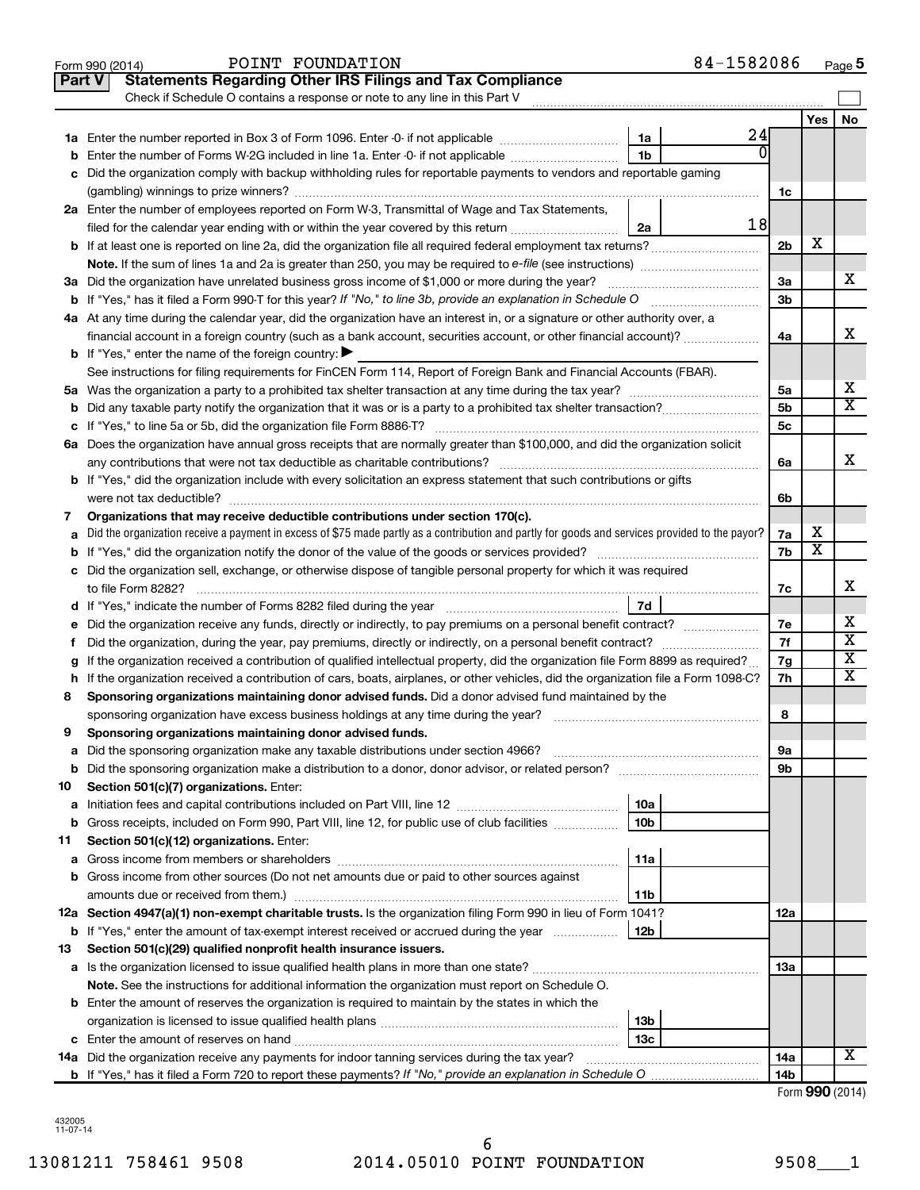Form 990 (2014) POINT FOUNDATION 84-1582086 Page **5**

## Part V Statements Regarding Other IRS Filings and Tax Compliance

Check if Schedule O contains a response or note to any line in this Part V

| | | | | | Yes | No |
|---|---|---|---|---|---|---|
| **1a** | Enter the number reported in Box 3 of Form 1096. Enter -0- if not applicable | 1a | 24 | | | |
| **b** | Enter the number of Forms W-2G included in line 1a. Enter -0- if not applicable | 1b | 0 | | | |
| **c** | Did the organization comply with backup withholding rules for reportable payments to vendors and reportable gaming (gambling) winnings to prize winners? | | | 1c | | |
| **2a** | Enter the number of employees reported on Form W-3, Transmittal of Wage and Tax Statements, filed for the calendar year ending with or within the year covered by this return | 2a | 18 | | | |
| **b** | If at least one is reported on line 2a, did the organization file all required federal employment tax returns? | | | 2b | X | |
| | **Note.** If the sum of lines 1a and 2a is greater than 250, you may be required to *e-file* (see instructions) | | | | | |
| **3a** | Did the organization have unrelated business gross income of $1,000 or more during the year? | | | 3a | | X |
| **b** | If "Yes," has it filed a Form 990-T for this year? *If "No," to line 3b, provide an explanation in Schedule O* | | | 3b | | |
| **4a** | At any time during the calendar year, did the organization have an interest in, or a signature or other authority over, a financial account in a foreign country (such as a bank account, securities account, or other financial account)? | | | 4a | | X |
| **b** | If "Yes," enter the name of the foreign country: ▶ | | | | | |
| | See instructions for filing requirements for FinCEN Form 114, Report of Foreign Bank and Financial Accounts (FBAR). | | | | | |
| **5a** | Was the organization a party to a prohibited tax shelter transaction at any time during the tax year? | | | 5a | | X |
| **b** | Did any taxable party notify the organization that it was or is a party to a prohibited tax shelter transaction? | | | 5b | | X |
| **c** | If "Yes," to line 5a or 5b, did the organization file Form 8886-T? | | | 5c | | |
| **6a** | Does the organization have annual gross receipts that are normally greater than $100,000, and did the organization solicit any contributions that were not tax deductible as charitable contributions? | | | 6a | | X |
| **b** | If "Yes," did the organization include with every solicitation an express statement that such contributions or gifts were not tax deductible? | | | 6b | | |
| **7** | **Organizations that may receive deductible contributions under section 170(c).** | | | | | |
| **a** | Did the organization receive a payment in excess of $75 made partly as a contribution and partly for goods and services provided to the payor? | | | 7a | X | |
| **b** | If "Yes," did the organization notify the donor of the value of the goods or services provided? | | | 7b | X | |
| **c** | Did the organization sell, exchange, or otherwise dispose of tangible personal property for which it was required to file Form 8282? | | | 7c | | X |
| **d** | If "Yes," indicate the number of Forms 8282 filed during the year | 7d | | | | |
| **e** | Did the organization receive any funds, directly or indirectly, to pay premiums on a personal benefit contract? | | | 7e | | X |
| **f** | Did the organization, during the year, pay premiums, directly or indirectly, on a personal benefit contract? | | | 7f | | X |
| **g** | If the organization received a contribution of qualified intellectual property, did the organization file Form 8899 as required? | | | 7g | | X |
| **h** | If the organization received a contribution of cars, boats, airplanes, or other vehicles, did the organization file a Form 1098-C? | | | 7h | | X |
| **8** | **Sponsoring organizations maintaining donor advised funds.** Did a donor advised fund maintained by the sponsoring organization have excess business holdings at any time during the year? | | | 8 | | |
| **9** | **Sponsoring organizations maintaining donor advised funds.** | | | | | |
| **a** | Did the sponsoring organization make any taxable distributions under section 4966? | | | 9a | | |
| **b** | Did the sponsoring organization make a distribution to a donor, donor advisor, or related person? | | | 9b | | |
| **10** | **Section 501(c)(7) organizations.** Enter: | | | | | |
| **a** | Initiation fees and capital contributions included on Part VIII, line 12 | 10a | | | | |
| **b** | Gross receipts, included on Form 990, Part VIII, line 12, for public use of club facilities | 10b | | | | |
| **11** | **Section 501(c)(12) organizations.** Enter: | | | | | |
| **a** | Gross income from members or shareholders | 11a | | | | |
| **b** | Gross income from other sources (Do not net amounts due or paid to other sources against amounts due or received from them.) | 11b | | | | |
| **12a** | **Section 4947(a)(1) non-exempt charitable trusts.** Is the organization filing Form 990 in lieu of Form 1041? | | | 12a | | |
| **b** | If "Yes," enter the amount of tax-exempt interest received or accrued during the year | 12b | | | | |
| **13** | **Section 501(c)(29) qualified nonprofit health insurance issuers.** | | | | | |
| **a** | Is the organization licensed to issue qualified health plans in more than one state? | | | 13a | | |
| | **Note.** See the instructions for additional information the organization must report on Schedule O. | | | | | |
| **b** | Enter the amount of reserves the organization is required to maintain by the states in which the organization is licensed to issue qualified health plans | 13b | | | | |
| **c** | Enter the amount of reserves on hand | 13c | | | | |
| **14a** | Did the organization receive any payments for indoor tanning services during the tax year? | | | 14a | | X |
| **b** | If "Yes," has it filed a Form 720 to report these payments? *If "No," provide an explanation in Schedule O* | | | 14b | | |

Form **990** (2014)

432005 11-07-14

13081211 758461 9508 2014.05010 POINT FOUNDATION 9508___1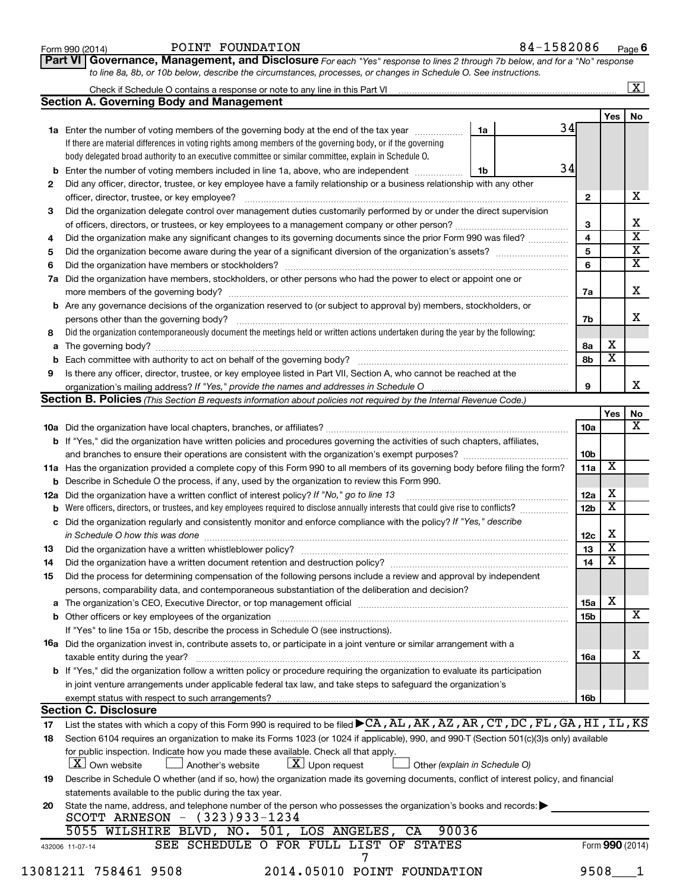Form 990 (2014) POINT FOUNDATION 84-1582086 Page 6

**Part VI Governance, Management, and Disclosure** *For each "Yes" response to lines 2 through 7b below, and for a "No" response to line 8a, 8b, or 10b below, describe the circumstances, processes, or changes in Schedule O. See instructions.*

Check if Schedule O contains a response or note to any line in this Part VI ☒

### Section A. Governing Body and Management

| | | | | Yes | No |
|---|---|---|---|---|---|
| 1a | Enter the number of voting members of the governing body at the end of the tax year | 1a | 34 | | |
| | If there are material differences in voting rights among members of the governing body, or if the governing body delegated broad authority to an executive committee or similar committee, explain in Schedule O. | | | | |
| b | Enter the number of voting members included in line 1a, above, who are independent | 1b | 34 | | |
| 2 | Did any officer, director, trustee, or key employee have a family relationship or a business relationship with any other officer, director, trustee, or key employee? | 2 | | | X |
| 3 | Did the organization delegate control over management duties customarily performed by or under the direct supervision of officers, directors, or trustees, or key employees to a management company or other person? | 3 | | | X |
| 4 | Did the organization make any significant changes to its governing documents since the prior Form 990 was filed? | 4 | | | X |
| 5 | Did the organization become aware during the year of a significant diversion of the organization's assets? | 5 | | | X |
| 6 | Did the organization have members or stockholders? | 6 | | | X |
| 7a | Did the organization have members, stockholders, or other persons who had the power to elect or appoint one or more members of the governing body? | 7a | | | X |
| b | Are any governance decisions of the organization reserved to (or subject to approval by) members, stockholders, or persons other than the governing body? | 7b | | | X |
| 8 | Did the organization contemporaneously document the meetings held or written actions undertaken during the year by the following: | | | | |
| a | The governing body? | 8a | | X | |
| b | Each committee with authority to act on behalf of the governing body? | 8b | | X | |
| 9 | Is there any officer, director, trustee, or key employee listed in Part VII, Section A, who cannot be reached at the organization's mailing address? *If "Yes," provide the names and addresses in Schedule O* | 9 | | | X |

### Section B. Policies *(This Section B requests information about policies not required by the Internal Revenue Code.)*

| | | | Yes | No |
|---|---|---|---|---|
| 10a | Did the organization have local chapters, branches, or affiliates? | 10a | | X |
| b | If "Yes," did the organization have written policies and procedures governing the activities of such chapters, affiliates, and branches to ensure their operations are consistent with the organization's exempt purposes? | 10b | | |
| 11a | Has the organization provided a complete copy of this Form 990 to all members of its governing body before filing the form? | 11a | X | |
| b | Describe in Schedule O the process, if any, used by the organization to review this Form 990. | | | |
| 12a | Did the organization have a written conflict of interest policy? *If "No," go to line 13* | 12a | X | |
| b | Were officers, directors, or trustees, and key employees required to disclose annually interests that could give rise to conflicts? | 12b | X | |
| c | Did the organization regularly and consistently monitor and enforce compliance with the policy? *If "Yes," describe in Schedule O how this was done* | 12c | X | |
| 13 | Did the organization have a written whistleblower policy? | 13 | X | |
| 14 | Did the organization have a written document retention and destruction policy? | 14 | X | |
| 15 | Did the process for determining compensation of the following persons include a review and approval by independent persons, comparability data, and contemporaneous substantiation of the deliberation and decision? | | | |
| a | The organization's CEO, Executive Director, or top management official | 15a | X | |
| b | Other officers or key employees of the organization | 15b | | X |
| | If "Yes" to line 15a or 15b, describe the process in Schedule O (see instructions). | | | |
| 16a | Did the organization invest in, contribute assets to, or participate in a joint venture or similar arrangement with a taxable entity during the year? | 16a | | X |
| b | If "Yes," did the organization follow a written policy or procedure requiring the organization to evaluate its participation in joint venture arrangements under applicable federal tax law, and take steps to safeguard the organization's exempt status with respect to such arrangements? | 16b | | |

### Section C. Disclosure

17 List the states with which a copy of this Form 990 is required to be filed ▶ CA, AL, AK, AZ, AR, CT, DC, FL, GA, HI, IL, KS

18 Section 6104 requires an organization to make its Forms 1023 (or 1024 if applicable), 990, and 990-T (Section 501(c)(3)s only) available for public inspection. Indicate how you made these available. Check all that apply.

☒ Own website ☐ Another's website ☒ Upon request ☐ Other *(explain in Schedule O)*

19 Describe in Schedule O whether (and if so, how) the organization made its governing documents, conflict of interest policy, and financial statements available to the public during the tax year.

20 State the name, address, and telephone number of the person who possesses the organization's books and records: ▶

SCOTT ARNESON - (323)933-1234

5055 WILSHIRE BLVD, NO. 501, LOS ANGELES, CA 90036

SEE SCHEDULE O FOR FULL LIST OF STATES

432006 11-07-14 Form **990** (2014)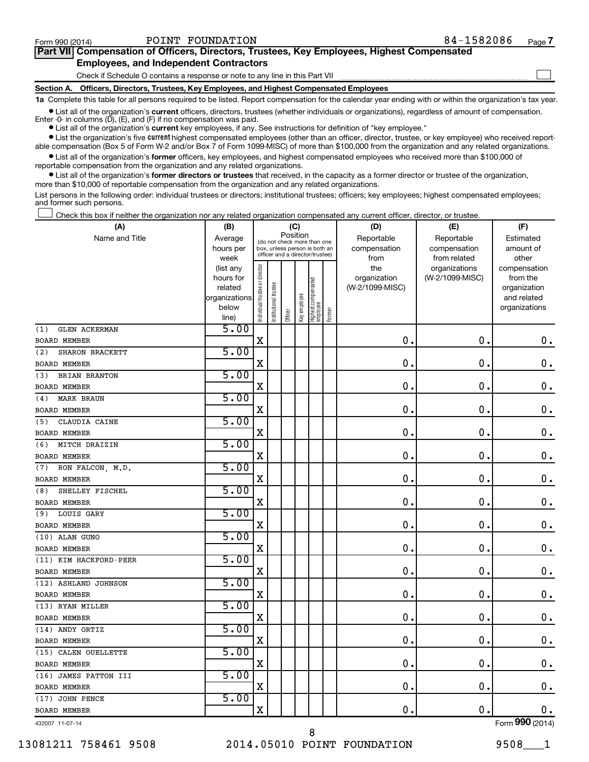Form 990 (2014) POINT FOUNDATION 84-1582086 Page 7

## Part VII Compensation of Officers, Directors, Trustees, Key Employees, Highest Compensated Employees, and Independent Contractors

Check if Schedule O contains a response or note to any line in this Part VII ☐

### Section A. Officers, Directors, Trustees, Key Employees, and Highest Compensated Employees

**1a** Complete this table for all persons required to be listed. Report compensation for the calendar year ending with or within the organization's tax year.

- List all of the organization's **current** officers, directors, trustees (whether individuals or organizations), regardless of amount of compensation. Enter -0- in columns (D), (E), and (F) if no compensation was paid.
- List all of the organization's **current** key employees, if any. See instructions for definition of "key employee."
- List the organization's five **current** highest compensated employees (other than an officer, director, trustee, or key employee) who received reportable compensation (Box 5 of Form W-2 and/or Box 7 of Form 1099-MISC) of more than $100,000 from the organization and any related organizations.
- List all of the organization's **former** officers, key employees, and highest compensated employees who received more than $100,000 of reportable compensation from the organization and any related organizations.
- List all of the organization's **former directors or trustees** that received, in the capacity as a former director or trustee of the organization, more than $10,000 of reportable compensation from the organization and any related organizations.

List persons in the following order: individual trustees or directors; institutional trustees; officers; key employees; highest compensated employees; and former such persons.

☐ Check this box if neither the organization nor any related organization compensated any current officer, director, or trustee.

| (A) Name and Title | (B) Average hours per week (list any hours for related organizations below line) | (C) Position: Individual trustee or director | Institutional trustee | Officer | Key employee | Highest compensated employee | Former | (D) Reportable compensation from the organization (W-2/1099-MISC) | (E) Reportable compensation from related organizations (W-2/1099-MISC) | (F) Estimated amount of other compensation from the organization and related organizations |
|---|---|---|---|---|---|---|---|---|---|---|
| (1) GLEN ACKERMAN<br>BOARD MEMBER | 5.00 | X | | | | | | 0. | 0. | 0. |
| (2) SHARON BRACKETT<br>BOARD MEMBER | 5.00 | X | | | | | | 0. | 0. | 0. |
| (3) BRIAN BRANTON<br>BOARD MEMBER | 5.00 | X | | | | | | 0. | 0. | 0. |
| (4) MARK BRAUN<br>BOARD MEMBER | 5.00 | X | | | | | | 0. | 0. | 0. |
| (5) CLAUDIA CAINE<br>BOARD MEMBER | 5.00 | X | | | | | | 0. | 0. | 0. |
| (6) MITCH DRAIZIN<br>BOARD MEMBER | 5.00 | X | | | | | | 0. | 0. | 0. |
| (7) RON FALCON, M.D.<br>BOARD MEMBER | 5.00 | X | | | | | | 0. | 0. | 0. |
| (8) SHELLEY FISCHEL<br>BOARD MEMBER | 5.00 | X | | | | | | 0. | 0. | 0. |
| (9) LOUIS GARY<br>BOARD MEMBER | 5.00 | X | | | | | | 0. | 0. | 0. |
| (10) ALAN GUNO<br>BOARD MEMBER | 5.00 | X | | | | | | 0. | 0. | 0. |
| (11) KIM HACKFORD-PEER<br>BOARD MEMBER | 5.00 | X | | | | | | 0. | 0. | 0. |
| (12) ASHLAND JOHNSON<br>BOARD MEMBER | 5.00 | X | | | | | | 0. | 0. | 0. |
| (13) RYAN MILLER<br>BOARD MEMBER | 5.00 | X | | | | | | 0. | 0. | 0. |
| (14) ANDY ORTIZ<br>BOARD MEMBER | 5.00 | X | | | | | | 0. | 0. | 0. |
| (15) CALEN OUELLETTE<br>BOARD MEMBER | 5.00 | X | | | | | | 0. | 0. | 0. |
| (16) JAMES PATTON III<br>BOARD MEMBER | 5.00 | X | | | | | | 0. | 0. | 0. |
| (17) JOHN PENCE<br>BOARD MEMBER | 5.00 | X | | | | | | 0. | 0. | 0. |

432007 11-07-14 Form **990** (2014)

13081211 758461 9508 2014.05010 POINT FOUNDATION 9508___1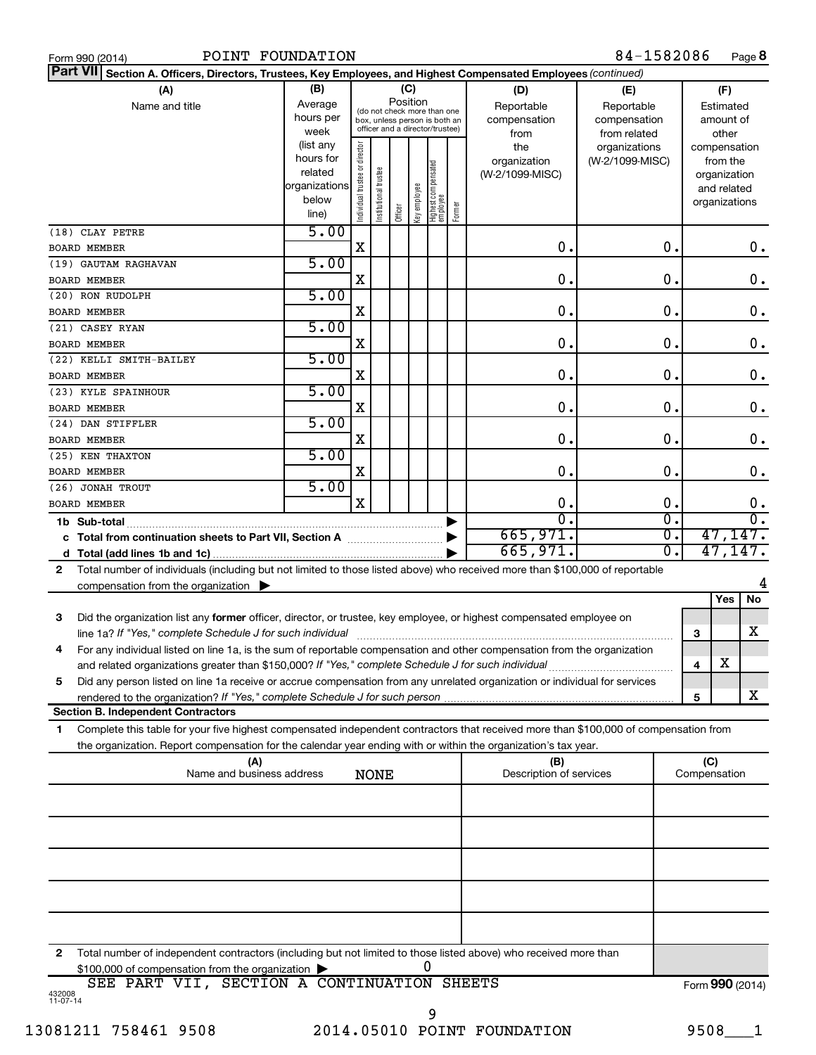Form 990 (2014) POINT FOUNDATION 84-1582086 Page **8**

**Part VII** **Section A. Officers, Directors, Trustees, Key Employees, and Highest Compensated Employees** *(continued)*

| (A) Name and title | (B) Average hours per week (list any hours for related organizations below line) | (C) Position: Individual trustee or director | Institutional trustee | Officer | Key employee | Highest compensated employee | Former | (D) Reportable compensation from the organization (W-2/1099-MISC) | (E) Reportable compensation from related organizations (W-2/1099-MISC) | (F) Estimated amount of other compensation from the organization and related organizations |
|---|---|---|---|---|---|---|---|---|---|---|
| (18) CLAY PETRE<br>BOARD MEMBER | 5.00 | X | | | | | | 0. | 0. | 0. |
| (19) GAUTAM RAGHAVAN<br>BOARD MEMBER | 5.00 | X | | | | | | 0. | 0. | 0. |
| (20) RON RUDOLPH<br>BOARD MEMBER | 5.00 | X | | | | | | 0. | 0. | 0. |
| (21) CASEY RYAN<br>BOARD MEMBER | 5.00 | X | | | | | | 0. | 0. | 0. |
| (22) KELLI SMITH-BAILEY<br>BOARD MEMBER | 5.00 | X | | | | | | 0. | 0. | 0. |
| (23) KYLE SPAINHOUR<br>BOARD MEMBER | 5.00 | X | | | | | | 0. | 0. | 0. |
| (24) DAN STIFFLER<br>BOARD MEMBER | 5.00 | X | | | | | | 0. | 0. | 0. |
| (25) KEN THAXTON<br>BOARD MEMBER | 5.00 | X | | | | | | 0. | 0. | 0. |
| (26) JONAH TROUT<br>BOARD MEMBER | 5.00 | X | | | | | | 0. | 0. | 0. |
| **1b Sub-total** | | | | | | | | 0. | 0. | 0. |
| **c Total from continuation sheets to Part VII, Section A** | | | | | | | | 665,971. | 0. | 47,147. |
| **d Total (add lines 1b and 1c)** | | | | | | | | 665,971. | 0. | 47,147. |

**2** Total number of individuals (including but not limited to those listed above) who received more than $100,000 of reportable compensation from the organization ▶ 4

| | | | Yes | No |
|---|---|---|---|---|
| **3** | Did the organization list any **former** officer, director, or trustee, key employee, or highest compensated employee on line 1a? *If "Yes," complete Schedule J for such individual* | 3 | | X |
| **4** | For any individual listed on line 1a, is the sum of reportable compensation and other compensation from the organization and related organizations greater than $150,000? *If "Yes," complete Schedule J for such individual* | 4 | X | |
| **5** | Did any person listed on line 1a receive or accrue compensation from any unrelated organization or individual for services rendered to the organization? *If "Yes," complete Schedule J for such person* | 5 | | X |

**Section B. Independent Contractors**

**1** Complete this table for your five highest compensated independent contractors that received more than $100,000 of compensation from the organization. Report compensation for the calendar year ending with or within the organization's tax year.

| (A) Name and business address | (B) Description of services | (C) Compensation |
|---|---|---|
| NONE | | |
| | | |
| | | |
| | | |
| | | |

**2** Total number of independent contractors (including but not limited to those listed above) who received more than $100,000 of compensation from the organization ▶ 0

SEE PART VII, SECTION A CONTINUATION SHEETS

Form **990** (2014)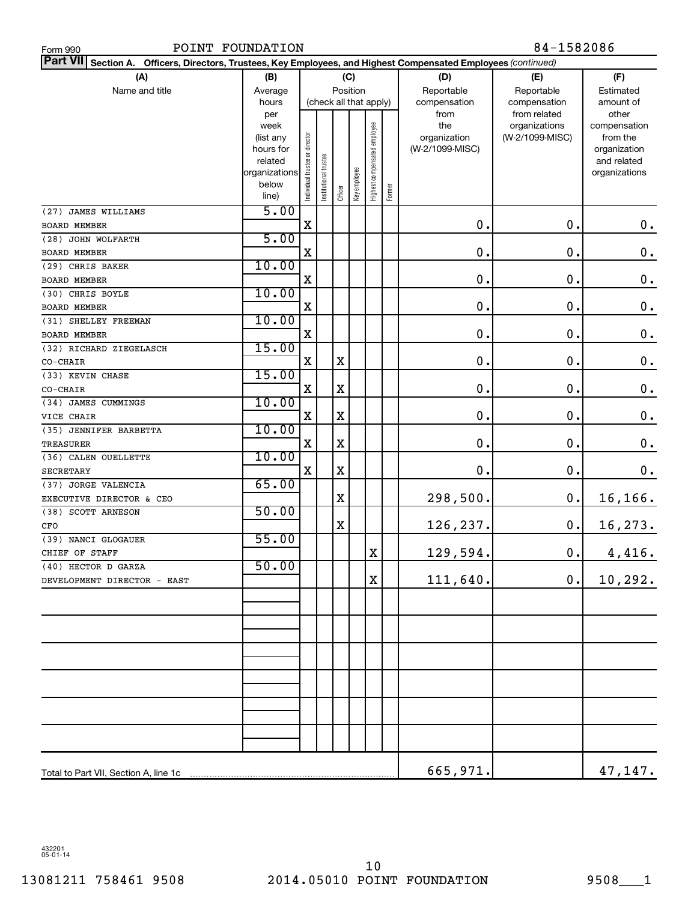Form 990 POINT FOUNDATION 84-1582086

**Part VII Section A. Officers, Directors, Trustees, Key Employees, and Highest Compensated Employees** *(continued)*

| (A) Name and title | (B) Average hours per week (list any hours for related organizations below line) | (C) Position (check all that apply): Individual trustee or director | Institutional trustee | Officer | Key employee | Highest compensated employee | Former | (D) Reportable compensation from the organization (W-2/1099-MISC) | (E) Reportable compensation from related organizations (W-2/1099-MISC) | (F) Estimated amount of other compensation from the organization and related organizations |
|---|---|---|---|---|---|---|---|---|---|---|
| (27) JAMES WILLIAMS<br>BOARD MEMBER | 5.00 | X | | | | | | 0. | 0. | 0. |
| (28) JOHN WOLFARTH<br>BOARD MEMBER | 5.00 | X | | | | | | 0. | 0. | 0. |
| (29) CHRIS BAKER<br>BOARD MEMBER | 10.00 | X | | | | | | 0. | 0. | 0. |
| (30) CHRIS BOYLE<br>BOARD MEMBER | 10.00 | X | | | | | | 0. | 0. | 0. |
| (31) SHELLEY FREEMAN<br>BOARD MEMBER | 10.00 | X | | | | | | 0. | 0. | 0. |
| (32) RICHARD ZIEGELASCH<br>CO-CHAIR | 15.00 | X | | X | | | | 0. | 0. | 0. |
| (33) KEVIN CHASE<br>CO-CHAIR | 15.00 | X | | X | | | | 0. | 0. | 0. |
| (34) JAMES CUMMINGS<br>VICE CHAIR | 10.00 | X | | X | | | | 0. | 0. | 0. |
| (35) JENNIFER BARBETTA<br>TREASURER | 10.00 | X | | X | | | | 0. | 0. | 0. |
| (36) CALEN OUELLETTE<br>SECRETARY | 10.00 | X | | X | | | | 0. | 0. | 0. |
| (37) JORGE VALENCIA<br>EXECUTIVE DIRECTOR & CEO | 65.00 | | | X | | | | 298,500. | 0. | 16,166. |
| (38) SCOTT ARNESON<br>CFO | 50.00 | | | X | | | | 126,237. | 0. | 16,273. |
| (39) NANCI GLOGAUER<br>CHIEF OF STAFF | 55.00 | | | | | X | | 129,594. | 0. | 4,416. |
| (40) HECTOR D GARZA<br>DEVELOPMENT DIRECTOR - EAST | 50.00 | | | | | X | | 111,640. | 0. | 10,292. |
| Total to Part VII, Section A, line 1c | | | | | | | | 665,971. | | 47,147. |

432201 05-01-14

13081211 758461 9508 2014.05010 POINT FOUNDATION 9508___1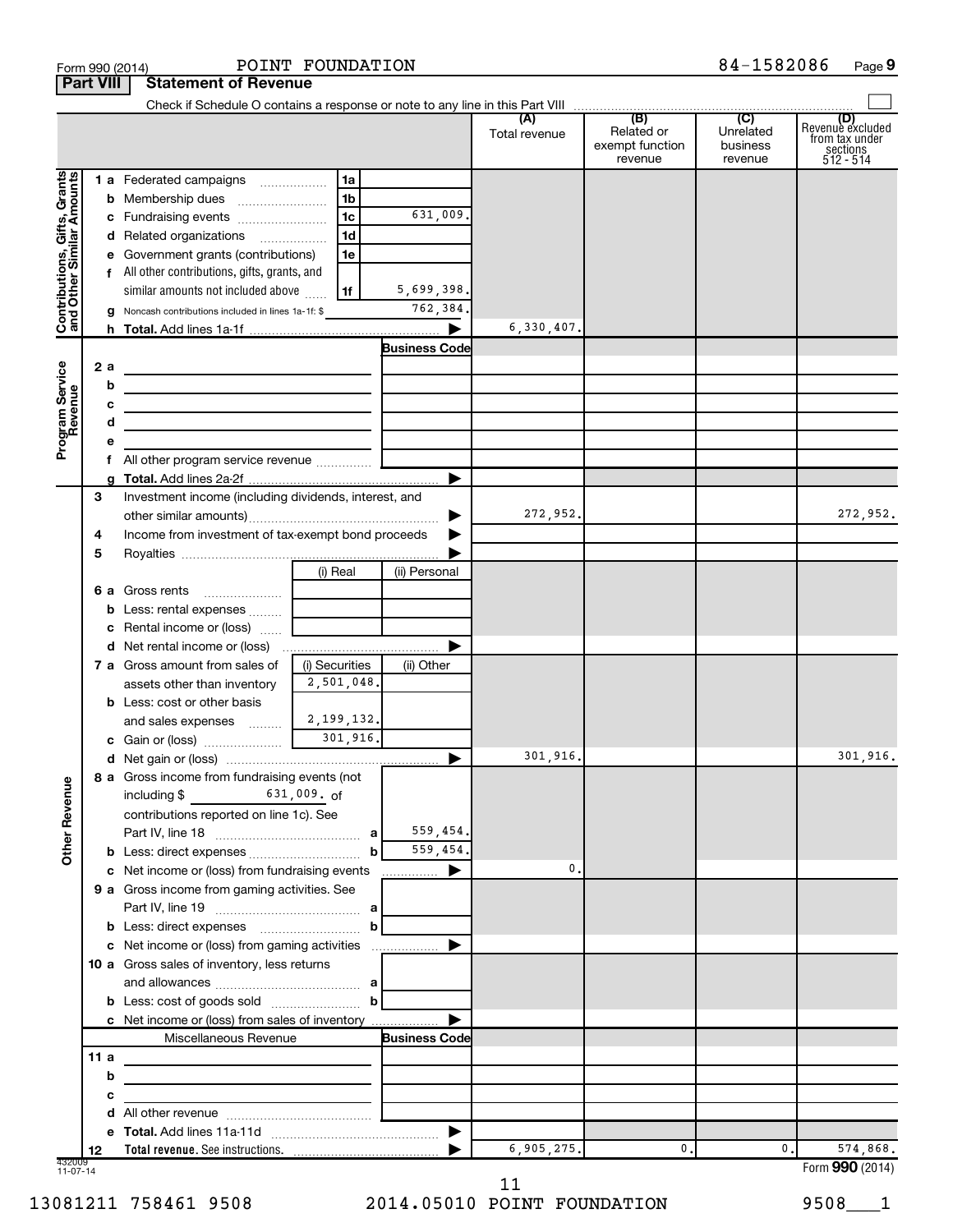Form 990 (2014) POINT FOUNDATION 84-1582086 Page 9

**Part VIII Statement of Revenue**

Check if Schedule O contains a response or note to any line in this Part VIII ☐

| | | | | (A) Total revenue | (B) Related or exempt function revenue | (C) Unrelated business revenue | (D) Revenue excluded from tax under sections 512 - 514 |
|---|---|---|---|---|---|---|---|
| **Contributions, Gifts, Grants and Other Similar Amounts** | 1 a Federated campaigns | 1a | | | | | |
| | b Membership dues | 1b | | | | | |
| | c Fundraising events | 1c | 631,009. | | | | |
| | d Related organizations | 1d | | | | | |
| | e Government grants (contributions) | 1e | | | | | |
| | f All other contributions, gifts, grants, and similar amounts not included above | 1f | 5,699,398. | | | | |
| | g Noncash contributions included in lines 1a-1f: $ | | 762,384. | | | | |
| | h **Total.** Add lines 1a-1f | | ▶ | 6,330,407. | | | |
| **Program Service Revenue** | | | **Business Code** | | | | |
| | 2 a | | | | | | |
| | b | | | | | | |
| | c | | | | | | |
| | d | | | | | | |
| | e | | | | | | |
| | f All other program service revenue | | | | | | |
| | g **Total.** Add lines 2a-2f | | ▶ | | | | |
| | 3 Investment income (including dividends, interest, and other similar amounts) | | ▶ | 272,952. | | | 272,952. |
| | 4 Income from investment of tax-exempt bond proceeds | | ▶ | | | | |
| | 5 Royalties | | ▶ | | | | |
| | | (i) Real | (ii) Personal | | | | |
| | 6 a Gross rents | | | | | | |
| | b Less: rental expenses | | | | | | |
| | c Rental income or (loss) | | | | | | |
| | d Net rental income or (loss) | | ▶ | | | | |
| | 7 a Gross amount from sales of assets other than inventory | (i) Securities 2,501,048. | (ii) Other | | | | |
| | b Less: cost or other basis and sales expenses | 2,199,132. | | | | | |
| | c Gain or (loss) | 301,916. | | | | | |
| | d Net gain or (loss) | | ▶ | 301,916. | | | 301,916. |
| **Other Revenue** | 8 a Gross income from fundraising events (not including $ 631,009. of contributions reported on line 1c). See Part IV, line 18 | a | 559,454. | | | | |
| | b Less: direct expenses | b | 559,454. | | | | |
| | c Net income or (loss) from fundraising events | | ▶ | 0. | | | |
| | 9 a Gross income from gaming activities. See Part IV, line 19 | a | | | | | |
| | b Less: direct expenses | b | | | | | |
| | c Net income or (loss) from gaming activities | | ▶ | | | | |
| | 10 a Gross sales of inventory, less returns and allowances | a | | | | | |
| | b Less: cost of goods sold | b | | | | | |
| | c Net income or (loss) from sales of inventory | | ▶ | | | | |
| | Miscellaneous Revenue | | **Business Code** | | | | |
| | 11 a | | | | | | |
| | b | | | | | | |
| | c | | | | | | |
| | d All other revenue | | | | | | |
| | e **Total.** Add lines 11a-11d | | ▶ | | | | |
| | 12 **Total revenue.** See instructions. | | ▶ | 6,905,275. | 0. | 0. | 574,868. |

432009 11-07-14 Form **990** (2014)

13081211 758461 9508 2014.05010 POINT FOUNDATION 9508___1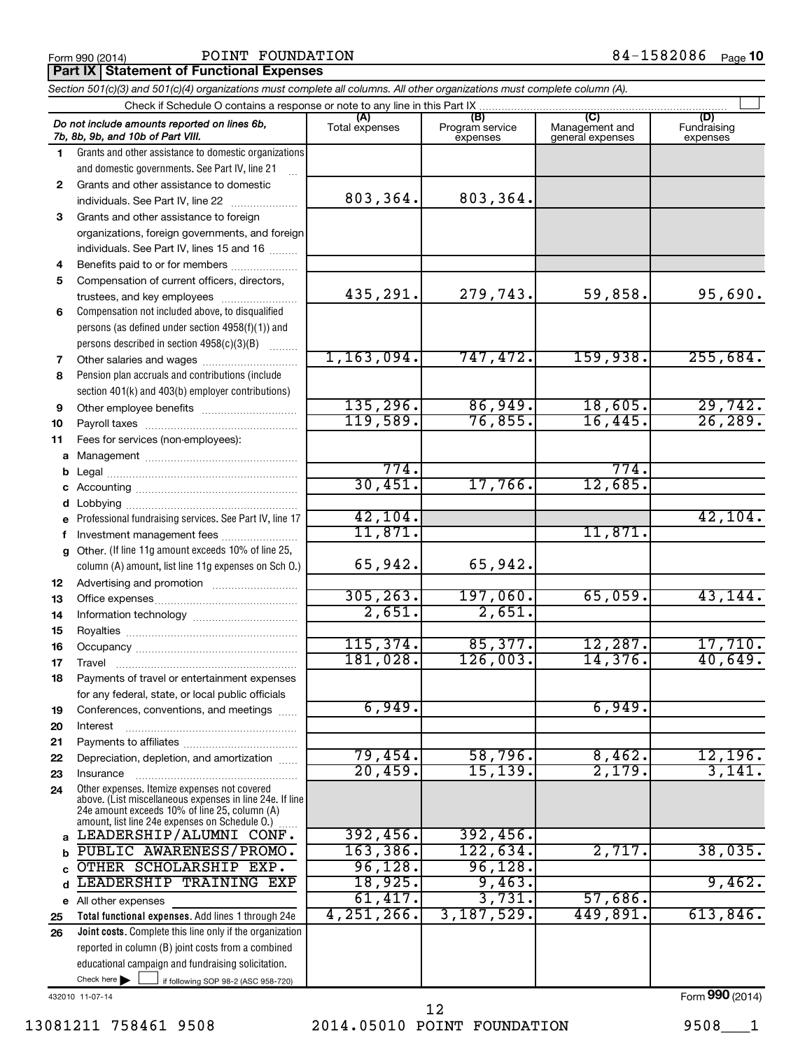Form 990 (2014) POINT FOUNDATION 84-1582086 Page 10

**Part IX Statement of Functional Expenses**

*Section 501(c)(3) and 501(c)(4) organizations must complete all columns. All other organizations must complete column (A).*

Check if Schedule O contains a response or note to any line in this Part IX

| *Do not include amounts reported on lines 6b, 7b, 8b, 9b, and 10b of Part VIII.* | (A) Total expenses | (B) Program service expenses | (C) Management and general expenses | (D) Fundraising expenses |
|---|---|---|---|---|
| 1 Grants and other assistance to domestic organizations and domestic governments. See Part IV, line 21 | | | | |
| 2 Grants and other assistance to domestic individuals. See Part IV, line 22 | 803,364. | 803,364. | | |
| 3 Grants and other assistance to foreign organizations, foreign governments, and foreign individuals. See Part IV, lines 15 and 16 | | | | |
| 4 Benefits paid to or for members | | | | |
| 5 Compensation of current officers, directors, trustees, and key employees | 435,291. | 279,743. | 59,858. | 95,690. |
| 6 Compensation not included above, to disqualified persons (as defined under section 4958(f)(1)) and persons described in section 4958(c)(3)(B) | | | | |
| 7 Other salaries and wages | 1,163,094. | 747,472. | 159,938. | 255,684. |
| 8 Pension plan accruals and contributions (include section 401(k) and 403(b) employer contributions) | | | | |
| 9 Other employee benefits | 135,296. | 86,949. | 18,605. | 29,742. |
| 10 Payroll taxes | 119,589. | 76,855. | 16,445. | 26,289. |
| 11 Fees for services (non-employees): | | | | |
| a Management | | | | |
| b Legal | 774. | | 774. | |
| c Accounting | 30,451. | 17,766. | 12,685. | |
| d Lobbying | | | | |
| e Professional fundraising services. See Part IV, line 17 | 42,104. | | | 42,104. |
| f Investment management fees | 11,871. | | 11,871. | |
| g Other. (If line 11g amount exceeds 10% of line 25, column (A) amount, list line 11g expenses on Sch O.) | 65,942. | 65,942. | | |
| 12 Advertising and promotion | | | | |
| 13 Office expenses | 305,263. | 197,060. | 65,059. | 43,144. |
| 14 Information technology | 2,651. | 2,651. | | |
| 15 Royalties | | | | |
| 16 Occupancy | 115,374. | 85,377. | 12,287. | 17,710. |
| 17 Travel | 181,028. | 126,003. | 14,376. | 40,649. |
| 18 Payments of travel or entertainment expenses for any federal, state, or local public officials | | | | |
| 19 Conferences, conventions, and meetings | 6,949. | | 6,949. | |
| 20 Interest | | | | |
| 21 Payments to affiliates | | | | |
| 22 Depreciation, depletion, and amortization | 79,454. | 58,796. | 8,462. | 12,196. |
| 23 Insurance | 20,459. | 15,139. | 2,179. | 3,141. |
| 24 Other expenses. Itemize expenses not covered above. (List miscellaneous expenses in line 24e. If line 24e amount exceeds 10% of line 25, column (A) amount, list line 24e expenses on Schedule O.) | | | | |
| a LEADERSHIP/ALUMNI CONF. | 392,456. | 392,456. | | |
| b PUBLIC AWARENESS/PROMO. | 163,386. | 122,634. | 2,717. | 38,035. |
| c OTHER SCHOLARSHIP EXP. | 96,128. | 96,128. | | |
| d LEADERSHIP TRAINING EXP | 18,925. | 9,463. | | 9,462. |
| e All other expenses | 61,417. | 3,731. | 57,686. | |
| 25 **Total functional expenses.** Add lines 1 through 24e | 4,251,266. | 3,187,529. | 449,891. | 613,846. |
| 26 **Joint costs.** Complete this line only if the organization reported in column (B) joint costs from a combined educational campaign and fundraising solicitation. Check here ☐ if following SOP 98-2 (ASC 958-720) | | | | |

432010 11-07-14

Form **990** (2014)

13081211 758461 9508 2014.05010 POINT FOUNDATION 9508___1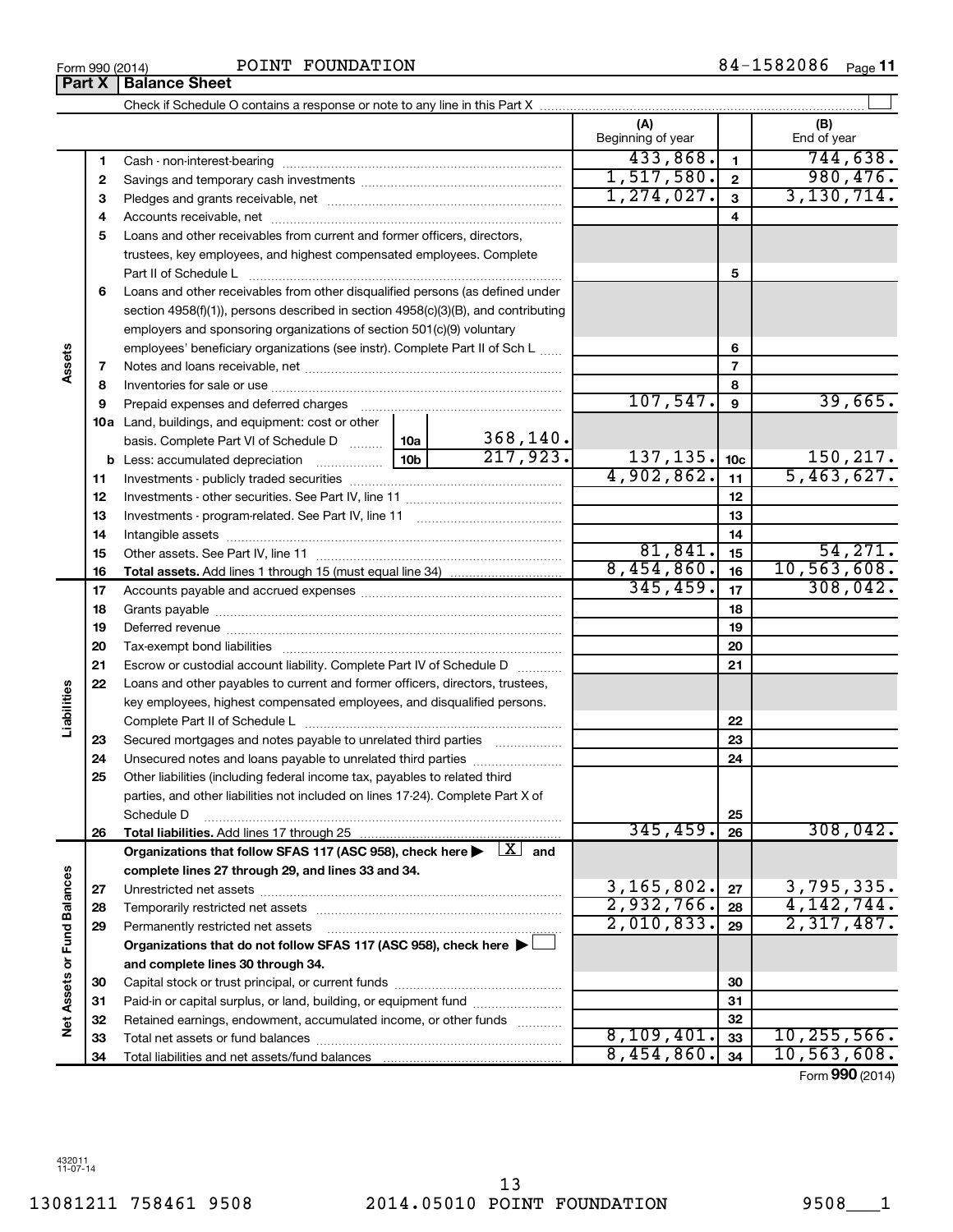Form 990 (2014) POINT FOUNDATION 84-1582086 Page 11

## Part X Balance Sheet

Check if Schedule O contains a response or note to any line in this Part X

| | | | | (A) Beginning of year | | (B) End of year |
|---|---|---|---|---|---|---|
| Assets | 1 | Cash - non-interest-bearing | | 433,868. | 1 | 744,638. |
| | 2 | Savings and temporary cash investments | | 1,517,580. | 2 | 980,476. |
| | 3 | Pledges and grants receivable, net | | 1,274,027. | 3 | 3,130,714. |
| | 4 | Accounts receivable, net | | | 4 | |
| | 5 | Loans and other receivables from current and former officers, directors, trustees, key employees, and highest compensated employees. Complete Part II of Schedule L | | | 5 | |
| | 6 | Loans and other receivables from other disqualified persons (as defined under section 4958(f)(1)), persons described in section 4958(c)(3)(B), and contributing employers and sponsoring organizations of section 501(c)(9) voluntary employees' beneficiary organizations (see instr). Complete Part II of Sch L | | | 6 | |
| | 7 | Notes and loans receivable, net | | | 7 | |
| | 8 | Inventories for sale or use | | | 8 | |
| | 9 | Prepaid expenses and deferred charges | | 107,547. | 9 | 39,665. |
| | 10a | Land, buildings, and equipment: cost or other basis. Complete Part VI of Schedule D | 10a 368,140. | | | |
| | b | Less: accumulated depreciation | 10b 217,923. | 137,135. | 10c | 150,217. |
| | 11 | Investments - publicly traded securities | | 4,902,862. | 11 | 5,463,627. |
| | 12 | Investments - other securities. See Part IV, line 11 | | | 12 | |
| | 13 | Investments - program-related. See Part IV, line 11 | | | 13 | |
| | 14 | Intangible assets | | | 14 | |
| | 15 | Other assets. See Part IV, line 11 | | 81,841. | 15 | 54,271. |
| | 16 | **Total assets.** Add lines 1 through 15 (must equal line 34) | | 8,454,860. | 16 | 10,563,608. |
| Liabilities | 17 | Accounts payable and accrued expenses | | 345,459. | 17 | 308,042. |
| | 18 | Grants payable | | | 18 | |
| | 19 | Deferred revenue | | | 19 | |
| | 20 | Tax-exempt bond liabilities | | | 20 | |
| | 21 | Escrow or custodial account liability. Complete Part IV of Schedule D | | | 21 | |
| | 22 | Loans and other payables to current and former officers, directors, trustees, key employees, highest compensated employees, and disqualified persons. Complete Part II of Schedule L | | | 22 | |
| | 23 | Secured mortgages and notes payable to unrelated third parties | | | 23 | |
| | 24 | Unsecured notes and loans payable to unrelated third parties | | | 24 | |
| | 25 | Other liabilities (including federal income tax, payables to related third parties, and other liabilities not included on lines 17-24). Complete Part X of Schedule D | | | 25 | |
| | 26 | **Total liabilities.** Add lines 17 through 25 | | 345,459. | 26 | 308,042. |
| Net Assets or Fund Balances | | **Organizations that follow SFAS 117 (ASC 958), check here ▶ [X] and complete lines 27 through 29, and lines 33 and 34.** | | | | |
| | 27 | Unrestricted net assets | | 3,165,802. | 27 | 3,795,335. |
| | 28 | Temporarily restricted net assets | | 2,932,766. | 28 | 4,142,744. |
| | 29 | Permanently restricted net assets | | 2,010,833. | 29 | 2,317,487. |
| | | **Organizations that do not follow SFAS 117 (ASC 958), check here ▶ [ ] and complete lines 30 through 34.** | | | | |
| | 30 | Capital stock or trust principal, or current funds | | | 30 | |
| | 31 | Paid-in or capital surplus, or land, building, or equipment fund | | | 31 | |
| | 32 | Retained earnings, endowment, accumulated income, or other funds | | | 32 | |
| | 33 | Total net assets or fund balances | | 8,109,401. | 33 | 10,255,566. |
| | 34 | Total liabilities and net assets/fund balances | | 8,454,860. | 34 | 10,563,608. |

Form **990** (2014)

432011 11-07-14

13081211 758461 9508 2014.05010 POINT FOUNDATION 9508___1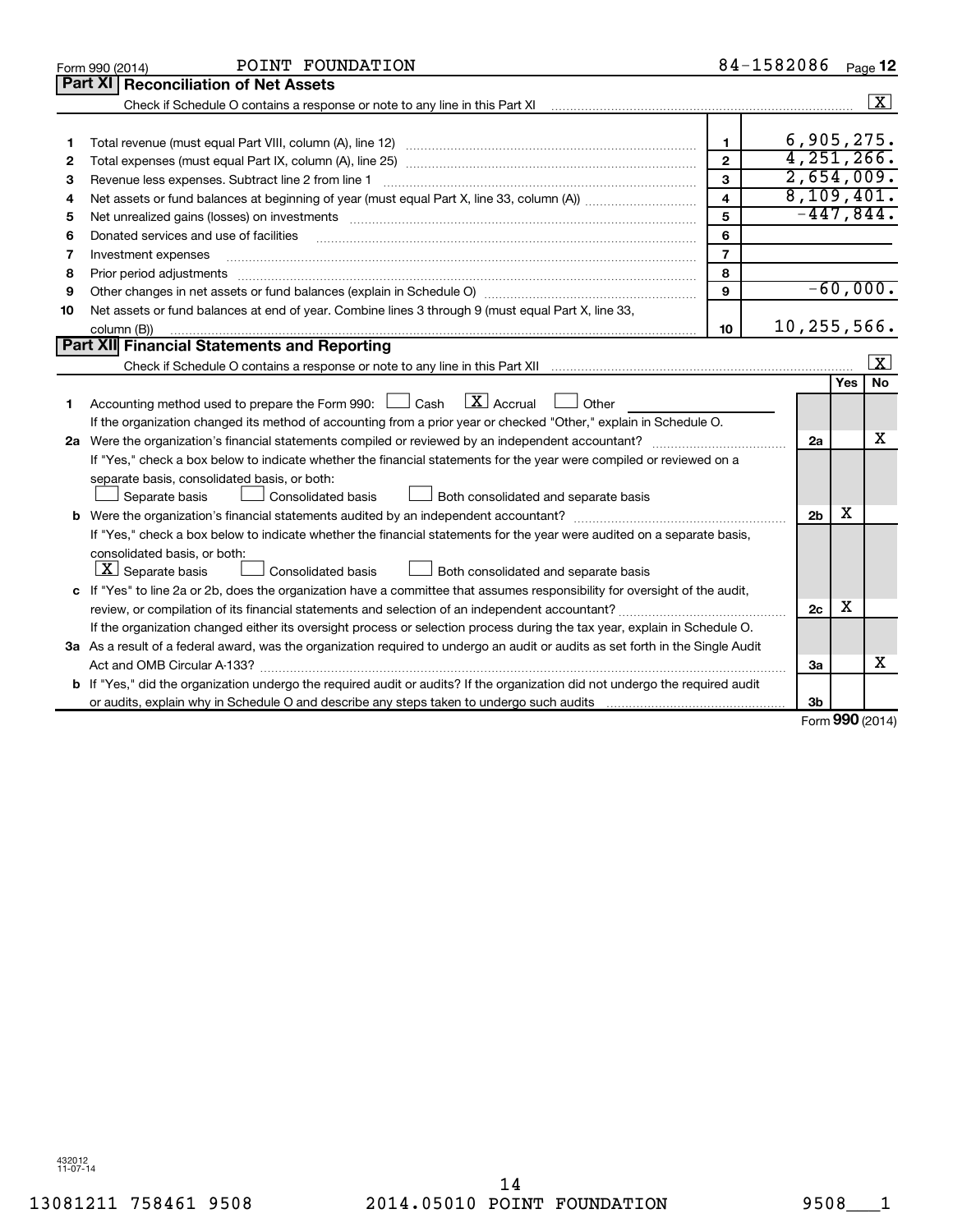Form 990 (2014) POINT FOUNDATION 84-1582086 Page 12

## Part XI Reconciliation of Net Assets

Check if Schedule O contains a response or note to any line in this Part XI [X]

| | | | |
|---|---|---|---|
| 1 | Total revenue (must equal Part VIII, column (A), line 12) | 1 | 6,905,275. |
| 2 | Total expenses (must equal Part IX, column (A), line 25) | 2 | 4,251,266. |
| 3 | Revenue less expenses. Subtract line 2 from line 1 | 3 | 2,654,009. |
| 4 | Net assets or fund balances at beginning of year (must equal Part X, line 33, column (A)) | 4 | 8,109,401. |
| 5 | Net unrealized gains (losses) on investments | 5 | -447,844. |
| 6 | Donated services and use of facilities | 6 | |
| 7 | Investment expenses | 7 | |
| 8 | Prior period adjustments | 8 | |
| 9 | Other changes in net assets or fund balances (explain in Schedule O) | 9 | -60,000. |
| 10 | Net assets or fund balances at end of year. Combine lines 3 through 9 (must equal Part X, line 33, column (B)) | 10 | 10,255,566. |

## Part XII Financial Statements and Reporting

Check if Schedule O contains a response or note to any line in this Part XII [X]

| | | | Yes | No |
|---|---|---|---|---|
| 1 | Accounting method used to prepare the Form 990: [ ] Cash [X] Accrual [ ] Other<br>If the organization changed its method of accounting from a prior year or checked "Other," explain in Schedule O. | | | |
| 2a | Were the organization's financial statements compiled or reviewed by an independent accountant?<br>If "Yes," check a box below to indicate whether the financial statements for the year were compiled or reviewed on a separate basis, consolidated basis, or both:<br>[ ] Separate basis [ ] Consolidated basis [ ] Both consolidated and separate basis | 2a | | X |
| b | Were the organization's financial statements audited by an independent accountant?<br>If "Yes," check a box below to indicate whether the financial statements for the year were audited on a separate basis, consolidated basis, or both:<br>[X] Separate basis [ ] Consolidated basis [ ] Both consolidated and separate basis | 2b | X | |
| c | If "Yes" to line 2a or 2b, does the organization have a committee that assumes responsibility for oversight of the audit, review, or compilation of its financial statements and selection of an independent accountant?<br>If the organization changed either its oversight process or selection process during the tax year, explain in Schedule O. | 2c | X | |
| 3a | As a result of a federal award, was the organization required to undergo an audit or audits as set forth in the Single Audit Act and OMB Circular A-133? | 3a | | X |
| b | If "Yes," did the organization undergo the required audit or audits? If the organization did not undergo the required audit or audits, explain why in Schedule O and describe any steps taken to undergo such audits | 3b | | |

Form 990 (2014)

432012 11-07-14

13081211 758461 9508 2014.05010 POINT FOUNDATION 9508___1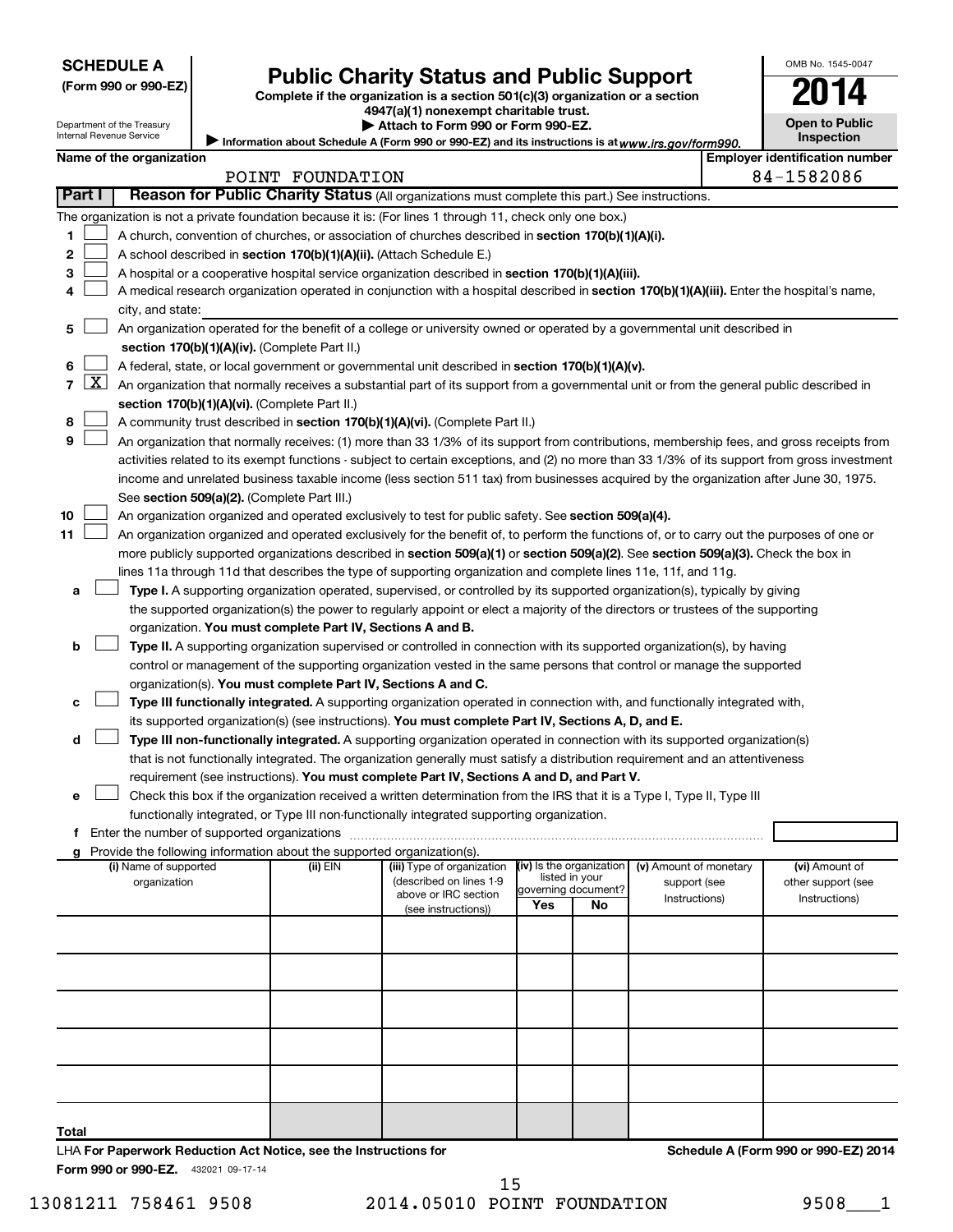**SCHEDULE A**
**(Form 990 or 990-EZ)**

Department of the Treasury
Internal Revenue Service

# Public Charity Status and Public Support

**Complete if the organization is a section 501(c)(3) organization or a section 4947(a)(1) nonexempt charitable trust.**
**▶ Attach to Form 990 or Form 990-EZ.**
▶ Information about Schedule A (Form 990 or 990-EZ) and its instructions is at *www.irs.gov/form990.*

OMB No. 1545-0047
**2014**
**Open to Public Inspection**

**Name of the organization:** POINT FOUNDATION
**Employer identification number:** 84-1582086

## Part I — Reason for Public Charity Status (All organizations must complete this part.) See instructions.

The organization is not a private foundation because it is: (For lines 1 through 11, check only one box.)

1. ☐ A church, convention of churches, or association of churches described in **section 170(b)(1)(A)(i).**
2. ☐ A school described in **section 170(b)(1)(A)(ii).** (Attach Schedule E.)
3. ☐ A hospital or a cooperative hospital service organization described in **section 170(b)(1)(A)(iii).**
4. ☐ A medical research organization operated in conjunction with a hospital described in **section 170(b)(1)(A)(iii).** Enter the hospital's name, city, and state:
5. ☐ An organization operated for the benefit of a college or university owned or operated by a governmental unit described in **section 170(b)(1)(A)(iv).** (Complete Part II.)
6. ☐ A federal, state, or local government or governmental unit described in **section 170(b)(1)(A)(v).**
7. ☒ An organization that normally receives a substantial part of its support from a governmental unit or from the general public described in **section 170(b)(1)(A)(vi).** (Complete Part II.)
8. ☐ A community trust described in **section 170(b)(1)(A)(vi).** (Complete Part II.)
9. ☐ An organization that normally receives: (1) more than 33 1/3% of its support from contributions, membership fees, and gross receipts from activities related to its exempt functions - subject to certain exceptions, and (2) no more than 33 1/3% of its support from gross investment income and unrelated business taxable income (less section 511 tax) from businesses acquired by the organization after June 30, 1975. See **section 509(a)(2).** (Complete Part III.)
10. ☐ An organization organized and operated exclusively to test for public safety. See **section 509(a)(4).**
11. ☐ An organization organized and operated exclusively for the benefit of, to perform the functions of, or to carry out the purposes of one or more publicly supported organizations described in **section 509(a)(1)** or **section 509(a)(2).** See **section 509(a)(3).** Check the box in lines 11a through 11d that describes the type of supporting organization and complete lines 11e, 11f, and 11g.

   a. ☐ **Type I.** A supporting organization operated, supervised, or controlled by its supported organization(s), typically by giving the supported organization(s) the power to regularly appoint or elect a majority of the directors or trustees of the supporting organization. **You must complete Part IV, Sections A and B.**

   b. ☐ **Type II.** A supporting organization supervised or controlled in connection with its supported organization(s), by having control or management of the supporting organization vested in the same persons that control or manage the supported organization(s). **You must complete Part IV, Sections A and C.**

   c. ☐ **Type III functionally integrated.** A supporting organization operated in connection with, and functionally integrated with, its supported organization(s) (see instructions). **You must complete Part IV, Sections A, D, and E.**

   d. ☐ **Type III non-functionally integrated.** A supporting organization operated in connection with its supported organization(s) that is not functionally integrated. The organization generally must satisfy a distribution requirement and an attentiveness requirement (see instructions). **You must complete Part IV, Sections A and D, and Part V.**

   e. ☐ Check this box if the organization received a written determination from the IRS that it is a Type I, Type II, Type III functionally integrated, or Type III non-functionally integrated supporting organization.

   f. Enter the number of supported organizations

   g. Provide the following information about the supported organization(s).

| (i) Name of supported organization | (ii) EIN | (iii) Type of organization (described on lines 1-9 above or IRC section (see instructions)) | (iv) Is the organization listed in your governing document? Yes | No | (v) Amount of monetary support (see Instructions) | (vi) Amount of other support (see Instructions) |
|---|---|---|---|---|---|---|
| | | | | | | |
| | | | | | | |
| | | | | | | |
| | | | | | | |
| | | | | | | |
| **Total** | | | | | | |

LHA **For Paperwork Reduction Act Notice, see the Instructions for Form 990 or 990-EZ.** 432021 09-17-14

**Schedule A (Form 990 or 990-EZ) 2014**

13081211 758461 9508 2014.05010 POINT FOUNDATION 9508___1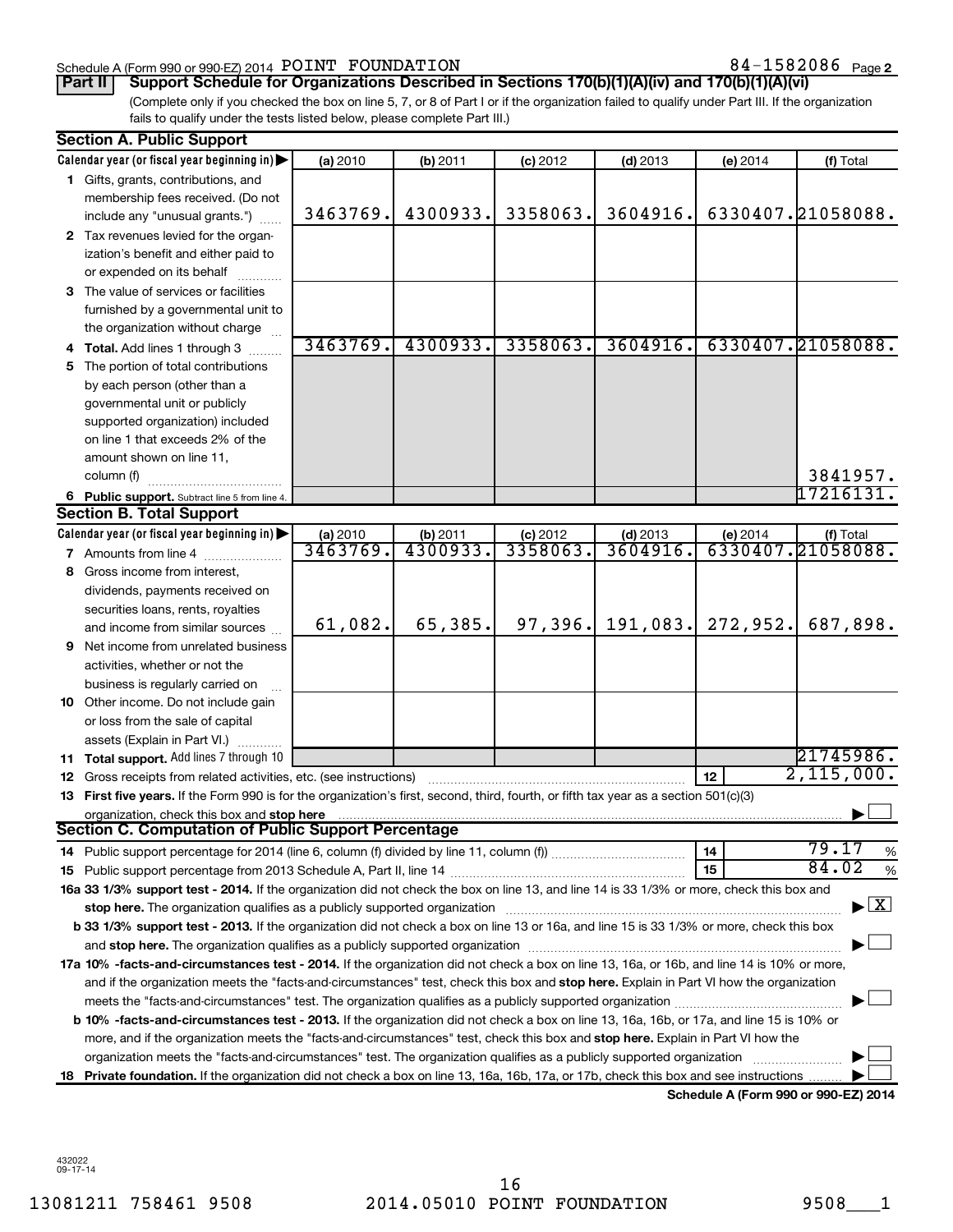Schedule A (Form 990 or 990-EZ) 2014 POINT FOUNDATION 84-1582086 Page 2

**Part II Support Schedule for Organizations Described in Sections 170(b)(1)(A)(iv) and 170(b)(1)(A)(vi)**

(Complete only if you checked the box on line 5, 7, or 8 of Part I or if the organization failed to qualify under Part III. If the organization fails to qualify under the tests listed below, please complete Part III.)

**Section A. Public Support**

| Calendar year (or fiscal year beginning in) | (a) 2010 | (b) 2011 | (c) 2012 | (d) 2013 | (e) 2014 | (f) Total |
|---|---|---|---|---|---|---|
| 1 Gifts, grants, contributions, and membership fees received. (Do not include any "unusual grants.") | 3463769. | 4300933. | 3358063. | 3604916. | 6330407. | 21058088. |
| 2 Tax revenues levied for the organization's benefit and either paid to or expended on its behalf | | | | | | |
| 3 The value of services or facilities furnished by a governmental unit to the organization without charge | | | | | | |
| 4 **Total.** Add lines 1 through 3 | 3463769. | 4300933. | 3358063. | 3604916. | 6330407. | 21058088. |
| 5 The portion of total contributions by each person (other than a governmental unit or publicly supported organization) included on line 1 that exceeds 2% of the amount shown on line 11, column (f) | | | | | | 3841957. |
| 6 **Public support.** Subtract line 5 from line 4. | | | | | | 17216131. |

**Section B. Total Support**

| Calendar year (or fiscal year beginning in) | (a) 2010 | (b) 2011 | (c) 2012 | (d) 2013 | (e) 2014 | (f) Total |
|---|---|---|---|---|---|---|
| 7 Amounts from line 4 | 3463769. | 4300933. | 3358063. | 3604916. | 6330407. | 21058088. |
| 8 Gross income from interest, dividends, payments received on securities loans, rents, royalties and income from similar sources | 61,082. | 65,385. | 97,396. | 191,083. | 272,952. | 687,898. |
| 9 Net income from unrelated business activities, whether or not the business is regularly carried on | | | | | | |
| 10 Other income. Do not include gain or loss from the sale of capital assets (Explain in Part VI.) | | | | | | |
| 11 **Total support.** Add lines 7 through 10 | | | | | | 21745986. |

12 Gross receipts from related activities, etc. (see instructions) — 12 — 2,115,000.

13 **First five years.** If the Form 990 is for the organization's first, second, third, fourth, or fifth tax year as a section 501(c)(3) organization, check this box and **stop here** ☐

**Section C. Computation of Public Support Percentage**

14 Public support percentage for 2014 (line 6, column (f) divided by line 11, column (f)) — 14 — 79.17 %

15 Public support percentage from 2013 Schedule A, Part II, line 14 — 15 — 84.02 %

16a **33 1/3% support test - 2014.** If the organization did not check the box on line 13, and line 14 is 33 1/3% or more, check this box and **stop here.** The organization qualifies as a publicly supported organization ☒

b **33 1/3% support test - 2013.** If the organization did not check a box on line 13 or 16a, and line 15 is 33 1/3% or more, check this box and **stop here.** The organization qualifies as a publicly supported organization ☐

17a **10% -facts-and-circumstances test - 2014.** If the organization did not check a box on line 13, 16a, or 16b, and line 14 is 10% or more, and if the organization meets the "facts-and-circumstances" test, check this box and **stop here.** Explain in Part VI how the organization meets the "facts-and-circumstances" test. The organization qualifies as a publicly supported organization ☐

b **10% -facts-and-circumstances test - 2013.** If the organization did not check a box on line 13, 16a, 16b, or 17a, and line 15 is 10% or more, and if the organization meets the "facts-and-circumstances" test, check this box and **stop here.** Explain in Part VI how the organization meets the "facts-and-circumstances" test. The organization qualifies as a publicly supported organization ☐

18 **Private foundation.** If the organization did not check a box on line 13, 16a, 16b, 17a, or 17b, check this box and see instructions ☐

**Schedule A (Form 990 or 990-EZ) 2014**

432022 09-17-14

13081211 758461 9508 2014.05010 POINT FOUNDATION 9508___1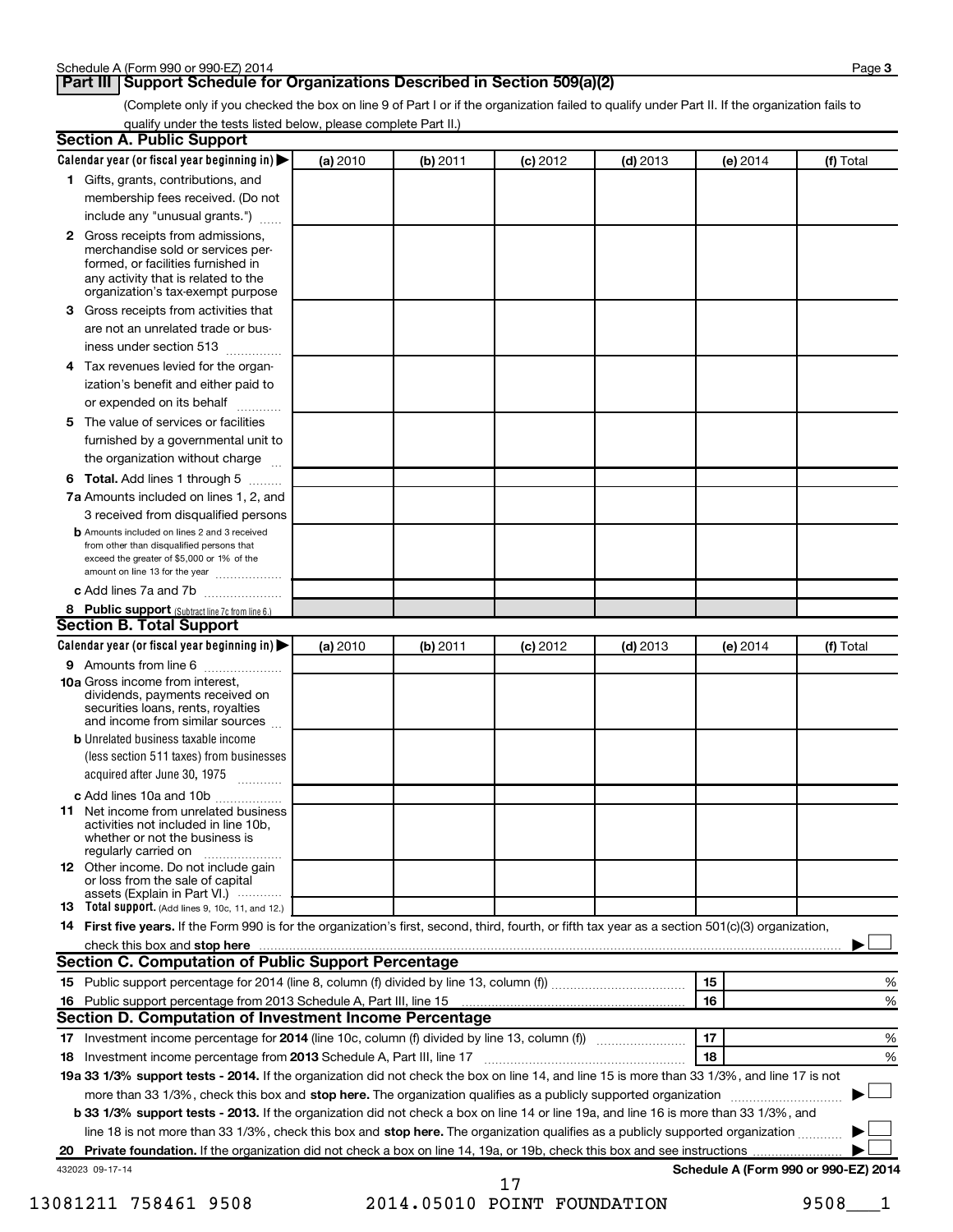## Part III Support Schedule for Organizations Described in Section 509(a)(2)

(Complete only if you checked the box on line 9 of Part I or if the organization failed to qualify under Part II. If the organization fails to qualify under the tests listed below, please complete Part II.)

### Section A. Public Support

| Calendar year (or fiscal year beginning in) ▶ | (a) 2010 | (b) 2011 | (c) 2012 | (d) 2013 | (e) 2014 | (f) Total |
|---|---|---|---|---|---|---|
| 1 Gifts, grants, contributions, and membership fees received. (Do not include any "unusual grants.") | | | | | | |
| 2 Gross receipts from admissions, merchandise sold or services performed, or facilities furnished in any activity that is related to the organization's tax-exempt purpose | | | | | | |
| 3 Gross receipts from activities that are not an unrelated trade or business under section 513 | | | | | | |
| 4 Tax revenues levied for the organization's benefit and either paid to or expended on its behalf | | | | | | |
| 5 The value of services or facilities furnished by a governmental unit to the organization without charge | | | | | | |
| 6 **Total.** Add lines 1 through 5 | | | | | | |
| 7a Amounts included on lines 1, 2, and 3 received from disqualified persons | | | | | | |
| b Amounts included on lines 2 and 3 received from other than disqualified persons that exceed the greater of \$5,000 or 1% of the amount on line 13 for the year | | | | | | |
| c Add lines 7a and 7b | | | | | | |
| 8 **Public support** (Subtract line 7c from line 6.) | | | | | | |

### Section B. Total Support

| Calendar year (or fiscal year beginning in) ▶ | (a) 2010 | (b) 2011 | (c) 2012 | (d) 2013 | (e) 2014 | (f) Total |
|---|---|---|---|---|---|---|
| 9 Amounts from line 6 | | | | | | |
| 10a Gross income from interest, dividends, payments received on securities loans, rents, royalties and income from similar sources | | | | | | |
| b Unrelated business taxable income (less section 511 taxes) from businesses acquired after June 30, 1975 | | | | | | |
| c Add lines 10a and 10b | | | | | | |
| 11 Net income from unrelated business activities not included in line 10b, whether or not the business is regularly carried on | | | | | | |
| 12 Other income. Do not include gain or loss from the sale of capital assets (Explain in Part VI.) | | | | | | |
| 13 **Total support.** (Add lines 9, 10c, 11, and 12.) | | | | | | |

**14 First five years.** If the Form 990 is for the organization's first, second, third, fourth, or fifth tax year as a section 501(c)(3) organization, check this box and **stop here** ▶ ☐

### Section C. Computation of Public Support Percentage

| | | | |
|---|---|---|---|
| 15 | Public support percentage for 2014 (line 8, column (f) divided by line 13, column (f)) | 15 | % |
| 16 | Public support percentage from 2013 Schedule A, Part III, line 15 | 16 | % |

### Section D. Computation of Investment Income Percentage

| | | | |
|---|---|---|---|
| 17 | Investment income percentage for **2014** (line 10c, column (f) divided by line 13, column (f)) | 17 | % |
| 18 | Investment income percentage from **2013** Schedule A, Part III, line 17 | 18 | % |

**19a 33 1/3% support tests - 2014.** If the organization did not check the box on line 14, and line 15 is more than 33 1/3%, and line 17 is not more than 33 1/3%, check this box and **stop here.** The organization qualifies as a publicly supported organization ▶ ☐

**b 33 1/3% support tests - 2013.** If the organization did not check a box on line 14 or line 19a, and line 16 is more than 33 1/3%, and line 18 is not more than 33 1/3%, check this box and **stop here.** The organization qualifies as a publicly supported organization ▶ ☐

**20 Private foundation.** If the organization did not check a box on line 14, 19a, or 19b, check this box and see instructions ▶ ☐

432023 09-17-14

13081211 758461 9508 2014.05010 POINT FOUNDATION 9508___1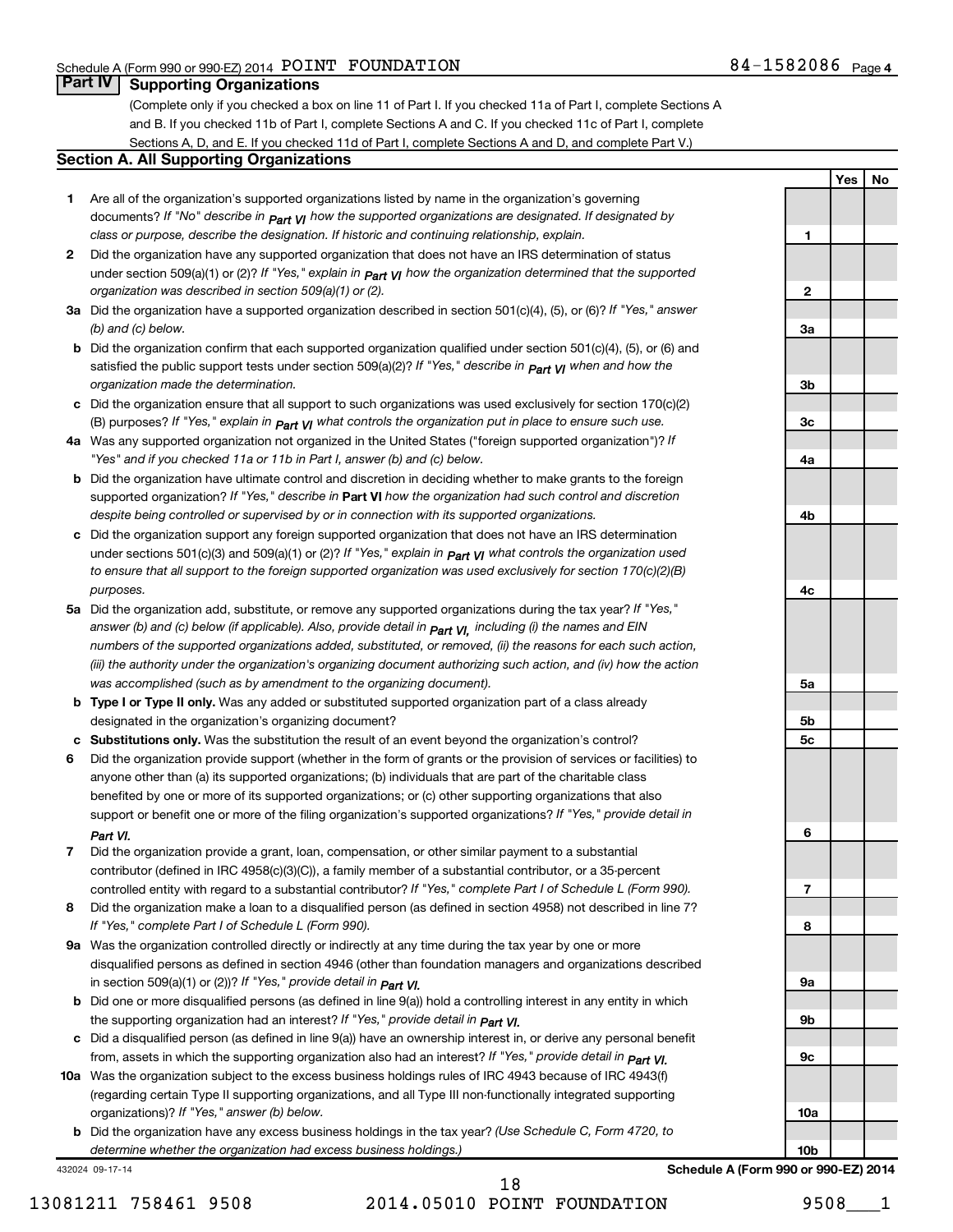Schedule A (Form 990 or 990-EZ) 2014 POINT FOUNDATION 84-1582086 Page 4

## Part IV Supporting Organizations

(Complete only if you checked a box on line 11 of Part I. If you checked 11a of Part I, complete Sections A and B. If you checked 11b of Part I, complete Sections A and C. If you checked 11c of Part I, complete Sections A, D, and E. If you checked 11d of Part I, complete Sections A and D, and complete Part V.)

### Section A. All Supporting Organizations

| | | | Yes | No |
|---|---|---|---|---|
| 1 | Are all of the organization's supported organizations listed by name in the organization's governing documents? *If "No" describe in Part VI how the supported organizations are designated. If designated by class or purpose, describe the designation. If historic and continuing relationship, explain.* | 1 | | |
| 2 | Did the organization have any supported organization that does not have an IRS determination of status under section 509(a)(1) or (2)? *If "Yes," explain in Part VI how the organization determined that the supported organization was described in section 509(a)(1) or (2).* | 2 | | |
| 3a | Did the organization have a supported organization described in section 501(c)(4), (5), or (6)? *If "Yes," answer (b) and (c) below.* | 3a | | |
| b | Did the organization confirm that each supported organization qualified under section 501(c)(4), (5), or (6) and satisfied the public support tests under section 509(a)(2)? *If "Yes," describe in Part VI when and how the organization made the determination.* | 3b | | |
| c | Did the organization ensure that all support to such organizations was used exclusively for section 170(c)(2)(B) purposes? *If "Yes," explain in Part VI what controls the organization put in place to ensure such use.* | 3c | | |
| 4a | Was any supported organization not organized in the United States ("foreign supported organization")? *If "Yes" and if you checked 11a or 11b in Part I, answer (b) and (c) below.* | 4a | | |
| b | Did the organization have ultimate control and discretion in deciding whether to make grants to the foreign supported organization? *If "Yes," describe in* **Part VI** *how the organization had such control and discretion despite being controlled or supervised by or in connection with its supported organizations.* | 4b | | |
| c | Did the organization support any foreign supported organization that does not have an IRS determination under sections 501(c)(3) and 509(a)(1) or (2)? *If "Yes," explain in Part VI what controls the organization used to ensure that all support to the foreign supported organization was used exclusively for section 170(c)(2)(B) purposes.* | 4c | | |
| 5a | Did the organization add, substitute, or remove any supported organizations during the tax year? *If "Yes," answer (b) and (c) below (if applicable). Also, provide detail in Part VI, including (i) the names and EIN numbers of the supported organizations added, substituted, or removed, (ii) the reasons for each such action, (iii) the authority under the organization's organizing document authorizing such action, and (iv) how the action was accomplished (such as by amendment to the organizing document).* | 5a | | |
| b | **Type I or Type II only.** Was any added or substituted supported organization part of a class already designated in the organization's organizing document? | 5b | | |
| c | **Substitutions only.** Was the substitution the result of an event beyond the organization's control? | 5c | | |
| 6 | Did the organization provide support (whether in the form of grants or the provision of services or facilities) to anyone other than (a) its supported organizations; (b) individuals that are part of the charitable class benefited by one or more of its supported organizations; or (c) other supporting organizations that also support or benefit one or more of the filing organization's supported organizations? *If "Yes," provide detail in Part VI.* | 6 | | |
| 7 | Did the organization provide a grant, loan, compensation, or other similar payment to a substantial contributor (defined in IRC 4958(c)(3)(C)), a family member of a substantial contributor, or a 35-percent controlled entity with regard to a substantial contributor? *If "Yes," complete Part I of Schedule L (Form 990).* | 7 | | |
| 8 | Did the organization make a loan to a disqualified person (as defined in section 4958) not described in line 7? *If "Yes," complete Part I of Schedule L (Form 990).* | 8 | | |
| 9a | Was the organization controlled directly or indirectly at any time during the tax year by one or more disqualified persons as defined in section 4946 (other than foundation managers and organizations described in section 509(a)(1) or (2))? *If "Yes," provide detail in Part VI.* | 9a | | |
| b | Did one or more disqualified persons (as defined in line 9(a)) hold a controlling interest in any entity in which the supporting organization had an interest? *If "Yes," provide detail in Part VI.* | 9b | | |
| c | Did a disqualified person (as defined in line 9(a)) have an ownership interest in, or derive any personal benefit from, assets in which the supporting organization also had an interest? *If "Yes," provide detail in Part VI.* | 9c | | |
| 10a | Was the organization subject to the excess business holdings rules of IRC 4943 because of IRC 4943(f) (regarding certain Type II supporting organizations, and all Type III non-functionally integrated supporting organizations)? *If "Yes," answer (b) below.* | 10a | | |
| b | Did the organization have any excess business holdings in the tax year? *(Use Schedule C, Form 4720, to determine whether the organization had excess business holdings.)* | 10b | | |

432024 09-17-14 **Schedule A (Form 990 or 990-EZ) 2014**

13081211 758461 9508 2014.05010 POINT FOUNDATION 9508___1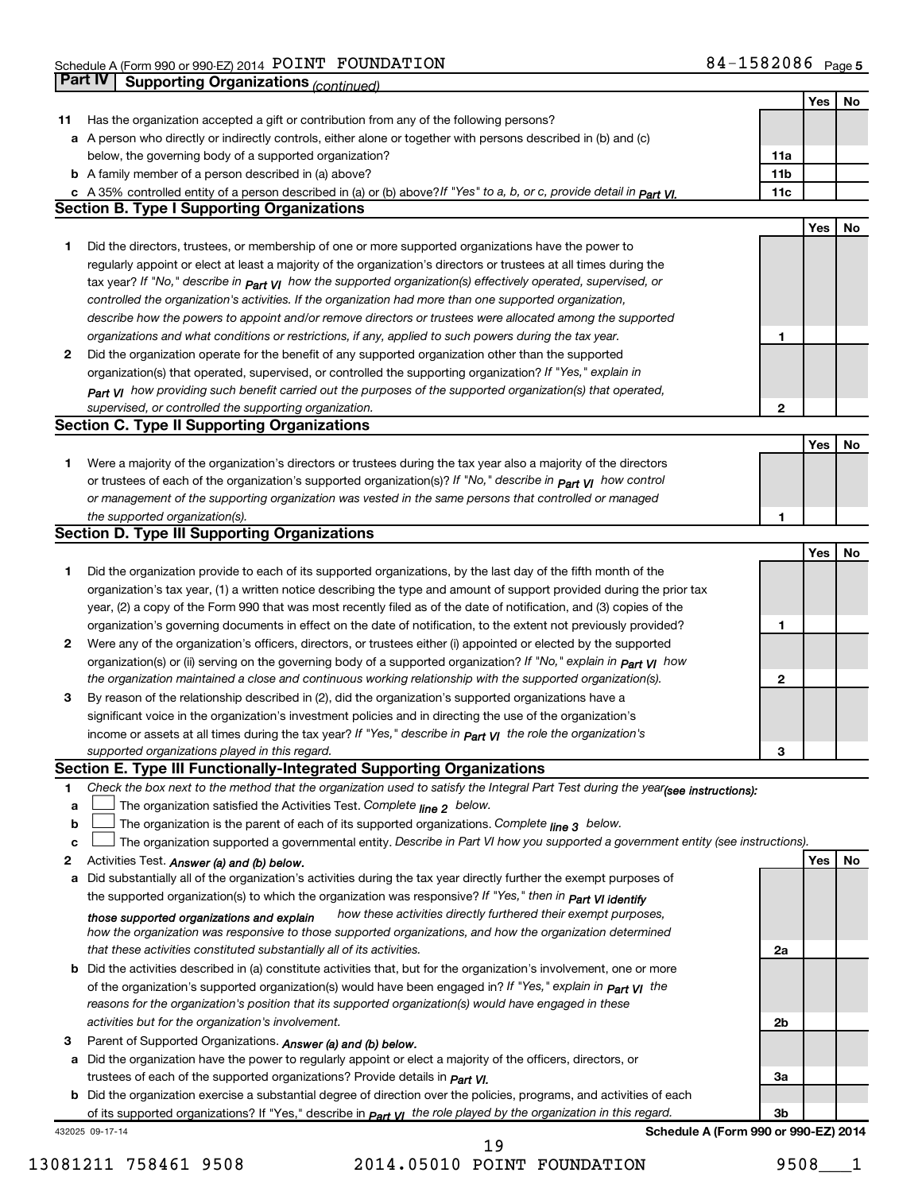Schedule A (Form 990 or 990-EZ) 2014 POINT FOUNDATION 84-1582086 Page 5

## Part IV Supporting Organizations *(continued)*

| | | | Yes | No |
|---|---|---|---|---|
| **11** | Has the organization accepted a gift or contribution from any of the following persons? | | | |
| **a** | A person who directly or indirectly controls, either alone or together with persons described in (b) and (c) below, the governing body of a supported organization? | 11a | | |
| **b** | A family member of a person described in (a) above? | 11b | | |
| **c** | A 35% controlled entity of a person described in (a) or (b) above? *If "Yes" to a, b, or c, provide detail in Part VI.* | 11c | | |

### Section B. Type I Supporting Organizations

| | | | Yes | No |
|---|---|---|---|---|
| **1** | Did the directors, trustees, or membership of one or more supported organizations have the power to regularly appoint or elect at least a majority of the organization's directors or trustees at all times during the tax year? *If "No," describe in Part VI how the supported organization(s) effectively operated, supervised, or controlled the organization's activities. If the organization had more than one supported organization, describe how the powers to appoint and/or remove directors or trustees were allocated among the supported organizations and what conditions or restrictions, if any, applied to such powers during the tax year.* | 1 | | |
| **2** | Did the organization operate for the benefit of any supported organization other than the supported organization(s) that operated, supervised, or controlled the supporting organization? *If "Yes," explain in Part VI how providing such benefit carried out the purposes of the supported organization(s) that operated, supervised, or controlled the supporting organization.* | 2 | | |

### Section C. Type II Supporting Organizations

| | | | Yes | No |
|---|---|---|---|---|
| **1** | Were a majority of the organization's directors or trustees during the tax year also a majority of the directors or trustees of each of the organization's supported organization(s)? *If "No," describe in Part VI how control or management of the supporting organization was vested in the same persons that controlled or managed the supported organization(s).* | 1 | | |

### Section D. Type III Supporting Organizations

| | | | Yes | No |
|---|---|---|---|---|
| **1** | Did the organization provide to each of its supported organizations, by the last day of the fifth month of the organization's tax year, (1) a written notice describing the type and amount of support provided during the prior tax year, (2) a copy of the Form 990 that was most recently filed as of the date of notification, and (3) copies of the organization's governing documents in effect on the date of notification, to the extent not previously provided? | 1 | | |
| **2** | Were any of the organization's officers, directors, or trustees either (i) appointed or elected by the supported organization(s) or (ii) serving on the governing body of a supported organization? *If "No," explain in Part VI how the organization maintained a close and continuous working relationship with the supported organization(s).* | 2 | | |
| **3** | By reason of the relationship described in (2), did the organization's supported organizations have a significant voice in the organization's investment policies and in directing the use of the organization's income or assets at all times during the tax year? *If "Yes," describe in Part VI the role the organization's supported organizations played in this regard.* | 3 | | |

### Section E. Type III Functionally-Integrated Supporting Organizations

**1** *Check the box next to the method that the organization used to satisfy the Integral Part Test during the year (see instructions):*

- **a** ☐ The organization satisfied the Activities Test. *Complete line 2 below.*
- **b** ☐ The organization is the parent of each of its supported organizations. *Complete line 3 below.*
- **c** ☐ The organization supported a governmental entity. *Describe in Part VI how you supported a government entity (see instructions).*

| | | | Yes | No |
|---|---|---|---|---|
| **2** | Activities Test. *Answer (a) and (b) below.* | | | |
| **a** | Did substantially all of the organization's activities during the tax year directly further the exempt purposes of the supported organization(s) to which the organization was responsive? *If "Yes," then in Part VI identify those supported organizations and explain how these activities directly furthered their exempt purposes, how the organization was responsive to those supported organizations, and how the organization determined that these activities constituted substantially all of its activities.* | 2a | | |
| **b** | Did the activities described in (a) constitute activities that, but for the organization's involvement, one or more of the organization's supported organization(s) would have been engaged in? *If "Yes," explain in Part VI the reasons for the organization's position that its supported organization(s) would have engaged in these activities but for the organization's involvement.* | 2b | | |
| **3** | Parent of Supported Organizations. *Answer (a) and (b) below.* | | | |
| **a** | Did the organization have the power to regularly appoint or elect a majority of the officers, directors, or trustees of each of the supported organizations? Provide details in *Part VI.* | 3a | | |
| **b** | Did the organization exercise a substantial degree of direction over the policies, programs, and activities of each of its supported organizations? If "Yes," describe in *Part VI the role played by the organization in this regard.* | 3b | | |

432025 09-17-14 **Schedule A (Form 990 or 990-EZ) 2014**

13081211 758461 9508 2014.05010 POINT FOUNDATION 9508___1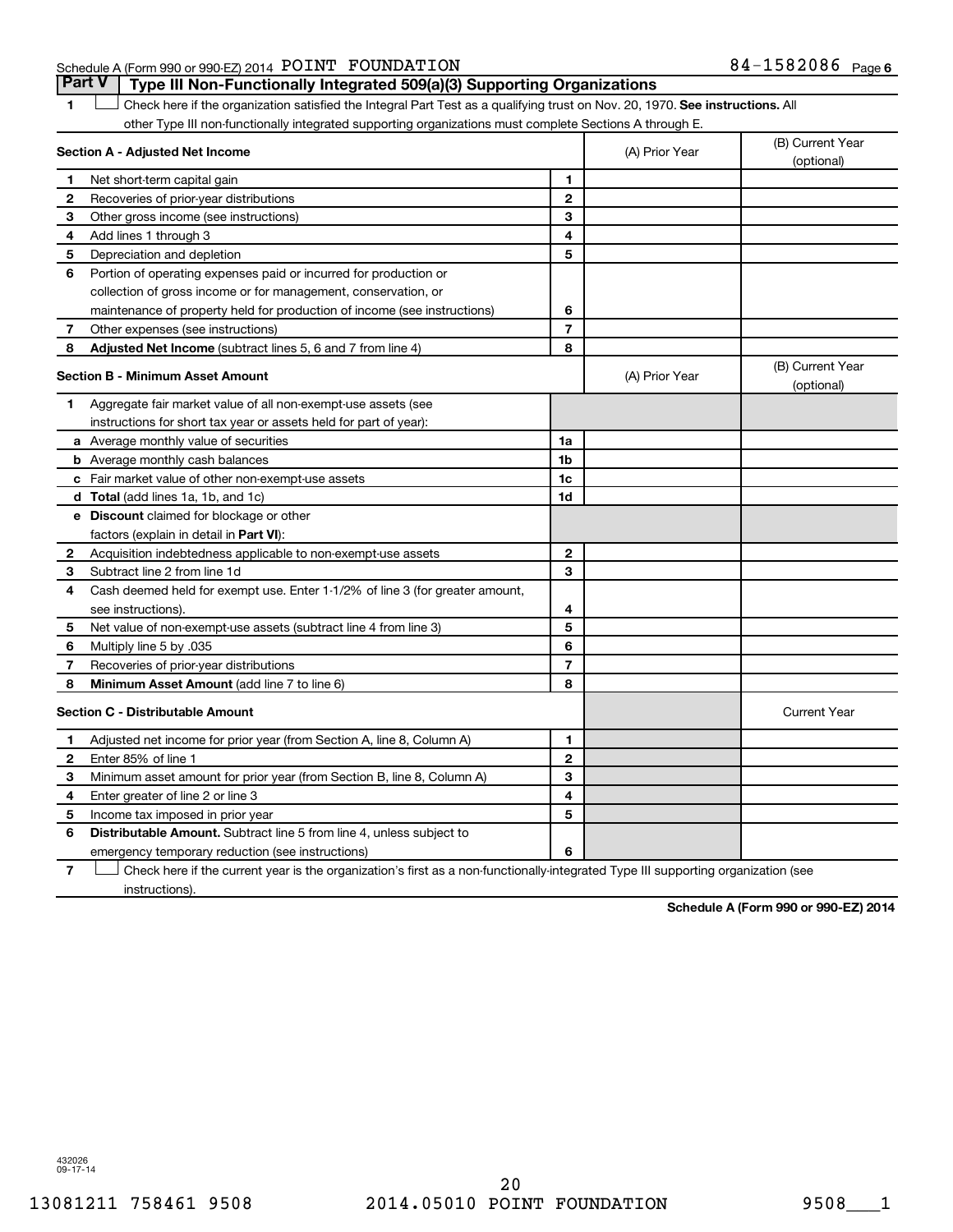Schedule A (Form 990 or 990-EZ) 2014 POINT FOUNDATION 84-1582086 Page 6

## Part V Type III Non-Functionally Integrated 509(a)(3) Supporting Organizations

1 ☐ Check here if the organization satisfied the Integral Part Test as a qualifying trust on Nov. 20, 1970. **See instructions.** All other Type III non-functionally integrated supporting organizations must complete Sections A through E.

| **Section A - Adjusted Net Income** | | (A) Prior Year | (B) Current Year (optional) |
|---|---|---|---|
| **1** Net short-term capital gain | 1 | | |
| **2** Recoveries of prior-year distributions | 2 | | |
| **3** Other gross income (see instructions) | 3 | | |
| **4** Add lines 1 through 3 | 4 | | |
| **5** Depreciation and depletion | 5 | | |
| **6** Portion of operating expenses paid or incurred for production or collection of gross income or for management, conservation, or maintenance of property held for production of income (see instructions) | 6 | | |
| **7** Other expenses (see instructions) | 7 | | |
| **8** **Adjusted Net Income** (subtract lines 5, 6 and 7 from line 4) | 8 | | |

| **Section B - Minimum Asset Amount** | | (A) Prior Year | (B) Current Year (optional) |
|---|---|---|---|
| **1** Aggregate fair market value of all non-exempt-use assets (see instructions for short tax year or assets held for part of year): | | | |
| **a** Average monthly value of securities | 1a | | |
| **b** Average monthly cash balances | 1b | | |
| **c** Fair market value of other non-exempt-use assets | 1c | | |
| **d** **Total** (add lines 1a, 1b, and 1c) | 1d | | |
| **e** **Discount** claimed for blockage or other factors (explain in detail in **Part VI**): | | | |
| **2** Acquisition indebtedness applicable to non-exempt-use assets | 2 | | |
| **3** Subtract line 2 from line 1d | 3 | | |
| **4** Cash deemed held for exempt use. Enter 1-1/2% of line 3 (for greater amount, see instructions). | 4 | | |
| **5** Net value of non-exempt-use assets (subtract line 4 from line 3) | 5 | | |
| **6** Multiply line 5 by .035 | 6 | | |
| **7** Recoveries of prior-year distributions | 7 | | |
| **8** **Minimum Asset Amount** (add line 7 to line 6) | 8 | | |

| **Section C - Distributable Amount** | | | Current Year |
|---|---|---|---|
| **1** Adjusted net income for prior year (from Section A, line 8, Column A) | 1 | | |
| **2** Enter 85% of line 1 | 2 | | |
| **3** Minimum asset amount for prior year (from Section B, line 8, Column A) | 3 | | |
| **4** Enter greater of line 2 or line 3 | 4 | | |
| **5** Income tax imposed in prior year | 5 | | |
| **6** **Distributable Amount.** Subtract line 5 from line 4, unless subject to emergency temporary reduction (see instructions) | 6 | | |

7 ☐ Check here if the current year is the organization's first as a non-functionally-integrated Type III supporting organization (see instructions).

**Schedule A (Form 990 or 990-EZ) 2014**

432026 09-17-14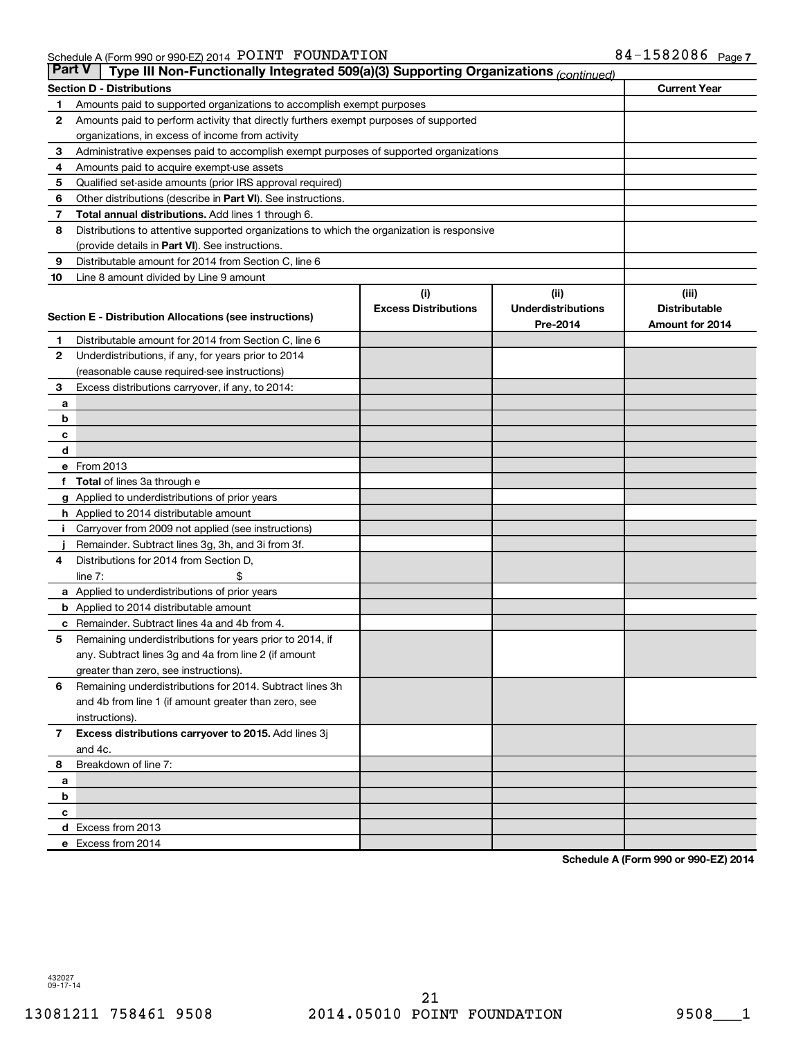Schedule A (Form 990 or 990-EZ) 2014 POINT FOUNDATION 84-1582086 Page 7

## Part V Type III Non-Functionally Integrated 509(a)(3) Supporting Organizations *(continued)*

| Section D - Distributions | | Current Year |
|---|---|---|
| 1 | Amounts paid to supported organizations to accomplish exempt purposes | |
| 2 | Amounts paid to perform activity that directly furthers exempt purposes of supported organizations, in excess of income from activity | |
| 3 | Administrative expenses paid to accomplish exempt purposes of supported organizations | |
| 4 | Amounts paid to acquire exempt-use assets | |
| 5 | Qualified set-aside amounts (prior IRS approval required) | |
| 6 | Other distributions (describe in **Part VI**). See instructions. | |
| 7 | **Total annual distributions.** Add lines 1 through 6. | |
| 8 | Distributions to attentive supported organizations to which the organization is responsive (provide details in **Part VI**). See instructions. | |
| 9 | Distributable amount for 2014 from Section C, line 6 | |
| 10 | Line 8 amount divided by Line 9 amount | |

| Section E - Distribution Allocations (see instructions) | | (i) Excess Distributions | (ii) Underdistributions Pre-2014 | (iii) Distributable Amount for 2014 |
|---|---|---|---|---|
| 1 | Distributable amount for 2014 from Section C, line 6 | | | |
| 2 | Underdistributions, if any, for years prior to 2014 (reasonable cause required-see instructions) | | | |
| 3 | Excess distributions carryover, if any, to 2014: | | | |
| a | | | | |
| b | | | | |
| c | | | | |
| d | | | | |
| e | From 2013 | | | |
| f | **Total** of lines 3a through e | | | |
| g | Applied to underdistributions of prior years | | | |
| h | Applied to 2014 distributable amount | | | |
| i | Carryover from 2009 not applied (see instructions) | | | |
| j | Remainder. Subtract lines 3g, 3h, and 3i from 3f. | | | |
| 4 | Distributions for 2014 from Section D, line 7: $ | | | |
| a | Applied to underdistributions of prior years | | | |
| b | Applied to 2014 distributable amount | | | |
| c | Remainder. Subtract lines 4a and 4b from 4. | | | |
| 5 | Remaining underdistributions for years prior to 2014, if any. Subtract lines 3g and 4a from line 2 (if amount greater than zero, see instructions). | | | |
| 6 | Remaining underdistributions for 2014. Subtract lines 3h and 4b from line 1 (if amount greater than zero, see instructions). | | | |
| 7 | **Excess distributions carryover to 2015.** Add lines 3j and 4c. | | | |
| 8 | Breakdown of line 7: | | | |
| a | | | | |
| b | | | | |
| c | | | | |
| d | Excess from 2013 | | | |
| e | Excess from 2014 | | | |

**Schedule A (Form 990 or 990-EZ) 2014**

432027 09-17-14

13081211 758461 9508 2014.05010 POINT FOUNDATION 9508___1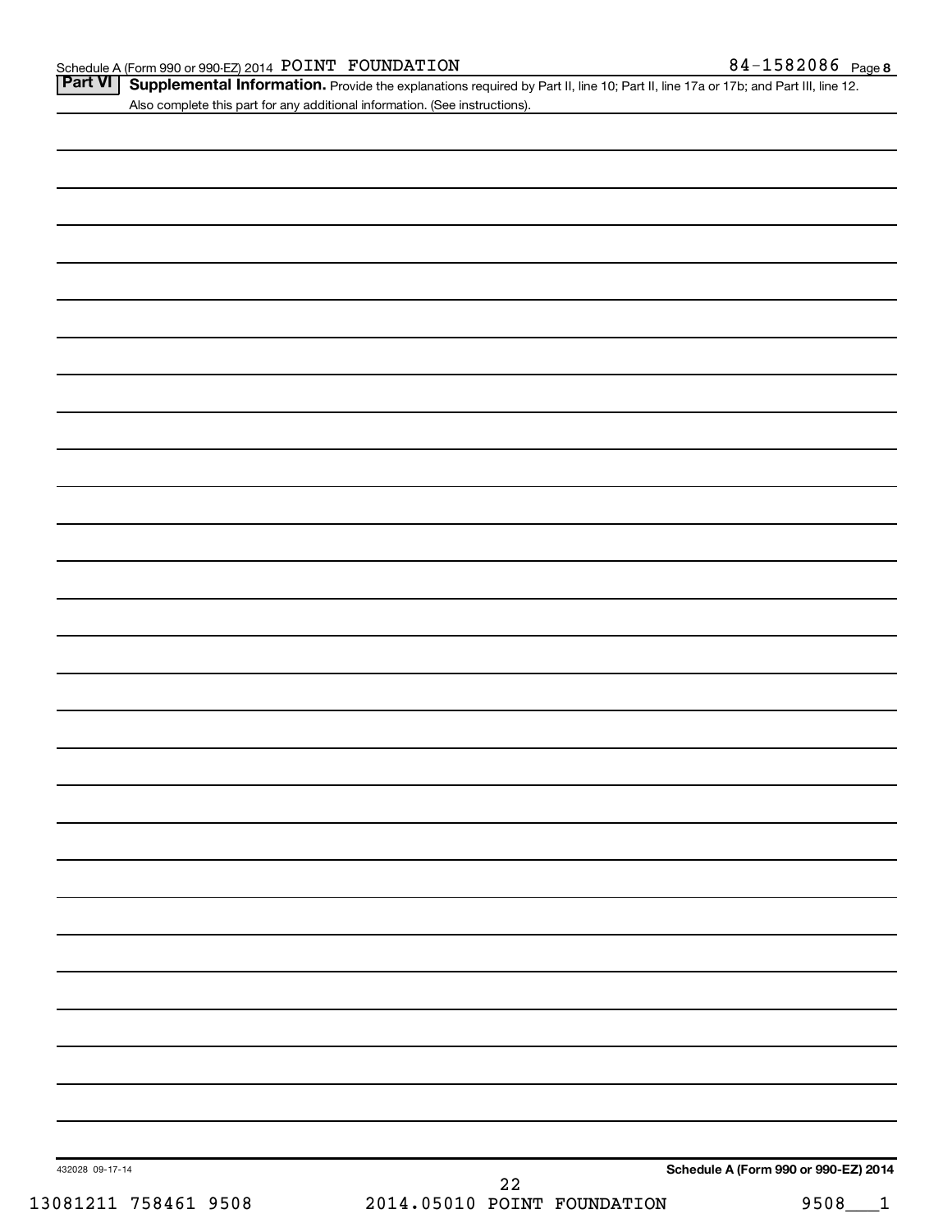Schedule A (Form 990 or 990-EZ) 2014 POINT FOUNDATION 84-1582086 Page 8

**Part VI** **Supplemental Information.** Provide the explanations required by Part II, line 10; Part II, line 17a or 17b; and Part III, line 12. Also complete this part for any additional information. (See instructions).

432028 09-17-14

**Schedule A (Form 990 or 990-EZ) 2014**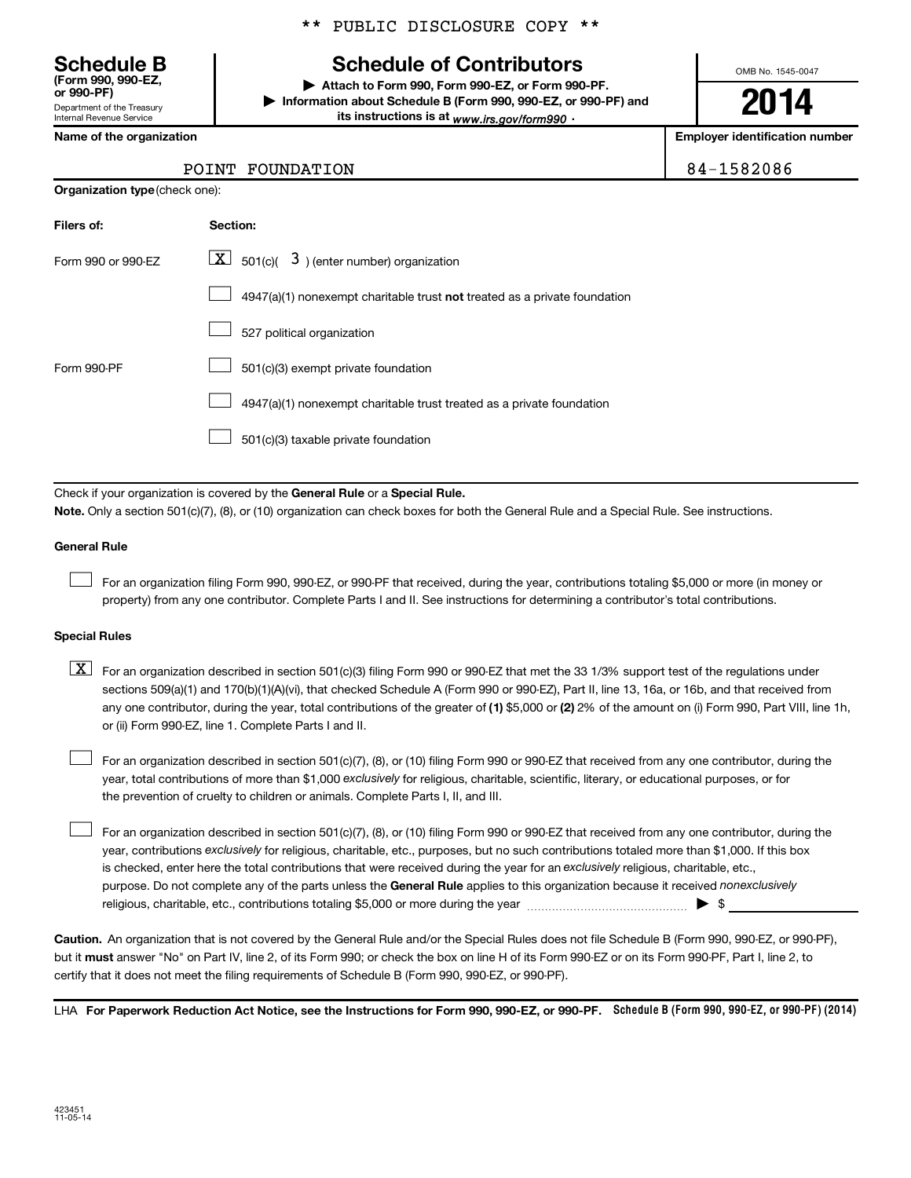\*\* PUBLIC DISCLOSURE COPY \*\*

# Schedule B
**(Form 990, 990-EZ, or 990-PF)**
Department of the Treasury
Internal Revenue Service

## Schedule of Contributors

▶ **Attach to Form 990, Form 990-EZ, or Form 990-PF.**
▶ **Information about Schedule B (Form 990, 990-EZ, or 990-PF) and its instructions is at** *www.irs.gov/form990* .

OMB No. 1545-0047

**2014**

| **Name of the organization** | **Employer identification number** |
|---|---|
| POINT FOUNDATION | 84-1582086 |

**Organization type** (check one):

| **Filers of:** | **Section:** |
|---|---|
| Form 990 or 990-EZ | [X] 501(c)( 3 ) (enter number) organization |
| | [ ] 4947(a)(1) nonexempt charitable trust **not** treated as a private foundation |
| | [ ] 527 political organization |
| Form 990-PF | [ ] 501(c)(3) exempt private foundation |
| | [ ] 4947(a)(1) nonexempt charitable trust treated as a private foundation |
| | [ ] 501(c)(3) taxable private foundation |

Check if your organization is covered by the **General Rule** or a **Special Rule.**

**Note.** Only a section 501(c)(7), (8), or (10) organization can check boxes for both the General Rule and a Special Rule. See instructions.

**General Rule**

[ ] For an organization filing Form 990, 990-EZ, or 990-PF that received, during the year, contributions totaling $5,000 or more (in money or property) from any one contributor. Complete Parts I and II. See instructions for determining a contributor's total contributions.

**Special Rules**

[X] For an organization described in section 501(c)(3) filing Form 990 or 990-EZ that met the 33 1/3% support test of the regulations under sections 509(a)(1) and 170(b)(1)(A)(vi), that checked Schedule A (Form 990 or 990-EZ), Part II, line 13, 16a, or 16b, and that received from any one contributor, during the year, total contributions of the greater of **(1)** $5,000 or **(2)** 2% of the amount on (i) Form 990, Part VIII, line 1h, or (ii) Form 990-EZ, line 1. Complete Parts I and II.

[ ] For an organization described in section 501(c)(7), (8), or (10) filing Form 990 or 990-EZ that received from any one contributor, during the year, total contributions of more than $1,000 *exclusively* for religious, charitable, scientific, literary, or educational purposes, or for the prevention of cruelty to children or animals. Complete Parts I, II, and III.

[ ] For an organization described in section 501(c)(7), (8), or (10) filing Form 990 or 990-EZ that received from any one contributor, during the year, contributions *exclusively* for religious, charitable, etc., purposes, but no such contributions totaled more than $1,000. If this box is checked, enter here the total contributions that were received during the year for an *exclusively* religious, charitable, etc., purpose. Do not complete any of the parts unless the **General Rule** applies to this organization because it received *nonexclusively* religious, charitable, etc., contributions totaling $5,000 or more during the year ▶ $ ____________

**Caution.** An organization that is not covered by the General Rule and/or the Special Rules does not file Schedule B (Form 990, 990-EZ, or 990-PF), but it **must** answer "No" on Part IV, line 2, of its Form 990; or check the box on line H of its Form 990-EZ or on its Form 990-PF, Part I, line 2, to certify that it does not meet the filing requirements of Schedule B (Form 990, 990-EZ, or 990-PF).

LHA **For Paperwork Reduction Act Notice, see the Instructions for Form 990, 990-EZ, or 990-PF.** **Schedule B (Form 990, 990-EZ, or 990-PF) (2014)**

423451
11-05-14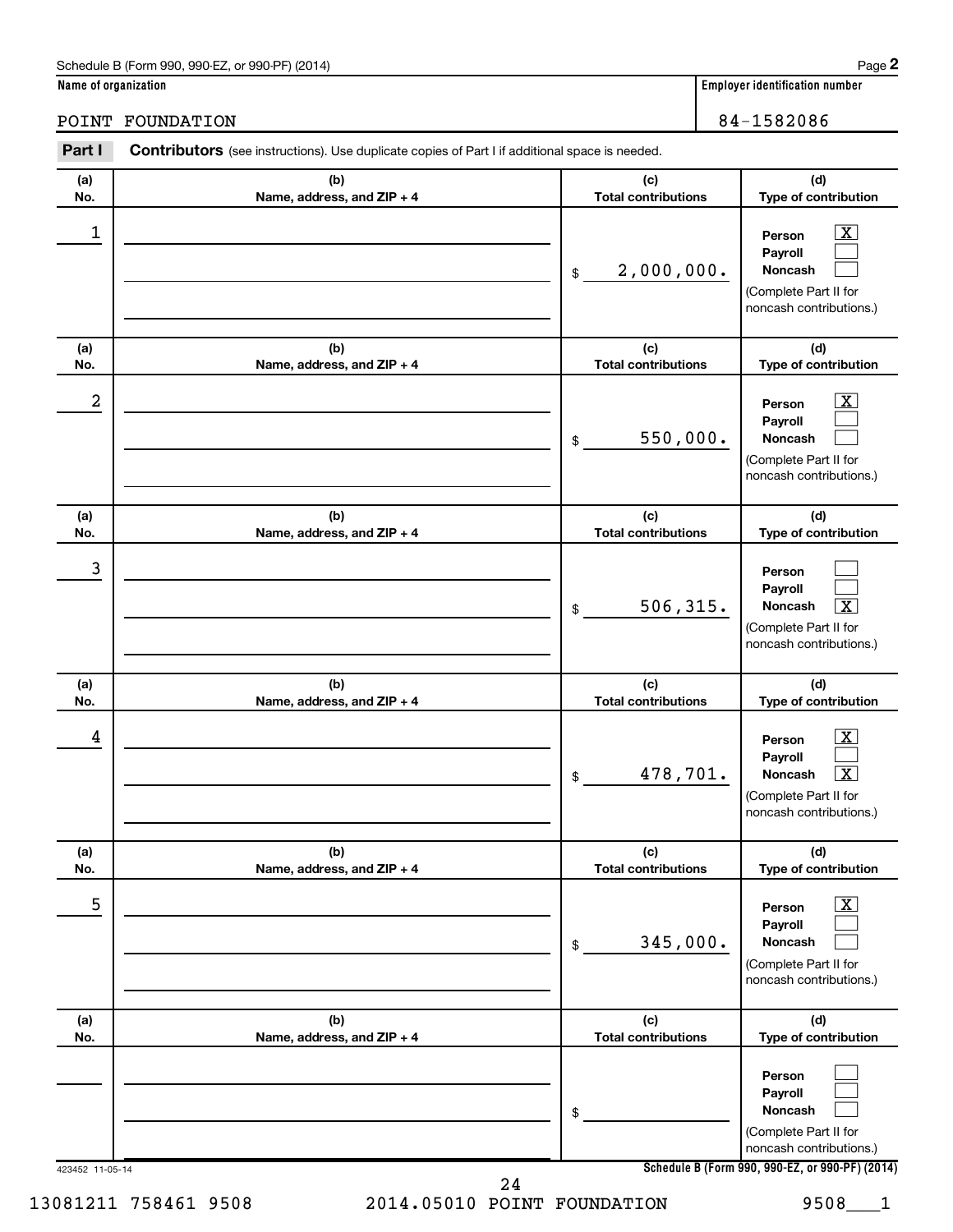Schedule B (Form 990, 990-EZ, or 990-PF) (2014)

**Name of organization**

POINT FOUNDATION

**Employer identification number**

84-1582086

**Part I** **Contributors** (see instructions). Use duplicate copies of Part I if additional space is needed.

| (a) No. | (b) Name, address, and ZIP + 4 | (c) Total contributions | (d) Type of contribution |
|---|---|---|---|
| 1 | | $ 2,000,000. | Person [X] Payroll [ ] Noncash [ ] (Complete Part II for noncash contributions.) |
| 2 | | $ 550,000. | Person [X] Payroll [ ] Noncash [ ] (Complete Part II for noncash contributions.) |
| 3 | | $ 506,315. | Person [ ] Payroll [ ] Noncash [X] (Complete Part II for noncash contributions.) |
| 4 | | $ 478,701. | Person [X] Payroll [ ] Noncash [X] (Complete Part II for noncash contributions.) |
| 5 | | $ 345,000. | Person [X] Payroll [ ] Noncash [ ] (Complete Part II for noncash contributions.) |
| | | $ | Person [ ] Payroll [ ] Noncash [ ] (Complete Part II for noncash contributions.) |

423452 11-05-14

**Schedule B (Form 990, 990-EZ, or 990-PF) (2014)**

13081211 758461 9508 2014.05010 POINT FOUNDATION 9508___1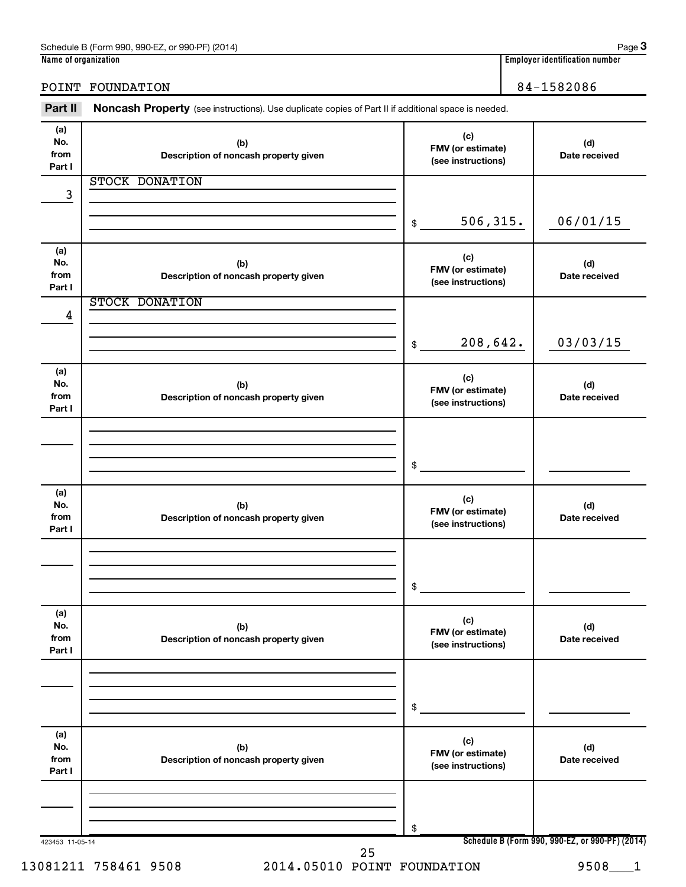Schedule B (Form 990, 990-EZ, or 990-PF) (2014)

**Name of organization**

POINT FOUNDATION

**Employer identification number**

84-1582086

## Part II Noncash Property

(see instructions). Use duplicate copies of Part II if additional space is needed.

| (a) No. from Part I | (b) Description of noncash property given | (c) FMV (or estimate) (see instructions) | (d) Date received |
|---|---|---|---|
| 3 | STOCK DONATION | $ 506,315. | 06/01/15 |
| 4 | STOCK DONATION | $ 208,642. | 03/03/15 |
| | | $ | |
| | | $ | |
| | | $ | |
| | | $ | |

423453 11-05-14

Schedule B (Form 990, 990-EZ, or 990-PF) (2014)

13081211 758461 9508 2014.05010 POINT FOUNDATION 9508___1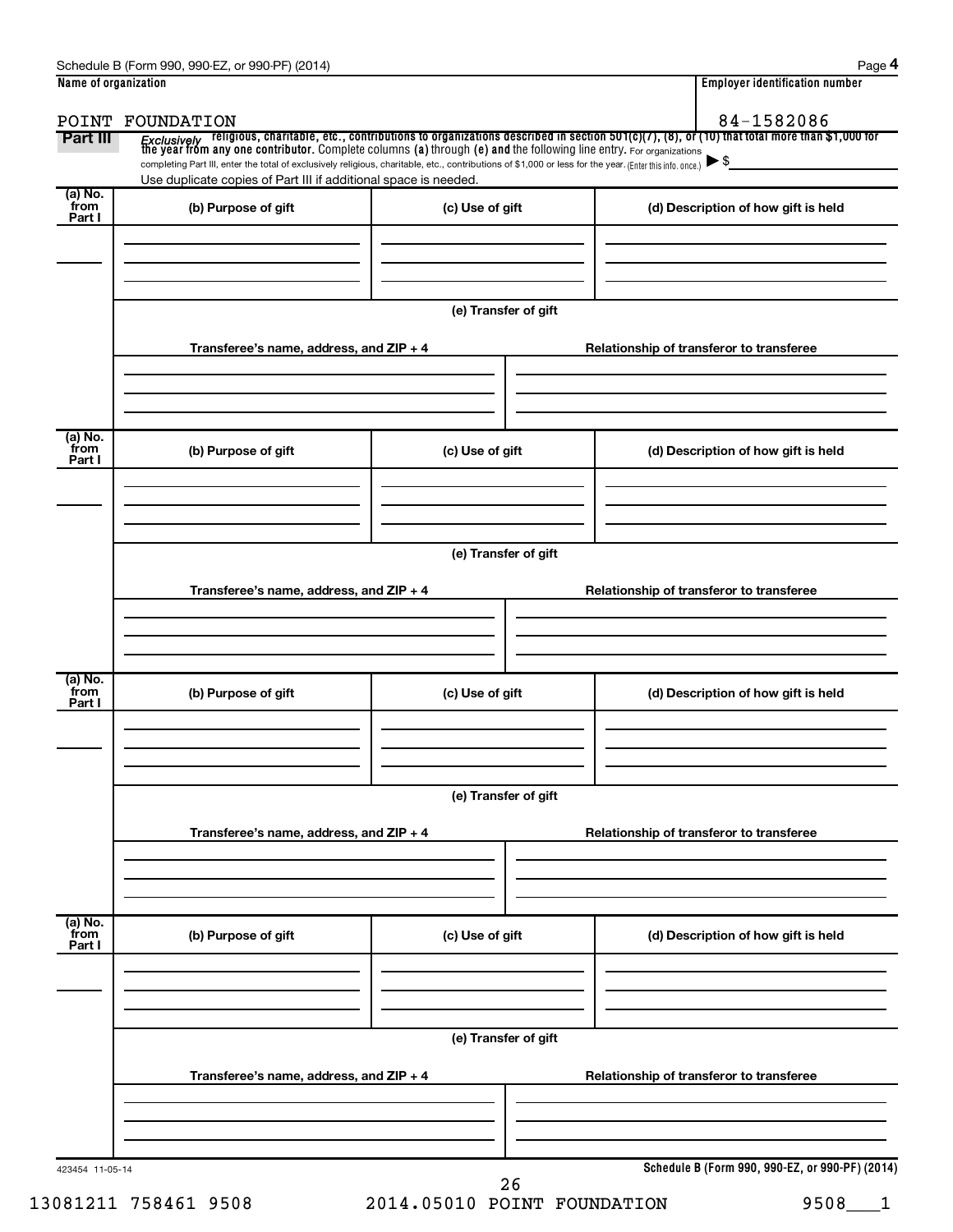Schedule B (Form 990, 990-EZ, or 990-PF) (2014)

| Name of organization | Employer identification number |
|---|---|
| POINT FOUNDATION | 84-1582086 |

**Part III** *Exclusively* religious, charitable, etc., contributions to organizations described in section 501(c)(7), (8), or (10) that total more than $1,000 for the year from any one contributor. Complete columns **(a)** through **(e)** and the following line entry. For organizations completing Part III, enter the total of exclusively religious, charitable, etc., contributions of $1,000 or less for the year. (Enter this info. once.) ▶ $

Use duplicate copies of Part III if additional space is needed.

| (a) No. from Part I | (b) Purpose of gift | (c) Use of gift | (d) Description of how gift is held |
|---|---|---|---|
| | | | |

(e) Transfer of gift

| Transferee's name, address, and ZIP + 4 | Relationship of transferor to transferee |
|---|---|
| | |

| (a) No. from Part I | (b) Purpose of gift | (c) Use of gift | (d) Description of how gift is held |
|---|---|---|---|
| | | | |

(e) Transfer of gift

| Transferee's name, address, and ZIP + 4 | Relationship of transferor to transferee |
|---|---|
| | |

| (a) No. from Part I | (b) Purpose of gift | (c) Use of gift | (d) Description of how gift is held |
|---|---|---|---|
| | | | |

(e) Transfer of gift

| Transferee's name, address, and ZIP + 4 | Relationship of transferor to transferee |
|---|---|
| | |

| (a) No. from Part I | (b) Purpose of gift | (c) Use of gift | (d) Description of how gift is held |
|---|---|---|---|
| | | | |

(e) Transfer of gift

| Transferee's name, address, and ZIP + 4 | Relationship of transferor to transferee |
|---|---|
| | |

423454 11-05-14

**Schedule B (Form 990, 990-EZ, or 990-PF) (2014)**

13081211 758461 9508 2014.05010 POINT FOUNDATION 9508___1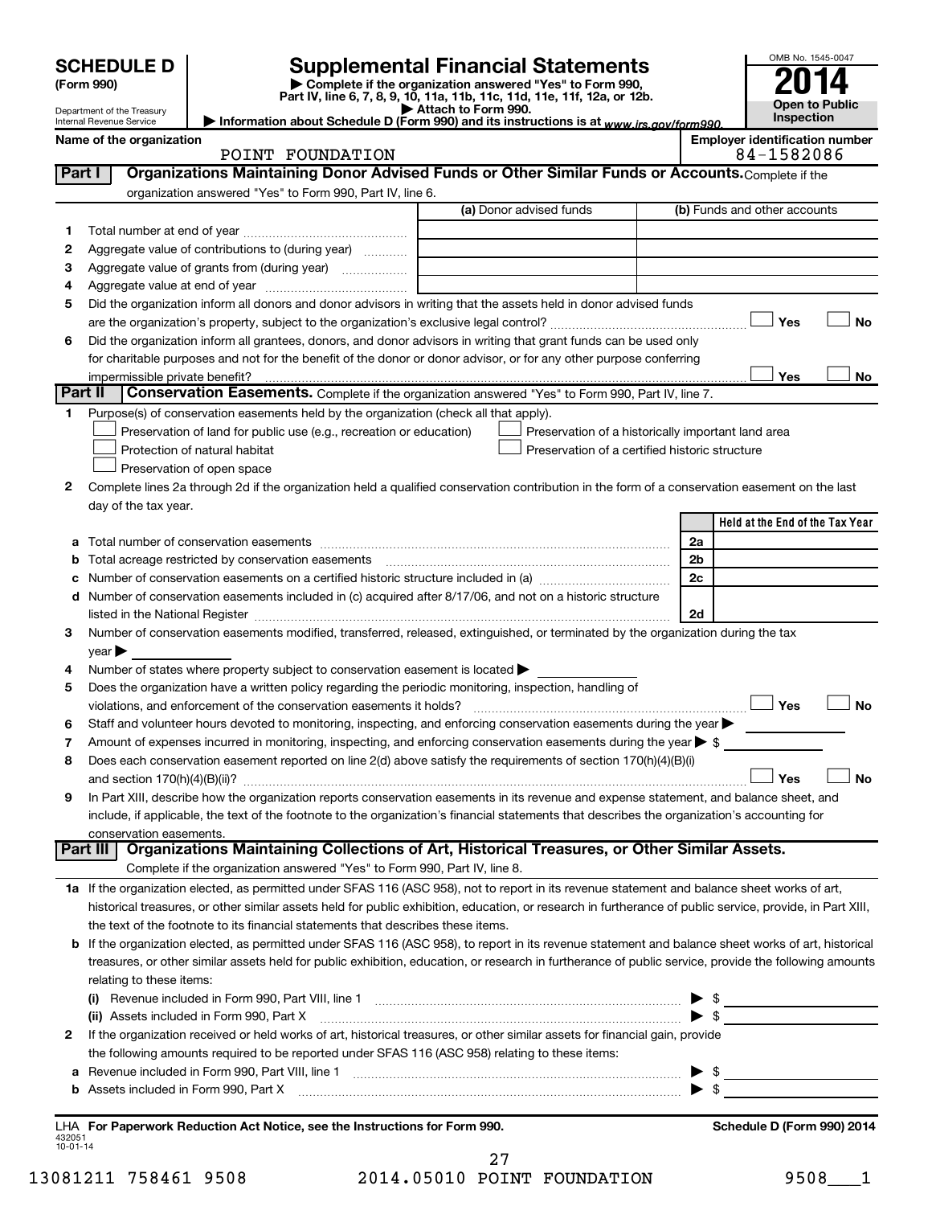**SCHEDULE D**
**(Form 990)**

Department of the Treasury
Internal Revenue Service

# Supplemental Financial Statements

▶ Complete if the organization answered "Yes" to Form 990, Part IV, line 6, 7, 8, 9, 10, 11a, 11b, 11c, 11d, 11e, 11f, 12a, or 12b.
▶ Attach to Form 990.
▶ Information about Schedule D (Form 990) and its instructions is at www.irs.gov/form990.

OMB No. 1545-0047
**2014**
**Open to Public Inspection**

**Name of the organization:** POINT FOUNDATION
**Employer identification number:** 84-1582086

## Part I Organizations Maintaining Donor Advised Funds or Other Similar Funds or Accounts.

Complete if the organization answered "Yes" to Form 990, Part IV, line 6.

| | | (a) Donor advised funds | (b) Funds and other accounts |
|---|---|---|---|
| 1 | Total number at end of year | | |
| 2 | Aggregate value of contributions to (during year) | | |
| 3 | Aggregate value of grants from (during year) | | |
| 4 | Aggregate value at end of year | | |

5 Did the organization inform all donors and donor advisors in writing that the assets held in donor advised funds are the organization's property, subject to the organization's exclusive legal control? ☐ Yes ☐ No

6 Did the organization inform all grantees, donors, and donor advisors in writing that grant funds can be used only for charitable purposes and not for the benefit of the donor or donor advisor, or for any other purpose conferring impermissible private benefit? ☐ Yes ☐ No

## Part II Conservation Easements.

Complete if the organization answered "Yes" to Form 990, Part IV, line 7.

1 Purpose(s) of conservation easements held by the organization (check all that apply).
- ☐ Preservation of land for public use (e.g., recreation or education)
- ☐ Protection of natural habitat
- ☐ Preservation of open space
- ☐ Preservation of a historically important land area
- ☐ Preservation of a certified historic structure

2 Complete lines 2a through 2d if the organization held a qualified conservation contribution in the form of a conservation easement on the last day of the tax year.

| | | | Held at the End of the Tax Year |
|---|---|---|---|
| a | Total number of conservation easements | 2a | |
| b | Total acreage restricted by conservation easements | 2b | |
| c | Number of conservation easements on a certified historic structure included in (a) | 2c | |
| d | Number of conservation easements included in (c) acquired after 8/17/06, and not on a historic structure listed in the National Register | 2d | |

3 Number of conservation easements modified, transferred, released, extinguished, or terminated by the organization during the tax year ▶

4 Number of states where property subject to conservation easement is located ▶

5 Does the organization have a written policy regarding the periodic monitoring, inspection, handling of violations, and enforcement of the conservation easements it holds? ☐ Yes ☐ No

6 Staff and volunteer hours devoted to monitoring, inspecting, and enforcing conservation easements during the year ▶

7 Amount of expenses incurred in monitoring, inspecting, and enforcing conservation easements during the year ▶ $

8 Does each conservation easement reported on line 2(d) above satisfy the requirements of section 170(h)(4)(B)(i) and section 170(h)(4)(B)(ii)? ☐ Yes ☐ No

9 In Part XIII, describe how the organization reports conservation easements in its revenue and expense statement, and balance sheet, and include, if applicable, the text of the footnote to the organization's financial statements that describes the organization's accounting for conservation easements.

## Part III Organizations Maintaining Collections of Art, Historical Treasures, or Other Similar Assets.

Complete if the organization answered "Yes" to Form 990, Part IV, line 8.

1a If the organization elected, as permitted under SFAS 116 (ASC 958), not to report in its revenue statement and balance sheet works of art, historical treasures, or other similar assets held for public exhibition, education, or research in furtherance of public service, provide, in Part XIII, the text of the footnote to its financial statements that describes these items.

b If the organization elected, as permitted under SFAS 116 (ASC 958), to report in its revenue statement and balance sheet works of art, historical treasures, or other similar assets held for public exhibition, education, or research in furtherance of public service, provide the following amounts relating to these items:

(i) Revenue included in Form 990, Part VIII, line 1 ▶ $

(ii) Assets included in Form 990, Part X ▶ $

2 If the organization received or held works of art, historical treasures, or other similar assets for financial gain, provide the following amounts required to be reported under SFAS 116 (ASC 958) relating to these items:

a Revenue included in Form 990, Part VIII, line 1 ▶ $

b Assets included in Form 990, Part X ▶ $

LHA **For Paperwork Reduction Act Notice, see the Instructions for Form 990.** **Schedule D (Form 990) 2014**

432051
10-01-14

13081211 758461 9508 2014.05010 POINT FOUNDATION 9508___1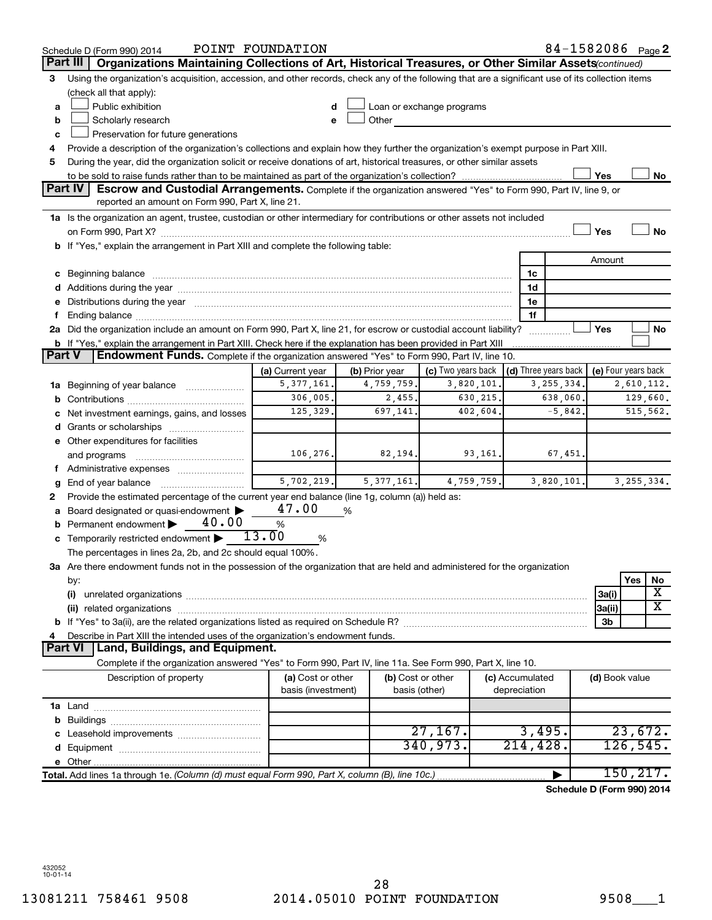Schedule D (Form 990) 2014 POINT FOUNDATION 84-1582086 Page 2

## Part III Organizations Maintaining Collections of Art, Historical Treasures, or Other Similar Assets *(continued)*

**3** Using the organization's acquisition, accession, and other records, check any of the following that are a significant use of its collection items (check all that apply):

- **a** ☐ Public exhibition
- **b** ☐ Scholarly research
- **c** ☐ Preservation for future generations
- **d** ☐ Loan or exchange programs
- **e** ☐ Other

**4** Provide a description of the organization's collections and explain how they further the organization's exempt purpose in Part XIII.

**5** During the year, did the organization solicit or receive donations of art, historical treasures, or other similar assets to be sold to raise funds rather than to be maintained as part of the organization's collection? ☐ Yes ☐ No

## Part IV Escrow and Custodial Arrangements.

Complete if the organization answered "Yes" to Form 990, Part IV, line 9, or reported an amount on Form 990, Part X, line 21.

**1a** Is the organization an agent, trustee, custodian or other intermediary for contributions or other assets not included on Form 990, Part X? ☐ Yes ☐ No

**b** If "Yes," explain the arrangement in Part XIII and complete the following table:

| | | Amount |
|---|---|---|
| **c** Beginning balance | 1c | |
| **d** Additions during the year | 1d | |
| **e** Distributions during the year | 1e | |
| **f** Ending balance | 1f | |

**2a** Did the organization include an amount on Form 990, Part X, line 21, for escrow or custodial account liability? ☐ Yes ☐ No

**b** If "Yes," explain the arrangement in Part XIII. Check here if the explanation has been provided in Part XIII ☐

## Part V Endowment Funds.

Complete if the organization answered "Yes" to Form 990, Part IV, line 10.

| | (a) Current year | (b) Prior year | (c) Two years back | (d) Three years back | (e) Four years back |
|---|---|---|---|---|---|
| **1a** Beginning of year balance | 5,377,161. | 4,759,759. | 3,820,101. | 3,255,334. | 2,610,112. |
| **b** Contributions | 306,005. | 2,455. | 630,215. | 638,060. | 129,660. |
| **c** Net investment earnings, gains, and losses | 125,329. | 697,141. | 402,604. | -5,842. | 515,562. |
| **d** Grants or scholarships | | | | | |
| **e** Other expenditures for facilities and programs | 106,276. | 82,194. | 93,161. | 67,451. | |
| **f** Administrative expenses | | | | | |
| **g** End of year balance | 5,702,219. | 5,377,161. | 4,759,759. | 3,820,101. | 3,255,334. |

**2** Provide the estimated percentage of the current year end balance (line 1g, column (a)) held as:

- **a** Board designated or quasi-endowment ▶ 47.00 %
- **b** Permanent endowment ▶ 40.00 %
- **c** Temporarily restricted endowment ▶ 13.00 %

The percentages in lines 2a, 2b, and 2c should equal 100%.

**3a** Are there endowment funds not in the possession of the organization that are held and administered for the organization by:

| | | Yes | No |
|---|---|---|---|
| **(i)** unrelated organizations | 3a(i) | | X |
| **(ii)** related organizations | 3a(ii) | | X |
| **b** If "Yes" to 3a(ii), are the related organizations listed as required on Schedule R? | 3b | | |

**4** Describe in Part XIII the intended uses of the organization's endowment funds.

## Part VI Land, Buildings, and Equipment.

Complete if the organization answered "Yes" to Form 990, Part IV, line 11a. See Form 990, Part X, line 10.

| Description of property | (a) Cost or other basis (investment) | (b) Cost or other basis (other) | (c) Accumulated depreciation | (d) Book value |
|---|---|---|---|---|
| **1a** Land | | | | |
| **b** Buildings | | | | |
| **c** Leasehold improvements | | 27,167. | 3,495. | 23,672. |
| **d** Equipment | | 340,973. | 214,428. | 126,545. |
| **e** Other | | | | |
| **Total.** Add lines 1a through 1e. *(Column (d) must equal Form 990, Part X, column (B), line 10c.)* ▶ | | | | 150,217. |

**Schedule D (Form 990) 2014**

432052 10-01-14

13081211 758461 9508 2014.05010 POINT FOUNDATION 9508___1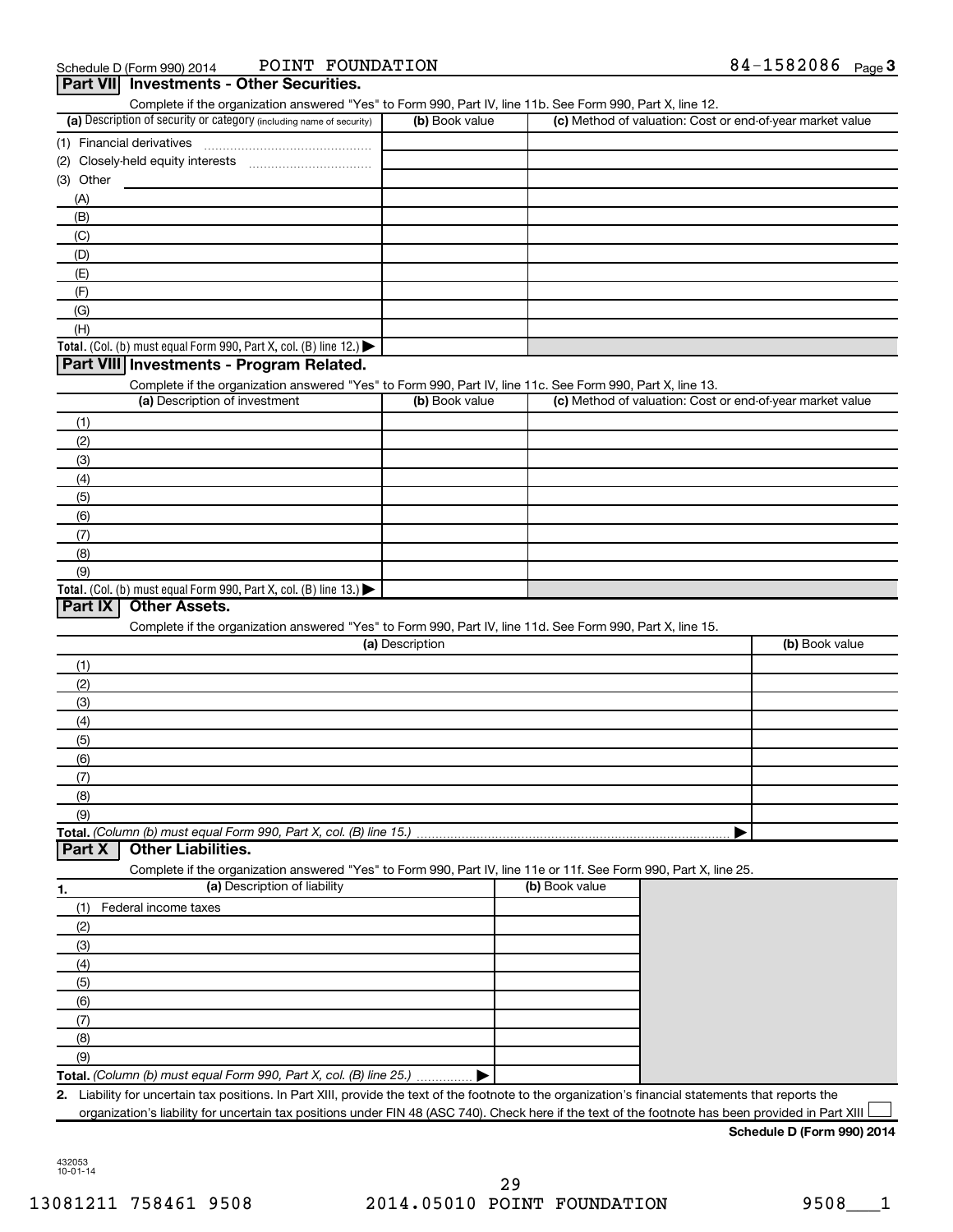Schedule D (Form 990) 2014 POINT FOUNDATION 84-1582086 Page 3

## Part VII Investments - Other Securities.

Complete if the organization answered "Yes" to Form 990, Part IV, line 11b. See Form 990, Part X, line 12.

| (a) Description of security or category (including name of security) | (b) Book value | (c) Method of valuation: Cost or end-of-year market value |
|---|---|---|
| (1) Financial derivatives | | |
| (2) Closely-held equity interests | | |
| (3) Other | | |
| (A) | | |
| (B) | | |
| (C) | | |
| (D) | | |
| (E) | | |
| (F) | | |
| (G) | | |
| (H) | | |
| **Total.** (Col. (b) must equal Form 990, Part X, col. (B) line 12.) ▶ | | |

## Part VIII Investments - Program Related.

Complete if the organization answered "Yes" to Form 990, Part IV, line 11c. See Form 990, Part X, line 13.

| (a) Description of investment | (b) Book value | (c) Method of valuation: Cost or end-of-year market value |
|---|---|---|
| (1) | | |
| (2) | | |
| (3) | | |
| (4) | | |
| (5) | | |
| (6) | | |
| (7) | | |
| (8) | | |
| (9) | | |
| **Total.** (Col. (b) must equal Form 990, Part X, col. (B) line 13.) ▶ | | |

## Part IX Other Assets.

Complete if the organization answered "Yes" to Form 990, Part IV, line 11d. See Form 990, Part X, line 15.

| (a) Description | (b) Book value |
|---|---|
| (1) | |
| (2) | |
| (3) | |
| (4) | |
| (5) | |
| (6) | |
| (7) | |
| (8) | |
| (9) | |
| **Total.** *(Column (b) must equal Form 990, Part X, col. (B) line 15.)* ▶ | |

## Part X Other Liabilities.

Complete if the organization answered "Yes" to Form 990, Part IV, line 11e or 11f. See Form 990, Part X, line 25.

| 1. (a) Description of liability | (b) Book value |
|---|---|
| (1) Federal income taxes | |
| (2) | |
| (3) | |
| (4) | |
| (5) | |
| (6) | |
| (7) | |
| (8) | |
| (9) | |
| **Total.** *(Column (b) must equal Form 990, Part X, col. (B) line 25.)* ▶ | |

2. Liability for uncertain tax positions. In Part XIII, provide the text of the footnote to the organization's financial statements that reports the organization's liability for uncertain tax positions under FIN 48 (ASC 740). Check here if the text of the footnote has been provided in Part XIII ☐

**Schedule D (Form 990) 2014**

432053 10-01-14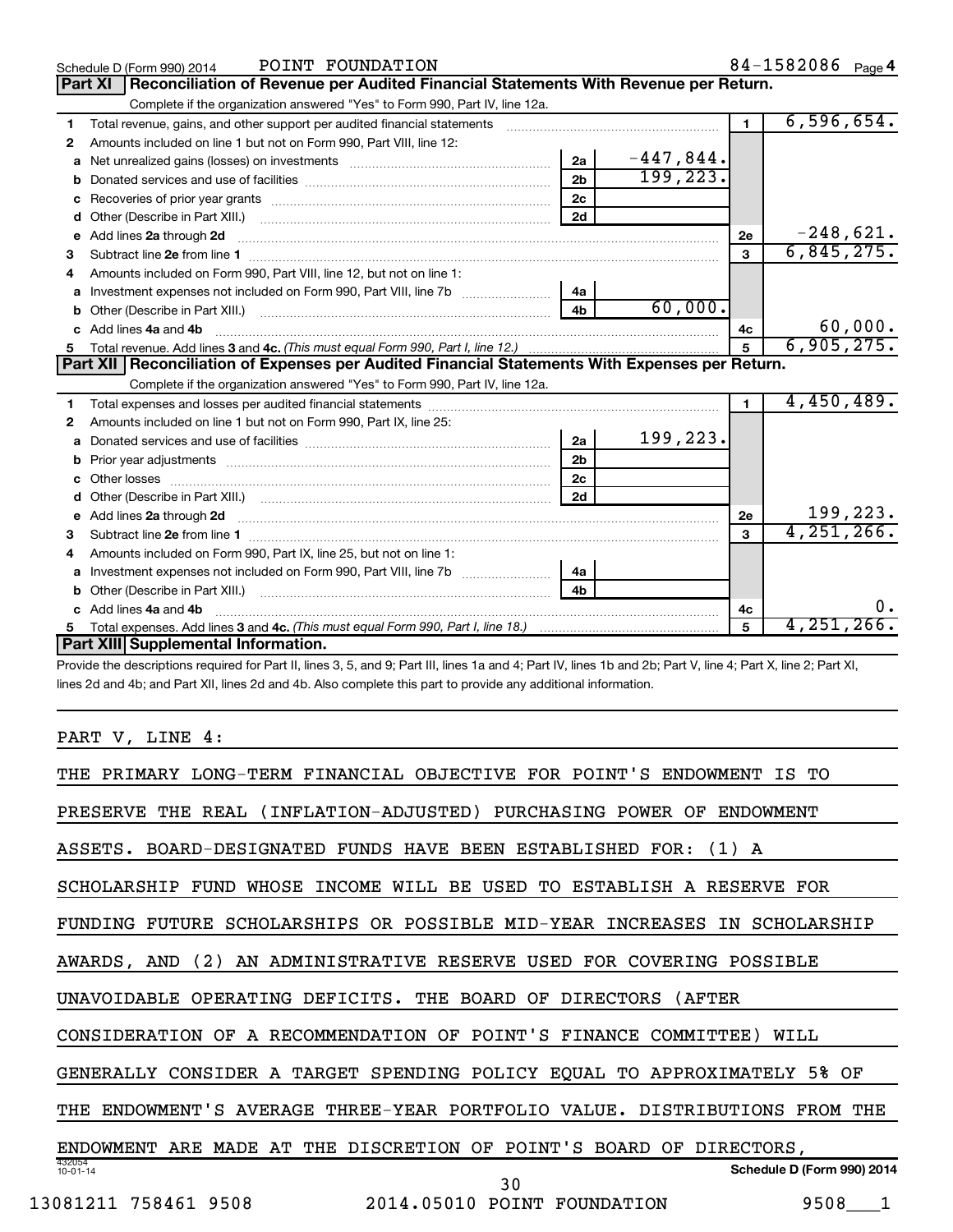Schedule D (Form 990) 2014 POINT FOUNDATION 84-1582086 Page 4

## Part XI Reconciliation of Revenue per Audited Financial Statements With Revenue per Return.

Complete if the organization answered "Yes" to Form 990, Part IV, line 12a.

| | | | | | |
|---|---|---|---|---|---|
| 1 | Total revenue, gains, and other support per audited financial statements | | | 1 | 6,596,654. |
| 2 | Amounts included on line 1 but not on Form 990, Part VIII, line 12: | | | | |
| a | Net unrealized gains (losses) on investments | 2a | -447,844. | | |
| b | Donated services and use of facilities | 2b | 199,223. | | |
| c | Recoveries of prior year grants | 2c | | | |
| d | Other (Describe in Part XIII.) | 2d | | | |
| e | Add lines 2a through 2d | | | 2e | -248,621. |
| 3 | Subtract line 2e from line 1 | | | 3 | 6,845,275. |
| 4 | Amounts included on Form 990, Part VIII, line 12, but not on line 1: | | | | |
| a | Investment expenses not included on Form 990, Part VIII, line 7b | 4a | | | |
| b | Other (Describe in Part XIII.) | 4b | 60,000. | | |
| c | Add lines 4a and 4b | | | 4c | 60,000. |
| 5 | Total revenue. Add lines 3 and 4c. *(This must equal Form 990, Part I, line 12.)* | | | 5 | 6,905,275. |

## Part XII Reconciliation of Expenses per Audited Financial Statements With Expenses per Return.

Complete if the organization answered "Yes" to Form 990, Part IV, line 12a.

| | | | | | |
|---|---|---|---|---|---|
| 1 | Total expenses and losses per audited financial statements | | | 1 | 4,450,489. |
| 2 | Amounts included on line 1 but not on Form 990, Part IX, line 25: | | | | |
| a | Donated services and use of facilities | 2a | 199,223. | | |
| b | Prior year adjustments | 2b | | | |
| c | Other losses | 2c | | | |
| d | Other (Describe in Part XIII.) | 2d | | | |
| e | Add lines 2a through 2d | | | 2e | 199,223. |
| 3 | Subtract line 2e from line 1 | | | 3 | 4,251,266. |
| 4 | Amounts included on Form 990, Part IX, line 25, but not on line 1: | | | | |
| a | Investment expenses not included on Form 990, Part VIII, line 7b | 4a | | | |
| b | Other (Describe in Part XIII.) | 4b | | | |
| c | Add lines 4a and 4b | | | 4c | 0. |
| 5 | Total expenses. Add lines 3 and 4c. *(This must equal Form 990, Part I, line 18.)* | | | 5 | 4,251,266. |

## Part XIII Supplemental Information.

Provide the descriptions required for Part II, lines 3, 5, and 9; Part III, lines 1a and 4; Part IV, lines 1b and 2b; Part V, line 4; Part X, line 2; Part XI, lines 2d and 4b; and Part XII, lines 2d and 4b. Also complete this part to provide any additional information.

PART V, LINE 4:

THE PRIMARY LONG-TERM FINANCIAL OBJECTIVE FOR POINT'S ENDOWMENT IS TO PRESERVE THE REAL (INFLATION-ADJUSTED) PURCHASING POWER OF ENDOWMENT ASSETS. BOARD-DESIGNATED FUNDS HAVE BEEN ESTABLISHED FOR: (1) A SCHOLARSHIP FUND WHOSE INCOME WILL BE USED TO ESTABLISH A RESERVE FOR FUNDING FUTURE SCHOLARSHIPS OR POSSIBLE MID-YEAR INCREASES IN SCHOLARSHIP AWARDS, AND (2) AN ADMINISTRATIVE RESERVE USED FOR COVERING POSSIBLE UNAVOIDABLE OPERATING DEFICITS. THE BOARD OF DIRECTORS (AFTER CONSIDERATION OF A RECOMMENDATION OF POINT'S FINANCE COMMITTEE) WILL GENERALLY CONSIDER A TARGET SPENDING POLICY EQUAL TO APPROXIMATELY 5% OF THE ENDOWMENT'S AVERAGE THREE-YEAR PORTFOLIO VALUE. DISTRIBUTIONS FROM THE ENDOWMENT ARE MADE AT THE DISCRETION OF POINT'S BOARD OF DIRECTORS,

Schedule D (Form 990) 2014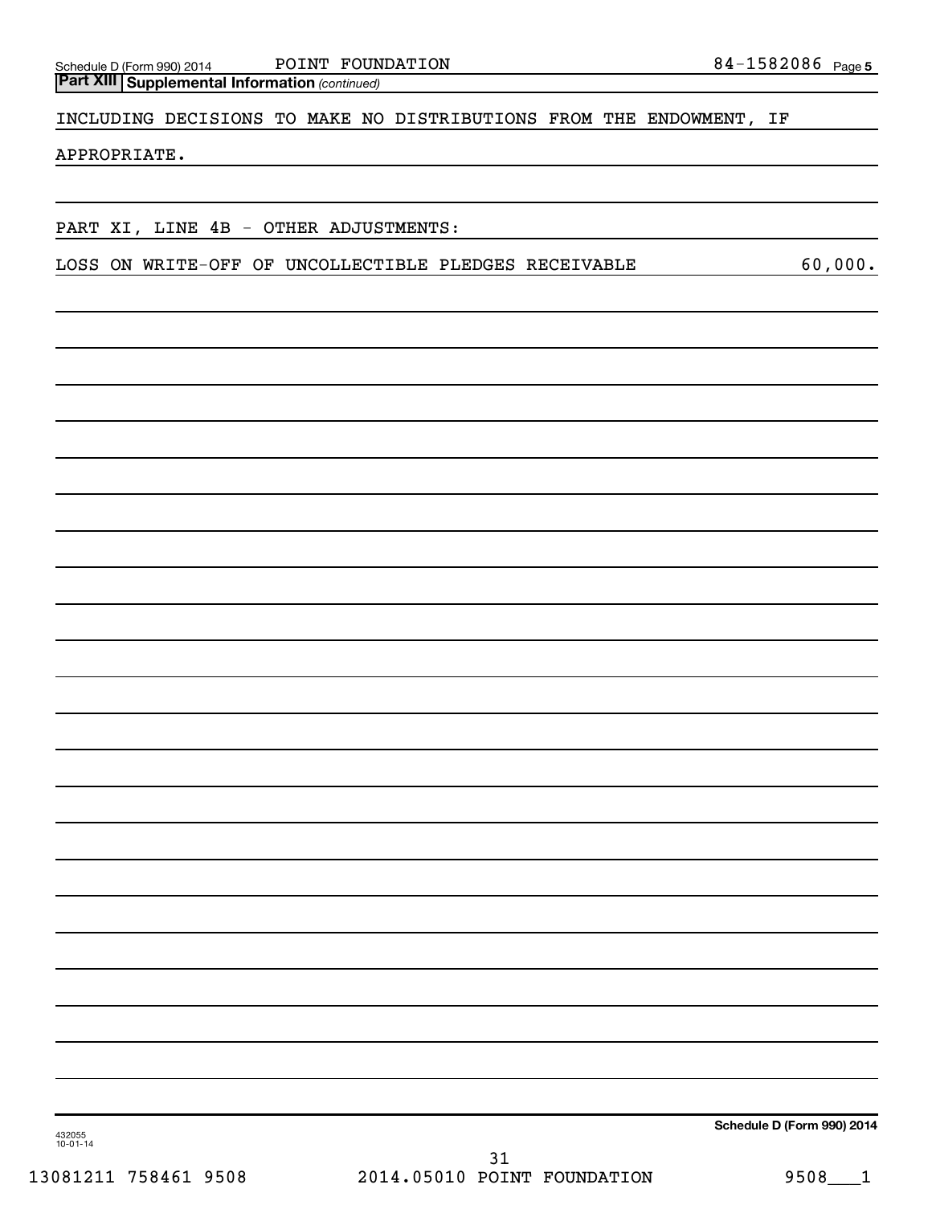## Part XIII Supplemental Information *(continued)*

INCLUDING DECISIONS TO MAKE NO DISTRIBUTIONS FROM THE ENDOWMENT, IF APPROPRIATE.

PART XI, LINE 4B - OTHER ADJUSTMENTS:

| | |
|---|---|
| LOSS ON WRITE-OFF OF UNCOLLECTIBLE PLEDGES RECEIVABLE | 60,000. |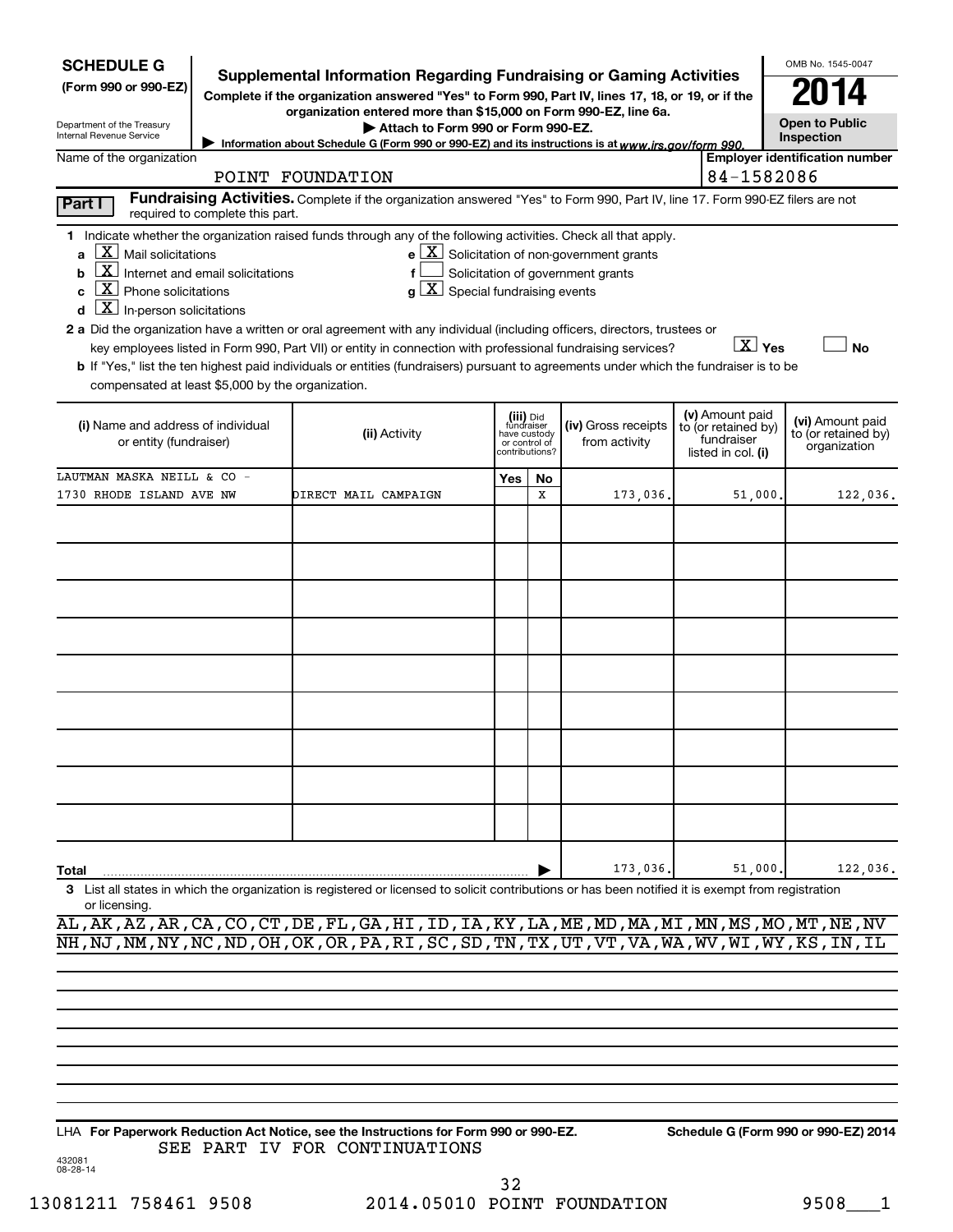**SCHEDULE G**
**(Form 990 or 990-EZ)**

Department of the Treasury
Internal Revenue Service

# Supplemental Information Regarding Fundraising or Gaming Activities

**Complete if the organization answered "Yes" to Form 990, Part IV, lines 17, 18, or 19, or if the organization entered more than $15,000 on Form 990-EZ, line 6a.**

▶ **Attach to Form 990 or Form 990-EZ.**

▶ Information about Schedule G (Form 990 or 990-EZ) and its instructions is at *www.irs.gov/form 990.*

OMB No. 1545-0047

**2014**

**Open to Public Inspection**

Name of the organization: POINT FOUNDATION

Employer identification number: 84-1582086

**Part I** **Fundraising Activities.** Complete if the organization answered "Yes" to Form 990, Part IV, line 17. Form 990-EZ filers are not required to complete this part.

1 Indicate whether the organization raised funds through any of the following activities. Check all that apply.

- a [X] Mail solicitations
- b [X] Internet and email solicitations
- c [X] Phone solicitations
- d [X] In-person solicitations
- e [X] Solicitation of non-government grants
- f [ ] Solicitation of government grants
- g [X] Special fundraising events

2 a Did the organization have a written or oral agreement with any individual (including officers, directors, trustees or key employees listed in Form 990, Part VII) or entity in connection with professional fundraising services? [X] Yes [ ] No

b If "Yes," list the ten highest paid individuals or entities (fundraisers) pursuant to agreements under which the fundraiser is to be compensated at least $5,000 by the organization.

| (i) Name and address of individual or entity (fundraiser) | (ii) Activity | (iii) Did fundraiser have custody or control of contributions? Yes | No | (iv) Gross receipts from activity | (v) Amount paid to (or retained by) fundraiser listed in col. (i) | (vi) Amount paid to (or retained by) organization |
|---|---|---|---|---|---|---|
| LAUTMAN MASKA NEILL & CO - 1730 RHODE ISLAND AVE NW | DIRECT MAIL CAMPAIGN | | X | 173,036. | 51,000. | 122,036. |
| | | | | | | |
| | | | | | | |
| | | | | | | |
| | | | | | | |
| | | | | | | |
| | | | | | | |
| | | | | | | |
| | | | | | | |
| | | | | | | |
| **Total** | | | | 173,036. | 51,000. | 122,036. |

3 List all states in which the organization is registered or licensed to solicit contributions or has been notified it is exempt from registration or licensing.

AL,AK,AZ,AR,CA,CO,CT,DE,FL,GA,HI,ID,IA,KY,LA,ME,MD,MA,MI,MN,MS,MO,MT,NE,NV
NH,NJ,NM,NY,NC,ND,OH,OK,OR,PA,RI,SC,SD,TN,TX,UT,VT,VA,WA,WV,WI,WY,KS,IN,IL

LHA **For Paperwork Reduction Act Notice, see the Instructions for Form 990 or 990-EZ.** **Schedule G (Form 990 or 990-EZ) 2014**

SEE PART IV FOR CONTINUATIONS

432081
08-28-14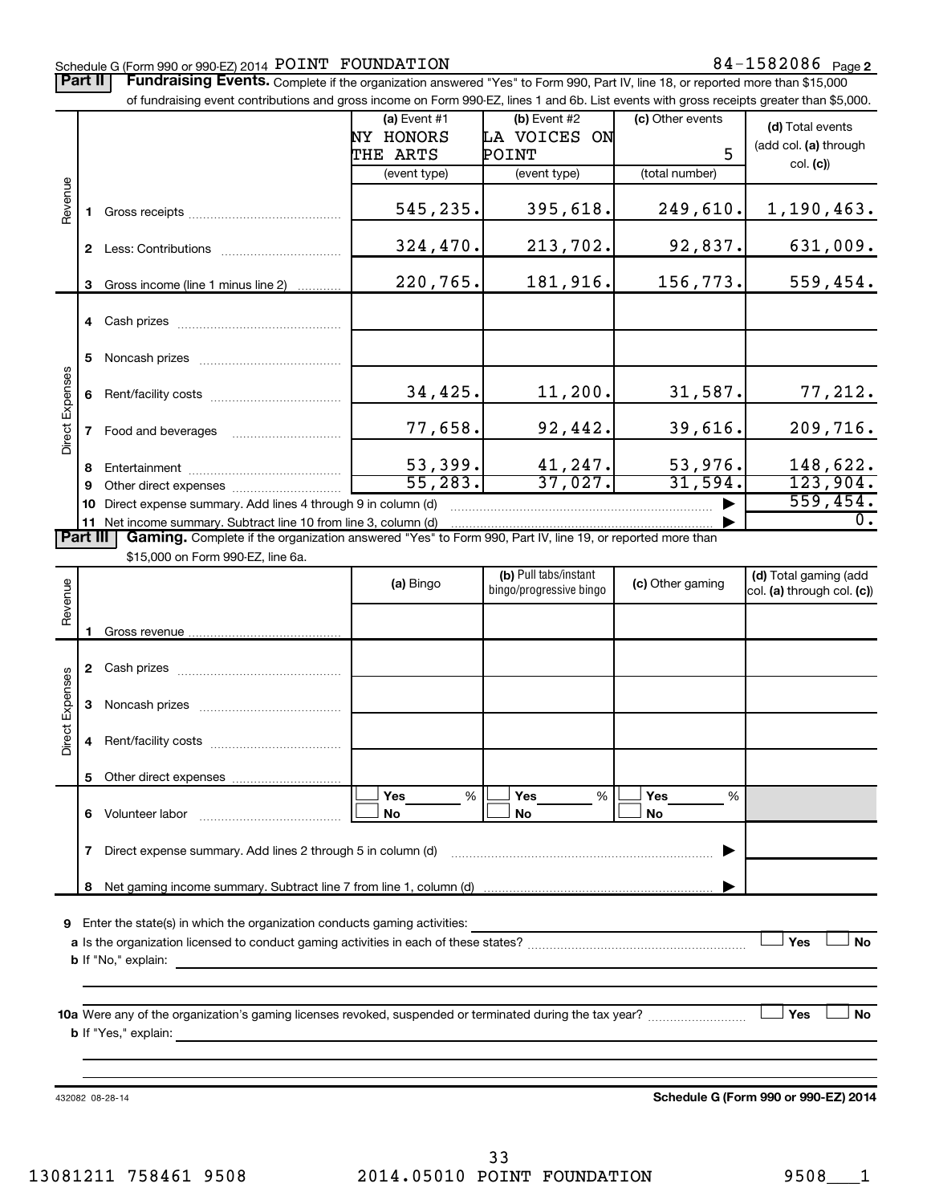Schedule G (Form 990 or 990-EZ) 2014 POINT FOUNDATION 84-1582086 Page 2

**Part II** **Fundraising Events.** Complete if the organization answered "Yes" to Form 990, Part IV, line 18, or reported more than $15,000 of fundraising event contributions and gross income on Form 990-EZ, lines 1 and 6b. List events with gross receipts greater than $5,000.

| | | (a) Event #1 NY HONORS THE ARTS (event type) | (b) Event #2 LA VOICES ON POINT (event type) | (c) Other events 5 (total number) | (d) Total events (add col. (a) through col. (c)) |
|---|---|---|---|---|---|
| Revenue | 1 Gross receipts | 545,235. | 395,618. | 249,610. | 1,190,463. |
| | 2 Less: Contributions | 324,470. | 213,702. | 92,837. | 631,009. |
| | 3 Gross income (line 1 minus line 2) | 220,765. | 181,916. | 156,773. | 559,454. |
| Direct Expenses | 4 Cash prizes | | | | |
| | 5 Noncash prizes | | | | |
| | 6 Rent/facility costs | 34,425. | 11,200. | 31,587. | 77,212. |
| | 7 Food and beverages | 77,658. | 92,442. | 39,616. | 209,716. |
| | 8 Entertainment | 53,399. | 41,247. | 53,976. | 148,622. |
| | 9 Other direct expenses | 55,283. | 37,027. | 31,594. | 123,904. |
| | 10 Direct expense summary. Add lines 4 through 9 in column (d) | | | | 559,454. |
| | 11 Net income summary. Subtract line 10 from line 3, column (d) | | | | 0. |

**Part III** **Gaming.** Complete if the organization answered "Yes" to Form 990, Part IV, line 19, or reported more than $15,000 on Form 990-EZ, line 6a.

| | | (a) Bingo | (b) Pull tabs/instant bingo/progressive bingo | (c) Other gaming | (d) Total gaming (add col. (a) through col. (c)) |
|---|---|---|---|---|---|
| Revenue | 1 Gross revenue | | | | |
| Direct Expenses | 2 Cash prizes | | | | |
| | 3 Noncash prizes | | | | |
| | 4 Rent/facility costs | | | | |
| | 5 Other direct expenses | | | | |
| | 6 Volunteer labor | Yes ___ % / No | Yes ___ % / No | Yes ___ % / No | |
| | 7 Direct expense summary. Add lines 2 through 5 in column (d) | | | | |
| | 8 Net gaming income summary. Subtract line 7 from line 1, column (d) | | | | |

9 Enter the state(s) in which the organization conducts gaming activities:

a Is the organization licensed to conduct gaming activities in each of these states? ☐ Yes ☐ No

b If "No," explain:

10a Were any of the organization's gaming licenses revoked, suspended or terminated during the tax year? ☐ Yes ☐ No

b If "Yes," explain:

432082 08-28-14 **Schedule G (Form 990 or 990-EZ) 2014**

13081211 758461 9508 2014.05010 POINT FOUNDATION 9508___1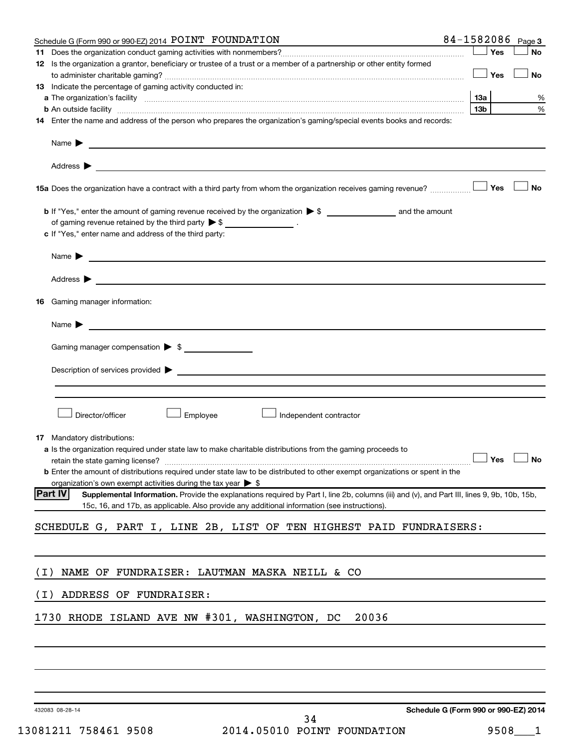Schedule G (Form 990 or 990-EZ) 2014 POINT FOUNDATION 84-1582086 Page 3

**11** Does the organization conduct gaming activities with nonmembers? ☐ Yes ☐ No

**12** Is the organization a grantor, beneficiary or trustee of a trust or a member of a partnership or other entity formed to administer charitable gaming? ☐ Yes ☐ No

**13** Indicate the percentage of gaming activity conducted in:

**a** The organization's facility ... **13a** %

**b** An outside facility ... **13b** %

**14** Enter the name and address of the person who prepares the organization's gaming/special events books and records:

Name ▶

Address ▶

**15a** Does the organization have a contract with a third party from whom the organization receives gaming revenue? ☐ Yes ☐ No

**b** If "Yes," enter the amount of gaming revenue received by the organization ▶ $ ______ and the amount of gaming revenue retained by the third party ▶ $ ______ .

**c** If "Yes," enter name and address of the third party:

Name ▶

Address ▶

**16** Gaming manager information:

Name ▶

Gaming manager compensation ▶ $

Description of services provided ▶

☐ Director/officer ☐ Employee ☐ Independent contractor

**17** Mandatory distributions:

**a** Is the organization required under state law to make charitable distributions from the gaming proceeds to retain the state gaming license? ☐ Yes ☐ No

**b** Enter the amount of distributions required under state law to be distributed to other exempt organizations or spent in the organization's own exempt activities during the tax year ▶ $

**Part IV** **Supplemental Information.** Provide the explanations required by Part I, line 2b, columns (iii) and (v), and Part III, lines 9, 9b, 10b, 15b, 15c, 16, and 17b, as applicable. Also provide any additional information (see instructions).

SCHEDULE G, PART I, LINE 2B, LIST OF TEN HIGHEST PAID FUNDRAISERS:

(I) NAME OF FUNDRAISER: LAUTMAN MASKA NEILL & CO

(I) ADDRESS OF FUNDRAISER:

1730 RHODE ISLAND AVE NW #301, WASHINGTON, DC 20036

432083 08-28-14 **Schedule G (Form 990 or 990-EZ) 2014**

13081211 758461 9508 2014.05010 POINT FOUNDATION 9508___1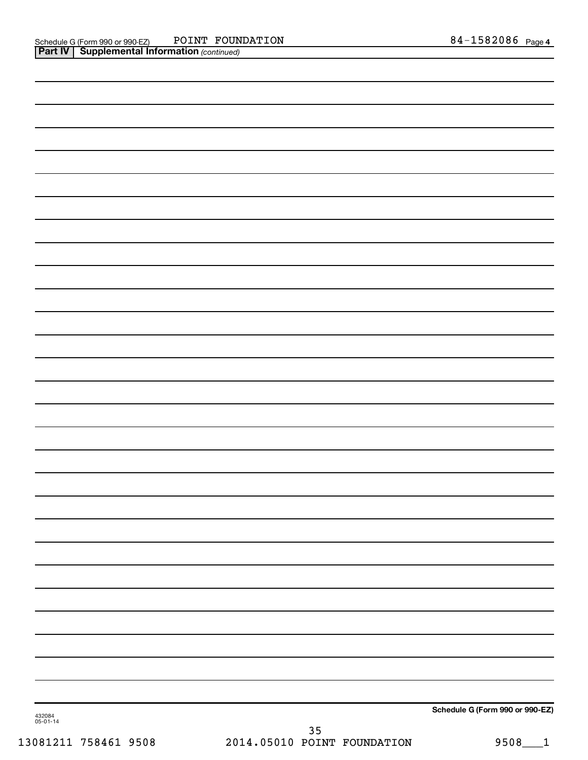Schedule G (Form 990 or 990-EZ) POINT FOUNDATION 84-1582086 Page 4

**Part IV | Supplemental Information** *(continued)*

Schedule G (Form 990 or 990-EZ)

432084
05-01-14

13081211 758461 9508 2014.05010 POINT FOUNDATION 9508___1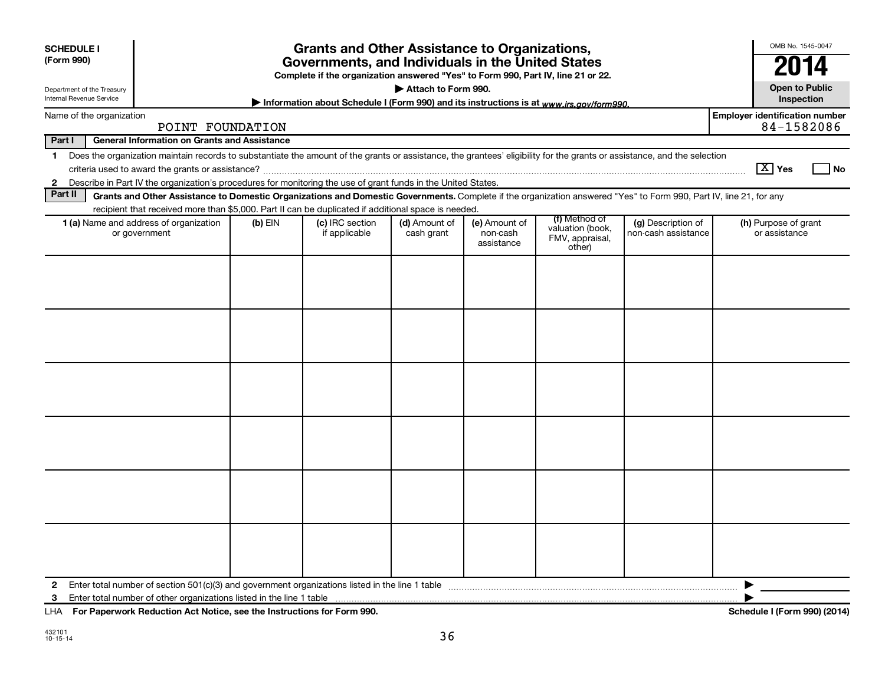**SCHEDULE I (Form 990)**

Department of the Treasury
Internal Revenue Service

# Grants and Other Assistance to Organizations, Governments, and Individuals in the United States

**Complete if the organization answered "Yes" to Form 990, Part IV, line 21 or 22.**

**▶ Attach to Form 990.**

**▶ Information about Schedule I (Form 990) and its instructions is at *www.irs.gov/form990.***

OMB No. 1545-0047

**2014**

**Open to Public Inspection**

Name of the organization: POINT FOUNDATION

Employer identification number: 84-1582086

**Part I — General Information on Grants and Assistance**

1 Does the organization maintain records to substantiate the amount of the grants or assistance, the grantees' eligibility for the grants or assistance, and the selection criteria used to award the grants or assistance? [X] Yes [ ] No

2 Describe in Part IV the organization's procedures for monitoring the use of grant funds in the United States.

**Part II — Grants and Other Assistance to Domestic Organizations and Domestic Governments.** Complete if the organization answered "Yes" to Form 990, Part IV, line 21, for any recipient that received more than $5,000. Part II can be duplicated if additional space is needed.

| 1 (a) Name and address of organization or government | (b) EIN | (c) IRC section if applicable | (d) Amount of cash grant | (e) Amount of non-cash assistance | (f) Method of valuation (book, FMV, appraisal, other) | (g) Description of non-cash assistance | (h) Purpose of grant or assistance |
|---|---|---|---|---|---|---|---|
| | | | | | | | |
| | | | | | | | |
| | | | | | | | |
| | | | | | | | |
| | | | | | | | |
| | | | | | | | |

2 Enter total number of section 501(c)(3) and government organizations listed in the line 1 table ▶

3 Enter total number of other organizations listed in the line 1 table ▶

LHA **For Paperwork Reduction Act Notice, see the Instructions for Form 990.** **Schedule I (Form 990) (2014)**

432101
10-15-14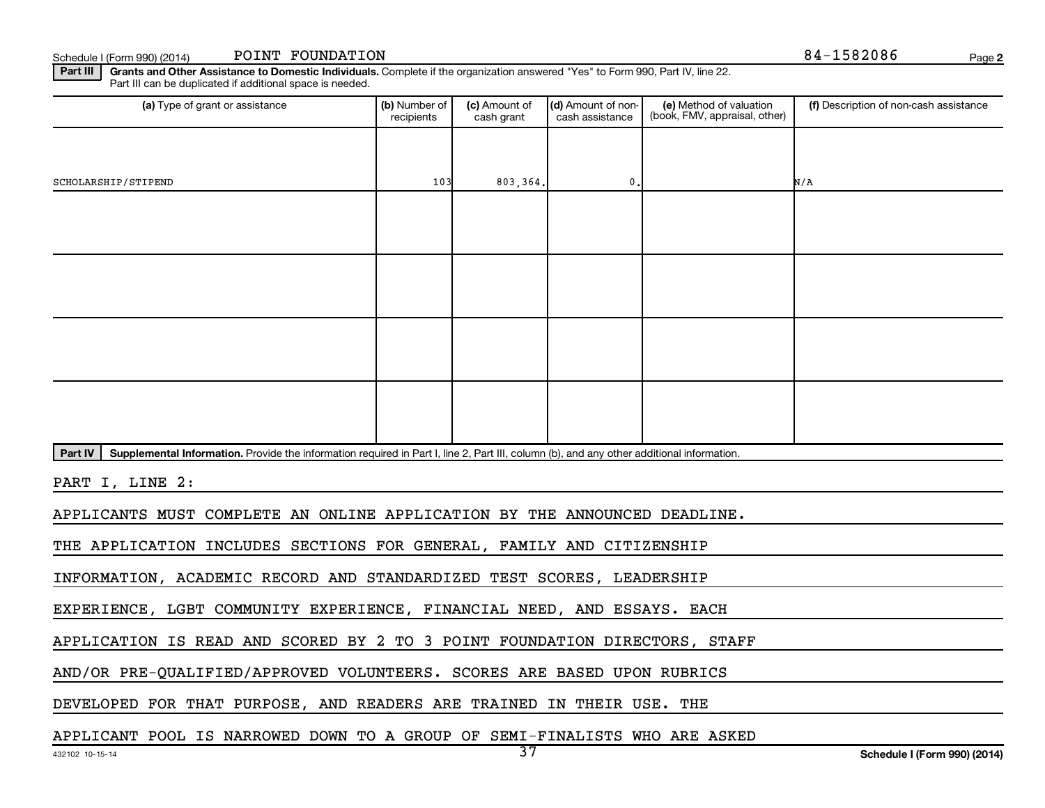Schedule I (Form 990) (2014) POINT FOUNDATION 84-1582086

**Part III** **Grants and Other Assistance to Domestic Individuals.** Complete if the organization answered "Yes" to Form 990, Part IV, line 22. Part III can be duplicated if additional space is needed.

| (a) Type of grant or assistance | (b) Number of recipients | (c) Amount of cash grant | (d) Amount of non-cash assistance | (e) Method of valuation (book, FMV, appraisal, other) | (f) Description of non-cash assistance |
|---|---|---|---|---|---|
| SCHOLARSHIP/STIPEND | 103 | 803,364. | 0. | | N/A |
| | | | | | |
| | | | | | |
| | | | | | |
| | | | | | |

**Part IV** **Supplemental Information.** Provide the information required in Part I, line 2, Part III, column (b), and any other additional information.

PART I, LINE 2:

APPLICANTS MUST COMPLETE AN ONLINE APPLICATION BY THE ANNOUNCED DEADLINE.

THE APPLICATION INCLUDES SECTIONS FOR GENERAL, FAMILY AND CITIZENSHIP

INFORMATION, ACADEMIC RECORD AND STANDARDIZED TEST SCORES, LEADERSHIP

EXPERIENCE, LGBT COMMUNITY EXPERIENCE, FINANCIAL NEED, AND ESSAYS. EACH

APPLICATION IS READ AND SCORED BY 2 TO 3 POINT FOUNDATION DIRECTORS, STAFF

AND/OR PRE-QUALIFIED/APPROVED VOLUNTEERS. SCORES ARE BASED UPON RUBRICS

DEVELOPED FOR THAT PURPOSE, AND READERS ARE TRAINED IN THEIR USE. THE

APPLICANT POOL IS NARROWED DOWN TO A GROUP OF SEMI-FINALISTS WHO ARE ASKED

432102 10-15-14 Schedule I (Form 990) (2014)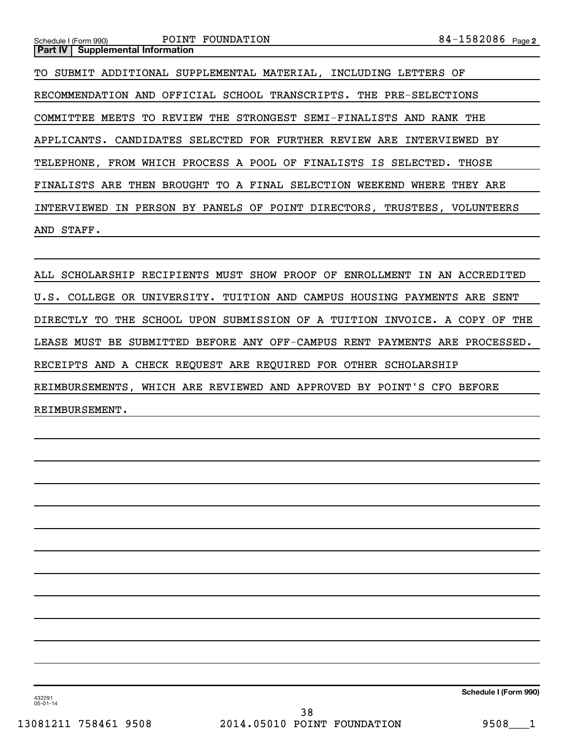Schedule I (Form 990) POINT FOUNDATION 84-1582086 Page 2

**Part IV | Supplemental Information**

TO SUBMIT ADDITIONAL SUPPLEMENTAL MATERIAL, INCLUDING LETTERS OF RECOMMENDATION AND OFFICIAL SCHOOL TRANSCRIPTS. THE PRE-SELECTIONS COMMITTEE MEETS TO REVIEW THE STRONGEST SEMI-FINALISTS AND RANK THE APPLICANTS. CANDIDATES SELECTED FOR FURTHER REVIEW ARE INTERVIEWED BY TELEPHONE, FROM WHICH PROCESS A POOL OF FINALISTS IS SELECTED. THOSE FINALISTS ARE THEN BROUGHT TO A FINAL SELECTION WEEKEND WHERE THEY ARE INTERVIEWED IN PERSON BY PANELS OF POINT DIRECTORS, TRUSTEES, VOLUNTEERS AND STAFF.

ALL SCHOLARSHIP RECIPIENTS MUST SHOW PROOF OF ENROLLMENT IN AN ACCREDITED U.S. COLLEGE OR UNIVERSITY. TUITION AND CAMPUS HOUSING PAYMENTS ARE SENT DIRECTLY TO THE SCHOOL UPON SUBMISSION OF A TUITION INVOICE. A COPY OF THE LEASE MUST BE SUBMITTED BEFORE ANY OFF-CAMPUS RENT PAYMENTS ARE PROCESSED. RECEIPTS AND A CHECK REQUEST ARE REQUIRED FOR OTHER SCHOLARSHIP REIMBURSEMENTS, WHICH ARE REVIEWED AND APPROVED BY POINT'S CFO BEFORE REIMBURSEMENT.

432291 05-01-14

**Schedule I (Form 990)**

13081211 758461 9508 2014.05010 POINT FOUNDATION 9508___1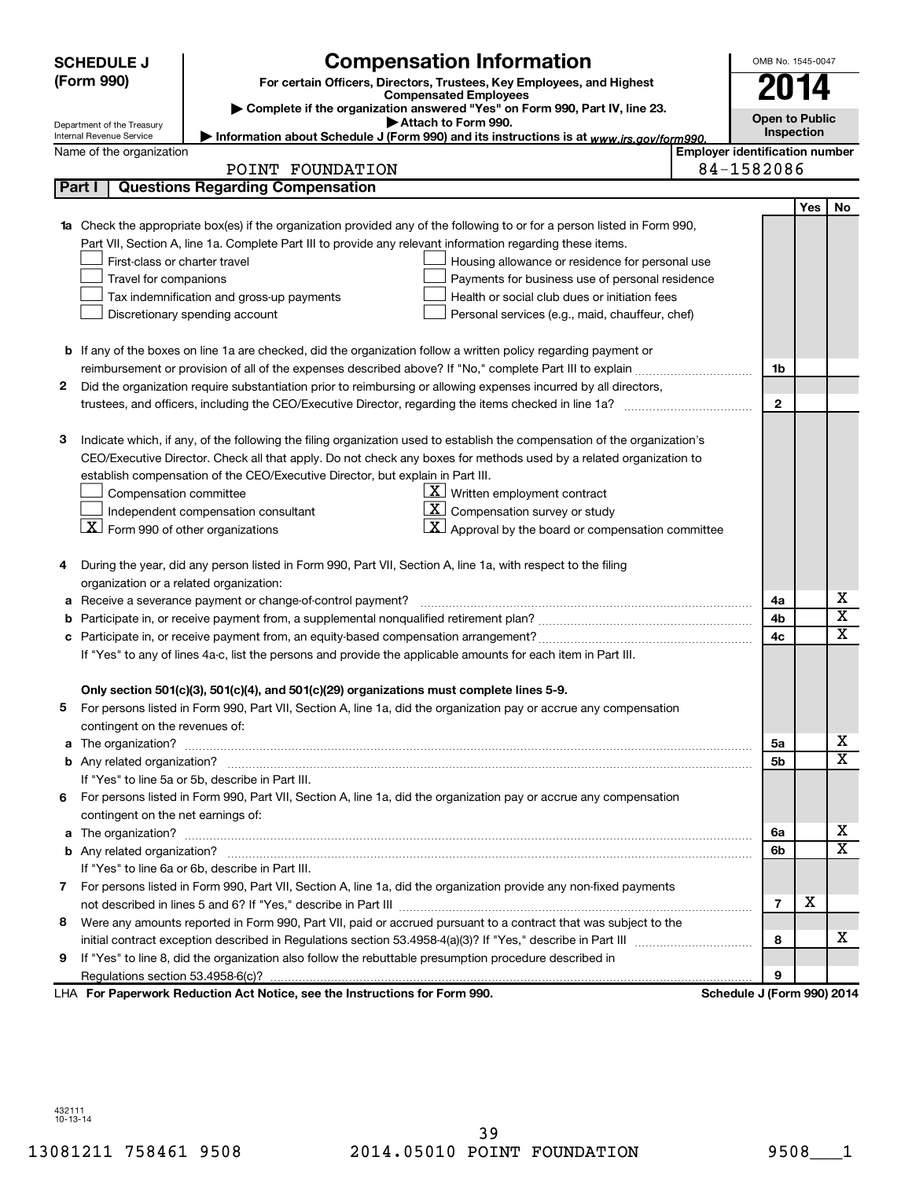**SCHEDULE J (Form 990)**

Department of the Treasury
Internal Revenue Service

# Compensation Information

**For certain Officers, Directors, Trustees, Key Employees, and Highest Compensated Employees**

▶ Complete if the organization answered "Yes" on Form 990, Part IV, line 23.
▶ Attach to Form 990.
▶ Information about Schedule J (Form 990) and its instructions is at *www.irs.gov/form990.*

OMB No. 1545-0047

**2014**

**Open to Public Inspection**

Name of the organization: POINT FOUNDATION

Employer identification number: 84-1582086

## Part I — Questions Regarding Compensation

| | | | Yes | No |
|---|---|---|---|---|
| **1a** | Check the appropriate box(es) if the organization provided any of the following to or for a person listed in Form 990, Part VII, Section A, line 1a. Complete Part III to provide any relevant information regarding these items.<br>☐ First-class or charter travel ☐ Housing allowance or residence for personal use<br>☐ Travel for companions ☐ Payments for business use of personal residence<br>☐ Tax indemnification and gross-up payments ☐ Health or social club dues or initiation fees<br>☐ Discretionary spending account ☐ Personal services (e.g., maid, chauffeur, chef) | | | |
| **b** | If any of the boxes on line 1a are checked, did the organization follow a written policy regarding payment or reimbursement or provision of all of the expenses described above? If "No," complete Part III to explain | 1b | | |
| **2** | Did the organization require substantiation prior to reimbursing or allowing expenses incurred by all directors, trustees, and officers, including the CEO/Executive Director, regarding the items checked in line 1a? | 2 | | |
| **3** | Indicate which, if any, of the following the filing organization used to establish the compensation of the organization's CEO/Executive Director. Check all that apply. Do not check any boxes for methods used by a related organization to establish compensation of the CEO/Executive Director, but explain in Part III.<br>☐ Compensation committee ☒ Written employment contract<br>☐ Independent compensation consultant ☒ Compensation survey or study<br>☒ Form 990 of other organizations ☒ Approval by the board or compensation committee | | | |
| **4** | During the year, did any person listed in Form 990, Part VII, Section A, line 1a, with respect to the filing organization or a related organization: | | | |
| **a** | Receive a severance payment or change-of-control payment? | 4a | | X |
| **b** | Participate in, or receive payment from, a supplemental nonqualified retirement plan? | 4b | | X |
| **c** | Participate in, or receive payment from, an equity-based compensation arrangement? | 4c | | X |
| | If "Yes" to any of lines 4a-c, list the persons and provide the applicable amounts for each item in Part III. | | | |
| | **Only section 501(c)(3), 501(c)(4), and 501(c)(29) organizations must complete lines 5-9.** | | | |
| **5** | For persons listed in Form 990, Part VII, Section A, line 1a, did the organization pay or accrue any compensation contingent on the revenues of: | | | |
| **a** | The organization? | 5a | | X |
| **b** | Any related organization? | 5b | | X |
| | If "Yes" to line 5a or 5b, describe in Part III. | | | |
| **6** | For persons listed in Form 990, Part VII, Section A, line 1a, did the organization pay or accrue any compensation contingent on the net earnings of: | | | |
| **a** | The organization? | 6a | | X |
| **b** | Any related organization? | 6b | | X |
| | If "Yes" to line 6a or 6b, describe in Part III. | | | |
| **7** | For persons listed in Form 990, Part VII, Section A, line 1a, did the organization provide any non-fixed payments not described in lines 5 and 6? If "Yes," describe in Part III | 7 | X | |
| **8** | Were any amounts reported in Form 990, Part VII, paid or accrued pursuant to a contract that was subject to the initial contract exception described in Regulations section 53.4958-4(a)(3)? If "Yes," describe in Part III | 8 | | X |
| **9** | If "Yes" to line 8, did the organization also follow the rebuttable presumption procedure described in Regulations section 53.4958-6(c)? | 9 | | |

LHA **For Paperwork Reduction Act Notice, see the Instructions for Form 990.** **Schedule J (Form 990) 2014**

432111
10-13-14

13081211 758461 9508 2014.05010 POINT FOUNDATION 9508___1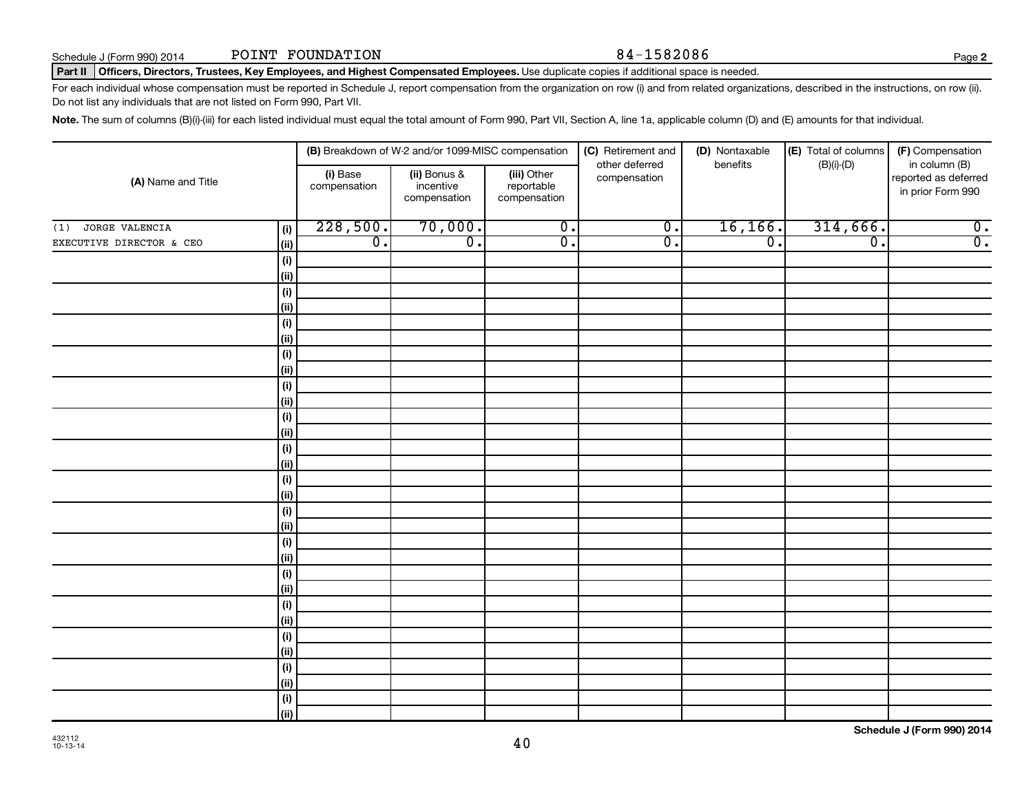Schedule J (Form 990) 2014 POINT FOUNDATION 84-1582086 Page **2**

**Part II Officers, Directors, Trustees, Key Employees, and Highest Compensated Employees.** Use duplicate copies if additional space is needed.

For each individual whose compensation must be reported in Schedule J, report compensation from the organization on row (i) and from related organizations, described in the instructions, on row (ii). Do not list any individuals that are not listed on Form 990, Part VII.

**Note.** The sum of columns (B)(i)-(iii) for each listed individual must equal the total amount of Form 990, Part VII, Section A, line 1a, applicable column (D) and (E) amounts for that individual.

| (A) Name and Title | | (B) Breakdown of W-2 and/or 1099-MISC compensation | | | (C) Retirement and other deferred compensation | (D) Nontaxable benefits | (E) Total of columns (B)(i)-(D) | (F) Compensation in column (B) reported as deferred in prior Form 990 |
|---|---|---|---|---|---|---|---|---|
| | | (i) Base compensation | (ii) Bonus & incentive compensation | (iii) Other reportable compensation | | | | |
| (1) JORGE VALENCIA | (i) | 228,500. | 70,000. | 0. | 0. | 16,166. | 314,666. | 0. |
| EXECUTIVE DIRECTOR & CEO | (ii) | 0. | 0. | 0. | 0. | 0. | 0. | 0. |
| | (i) | | | | | | | |
| | (ii) | | | | | | | |
| | (i) | | | | | | | |
| | (ii) | | | | | | | |
| | (i) | | | | | | | |
| | (ii) | | | | | | | |
| | (i) | | | | | | | |
| | (ii) | | | | | | | |
| | (i) | | | | | | | |
| | (ii) | | | | | | | |
| | (i) | | | | | | | |
| | (ii) | | | | | | | |
| | (i) | | | | | | | |
| | (ii) | | | | | | | |
| | (i) | | | | | | | |
| | (ii) | | | | | | | |
| | (i) | | | | | | | |
| | (ii) | | | | | | | |
| | (i) | | | | | | | |
| | (ii) | | | | | | | |
| | (i) | | | | | | | |
| | (ii) | | | | | | | |
| | (i) | | | | | | | |
| | (ii) | | | | | | | |
| | (i) | | | | | | | |
| | (ii) | | | | | | | |
| | (i) | | | | | | | |
| | (ii) | | | | | | | |
| | (i) | | | | | | | |
| | (ii) | | | | | | | |

432112
10-13-14

**Schedule J (Form 990) 2014**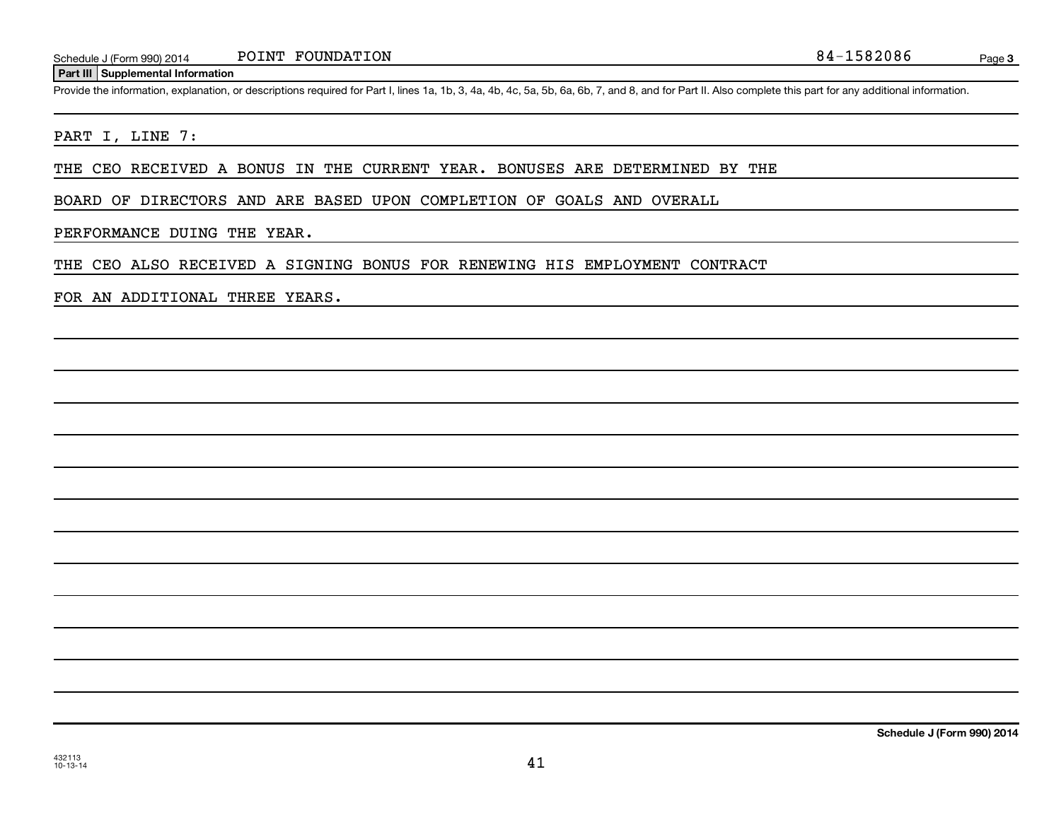Schedule J (Form 990) 2014 POINT FOUNDATION 84-1582086

## Part III Supplemental Information

Provide the information, explanation, or descriptions required for Part I, lines 1a, 1b, 3, 4a, 4b, 4c, 5a, 5b, 6a, 6b, 7, and 8, and for Part II. Also complete this part for any additional information.

PART I, LINE 7:

THE CEO RECEIVED A BONUS IN THE CURRENT YEAR. BONUSES ARE DETERMINED BY THE BOARD OF DIRECTORS AND ARE BASED UPON COMPLETION OF GOALS AND OVERALL PERFORMANCE DUING THE YEAR.

THE CEO ALSO RECEIVED A SIGNING BONUS FOR RENEWING HIS EMPLOYMENT CONTRACT FOR AN ADDITIONAL THREE YEARS.

Schedule J (Form 990) 2014

432113
10-13-14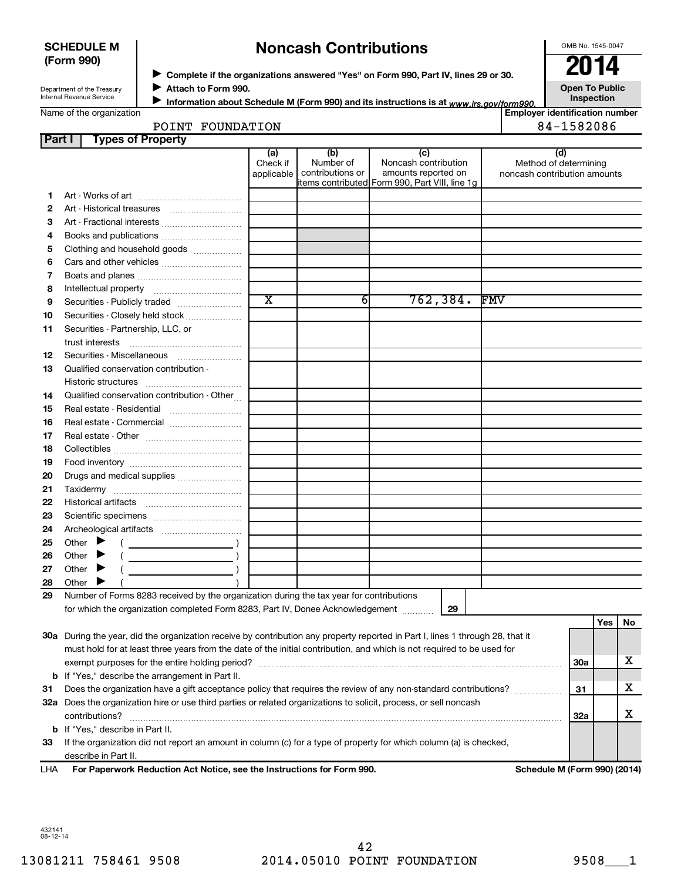**SCHEDULE M (Form 990)**

Department of the Treasury Internal Revenue Service

# Noncash Contributions

▶ Complete if the organizations answered "Yes" on Form 990, Part IV, lines 29 or 30.
▶ Attach to Form 990.
▶ Information about Schedule M (Form 990) and its instructions is at www.irs.gov/form990.

OMB No. 1545-0047

**2014**

**Open To Public Inspection**

Name of the organization: POINT FOUNDATION

Employer identification number: 84-1582086

## Part I Types of Property

| | | (a) Check if applicable | (b) Number of contributions or items contributed | (c) Noncash contribution amounts reported on Form 990, Part VIII, line 1g | (d) Method of determining noncash contribution amounts |
|---|---|---|---|---|---|
| 1 | Art - Works of art | | | | |
| 2 | Art - Historical treasures | | | | |
| 3 | Art - Fractional interests | | | | |
| 4 | Books and publications | | | | |
| 5 | Clothing and household goods | | | | |
| 6 | Cars and other vehicles | | | | |
| 7 | Boats and planes | | | | |
| 8 | Intellectual property | | | | |
| 9 | Securities - Publicly traded | X | 6 | 762,384. | FMV |
| 10 | Securities - Closely held stock | | | | |
| 11 | Securities - Partnership, LLC, or trust interests | | | | |
| 12 | Securities - Miscellaneous | | | | |
| 13 | Qualified conservation contribution - Historic structures | | | | |
| 14 | Qualified conservation contribution - Other | | | | |
| 15 | Real estate - Residential | | | | |
| 16 | Real estate - Commercial | | | | |
| 17 | Real estate - Other | | | | |
| 18 | Collectibles | | | | |
| 19 | Food inventory | | | | |
| 20 | Drugs and medical supplies | | | | |
| 21 | Taxidermy | | | | |
| 22 | Historical artifacts | | | | |
| 23 | Scientific specimens | | | | |
| 24 | Archeological artifacts | | | | |
| 25 | Other ▶ ( ) | | | | |
| 26 | Other ▶ ( ) | | | | |
| 27 | Other ▶ ( ) | | | | |
| 28 | Other ▶ ( ) | | | | |

29 Number of Forms 8283 received by the organization during the tax year for contributions for which the organization completed Form 8283, Part IV, Donee Acknowledgement ..... **29**

| | | | Yes | No |
|---|---|---|---|---|
| 30a | During the year, did the organization receive by contribution any property reported in Part I, lines 1 through 28, that it must hold for at least three years from the date of the initial contribution, and which is not required to be used for exempt purposes for the entire holding period? | 30a | | X |
| b | If "Yes," describe the arrangement in Part II. | | | |
| 31 | Does the organization have a gift acceptance policy that requires the review of any non-standard contributions? | 31 | | X |
| 32a | Does the organization hire or use third parties or related organizations to solicit, process, or sell noncash contributions? | 32a | | X |
| b | If "Yes," describe in Part II. | | | |
| 33 | If the organization did not report an amount in column (c) for a type of property for which column (a) is checked, describe in Part II. | | | |

LHA **For Paperwork Reduction Act Notice, see the Instructions for Form 990.** **Schedule M (Form 990) (2014)**

432141
08-12-14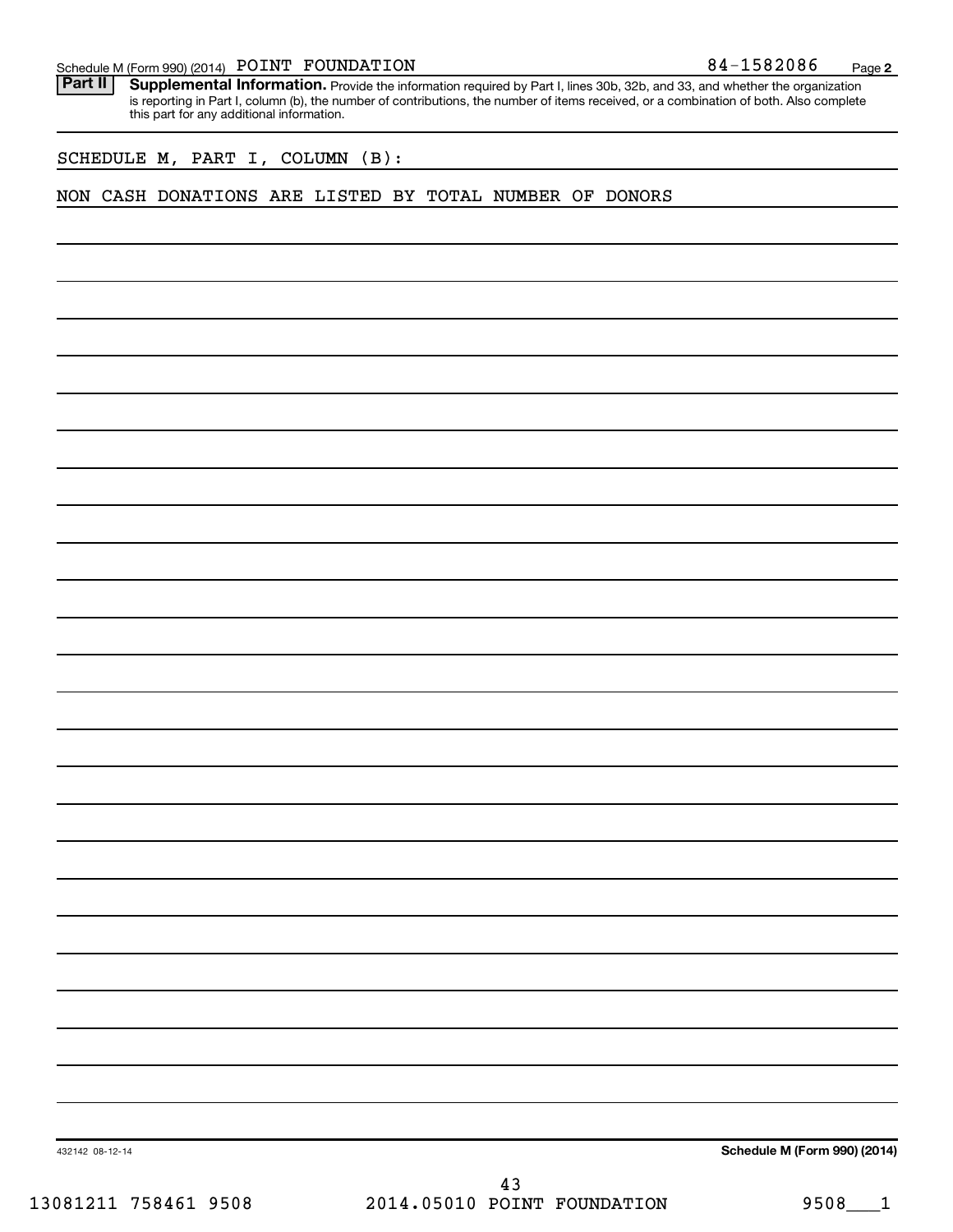Schedule M (Form 990) (2014) POINT FOUNDATION 84-1582086

**Part II** **Supplemental Information.** Provide the information required by Part I, lines 30b, 32b, and 33, and whether the organization is reporting in Part I, column (b), the number of contributions, the number of items received, or a combination of both. Also complete this part for any additional information.

SCHEDULE M, PART I, COLUMN (B):

NON CASH DONATIONS ARE LISTED BY TOTAL NUMBER OF DONORS

432142 08-12-14

**Schedule M (Form 990) (2014)**

13081211 758461 9508 2014.05010 POINT FOUNDATION 9508___1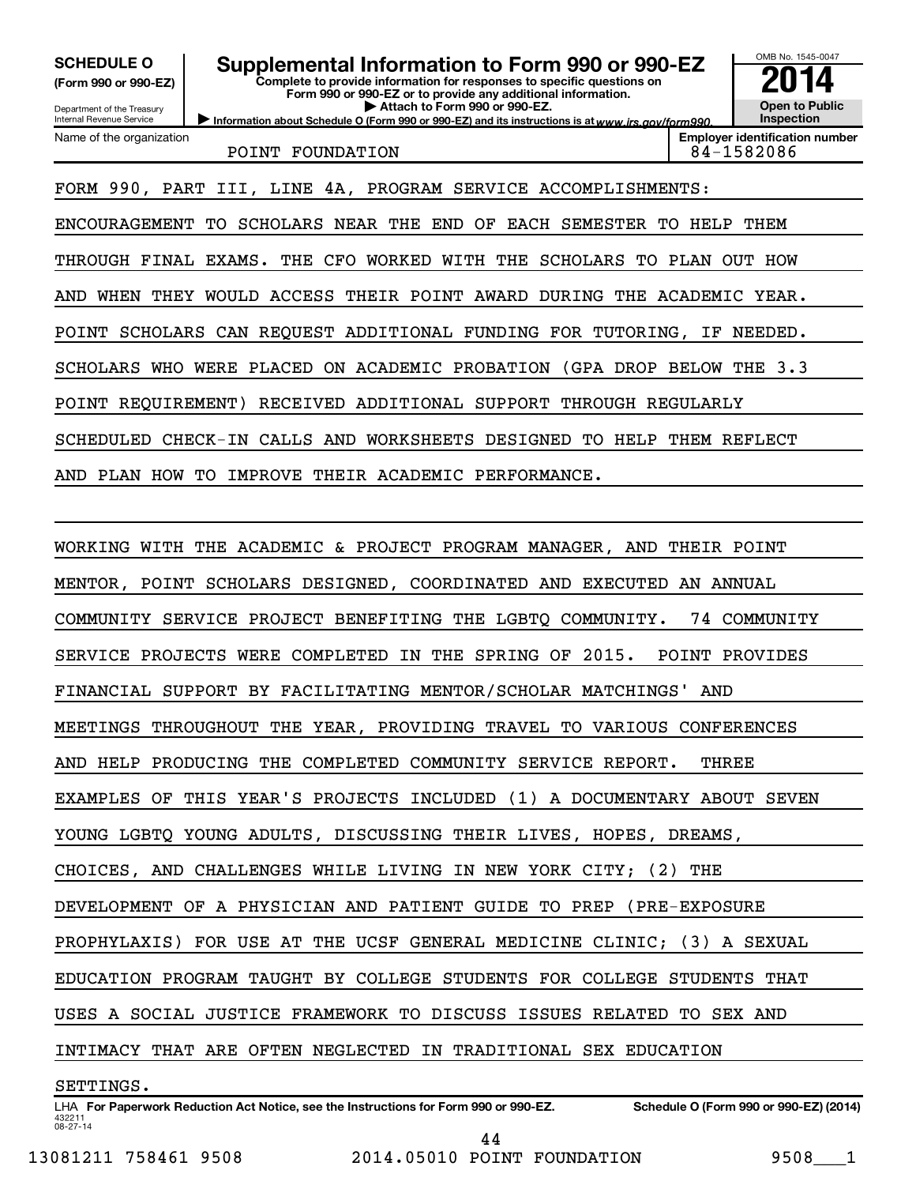**SCHEDULE O**
**(Form 990 or 990-EZ)**

Department of the Treasury
Internal Revenue Service

# Supplemental Information to Form 990 or 990-EZ

**Complete to provide information for responses to specific questions on Form 990 or 990-EZ or to provide any additional information.**
**▶ Attach to Form 990 or 990-EZ.**
**▶ Information about Schedule O (Form 990 or 990-EZ) and its instructions is at** *www.irs.gov/form990.*

OMB No. 1545-0047
**2014**
**Open to Public Inspection**

| Name of the organization | Employer identification number |
|---|---|
| POINT FOUNDATION | 84-1582086 |

FORM 990, PART III, LINE 4A, PROGRAM SERVICE ACCOMPLISHMENTS:

ENCOURAGEMENT TO SCHOLARS NEAR THE END OF EACH SEMESTER TO HELP THEM THROUGH FINAL EXAMS. THE CFO WORKED WITH THE SCHOLARS TO PLAN OUT HOW AND WHEN THEY WOULD ACCESS THEIR POINT AWARD DURING THE ACADEMIC YEAR. POINT SCHOLARS CAN REQUEST ADDITIONAL FUNDING FOR TUTORING, IF NEEDED. SCHOLARS WHO WERE PLACED ON ACADEMIC PROBATION (GPA DROP BELOW THE 3.3 POINT REQUIREMENT) RECEIVED ADDITIONAL SUPPORT THROUGH REGULARLY SCHEDULED CHECK-IN CALLS AND WORKSHEETS DESIGNED TO HELP THEM REFLECT AND PLAN HOW TO IMPROVE THEIR ACADEMIC PERFORMANCE.

WORKING WITH THE ACADEMIC & PROJECT PROGRAM MANAGER, AND THEIR POINT MENTOR, POINT SCHOLARS DESIGNED, COORDINATED AND EXECUTED AN ANNUAL COMMUNITY SERVICE PROJECT BENEFITING THE LGBTQ COMMUNITY. 74 COMMUNITY SERVICE PROJECTS WERE COMPLETED IN THE SPRING OF 2015. POINT PROVIDES FINANCIAL SUPPORT BY FACILITATING MENTOR/SCHOLAR MATCHINGS' AND MEETINGS THROUGHOUT THE YEAR, PROVIDING TRAVEL TO VARIOUS CONFERENCES AND HELP PRODUCING THE COMPLETED COMMUNITY SERVICE REPORT. THREE EXAMPLES OF THIS YEAR'S PROJECTS INCLUDED (1) A DOCUMENTARY ABOUT SEVEN YOUNG LGBTQ YOUNG ADULTS, DISCUSSING THEIR LIVES, HOPES, DREAMS, CHOICES, AND CHALLENGES WHILE LIVING IN NEW YORK CITY; (2) THE DEVELOPMENT OF A PHYSICIAN AND PATIENT GUIDE TO PREP (PRE-EXPOSURE PROPHYLAXIS) FOR USE AT THE UCSF GENERAL MEDICINE CLINIC; (3) A SEXUAL EDUCATION PROGRAM TAUGHT BY COLLEGE STUDENTS FOR COLLEGE STUDENTS THAT USES A SOCIAL JUSTICE FRAMEWORK TO DISCUSS ISSUES RELATED TO SEX AND INTIMACY THAT ARE OFTEN NEGLECTED IN TRADITIONAL SEX EDUCATION SETTINGS.

LHA **For Paperwork Reduction Act Notice, see the Instructions for Form 990 or 990-EZ.** **Schedule O (Form 990 or 990-EZ) (2014)**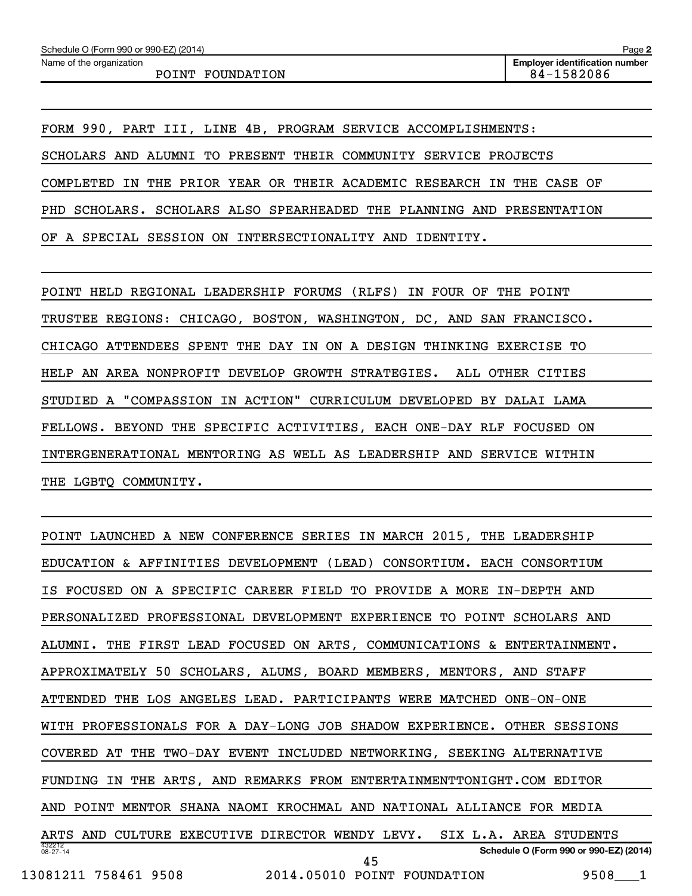Schedule O (Form 990 or 990-EZ) (2014)

Name of the organization: POINT FOUNDATION

Employer identification number: 84-1582086

FORM 990, PART III, LINE 4B, PROGRAM SERVICE ACCOMPLISHMENTS:
SCHOLARS AND ALUMNI TO PRESENT THEIR COMMUNITY SERVICE PROJECTS COMPLETED IN THE PRIOR YEAR OR THEIR ACADEMIC RESEARCH IN THE CASE OF PHD SCHOLARS. SCHOLARS ALSO SPEARHEADED THE PLANNING AND PRESENTATION OF A SPECIAL SESSION ON INTERSECTIONALITY AND IDENTITY.

POINT HELD REGIONAL LEADERSHIP FORUMS (RLFS) IN FOUR OF THE POINT TRUSTEE REGIONS: CHICAGO, BOSTON, WASHINGTON, DC, AND SAN FRANCISCO. CHICAGO ATTENDEES SPENT THE DAY IN ON A DESIGN THINKING EXERCISE TO HELP AN AREA NONPROFIT DEVELOP GROWTH STRATEGIES. ALL OTHER CITIES STUDIED A "COMPASSION IN ACTION" CURRICULUM DEVELOPED BY DALAI LAMA FELLOWS. BEYOND THE SPECIFIC ACTIVITIES, EACH ONE-DAY RLF FOCUSED ON INTERGENERATIONAL MENTORING AS WELL AS LEADERSHIP AND SERVICE WITHIN THE LGBTQ COMMUNITY.

POINT LAUNCHED A NEW CONFERENCE SERIES IN MARCH 2015, THE LEADERSHIP EDUCATION & AFFINITIES DEVELOPMENT (LEAD) CONSORTIUM. EACH CONSORTIUM IS FOCUSED ON A SPECIFIC CAREER FIELD TO PROVIDE A MORE IN-DEPTH AND PERSONALIZED PROFESSIONAL DEVELOPMENT EXPERIENCE TO POINT SCHOLARS AND ALUMNI. THE FIRST LEAD FOCUSED ON ARTS, COMMUNICATIONS & ENTERTAINMENT. APPROXIMATELY 50 SCHOLARS, ALUMS, BOARD MEMBERS, MENTORS, AND STAFF ATTENDED THE LOS ANGELES LEAD. PARTICIPANTS WERE MATCHED ONE-ON-ONE WITH PROFESSIONALS FOR A DAY-LONG JOB SHADOW EXPERIENCE. OTHER SESSIONS COVERED AT THE TWO-DAY EVENT INCLUDED NETWORKING, SEEKING ALTERNATIVE FUNDING IN THE ARTS, AND REMARKS FROM ENTERTAINMENTTONIGHT.COM EDITOR AND POINT MENTOR SHANA NAOMI KROCHMAL AND NATIONAL ALLIANCE FOR MEDIA ARTS AND CULTURE EXECUTIVE DIRECTOR WENDY LEVY. SIX L.A. AREA STUDENTS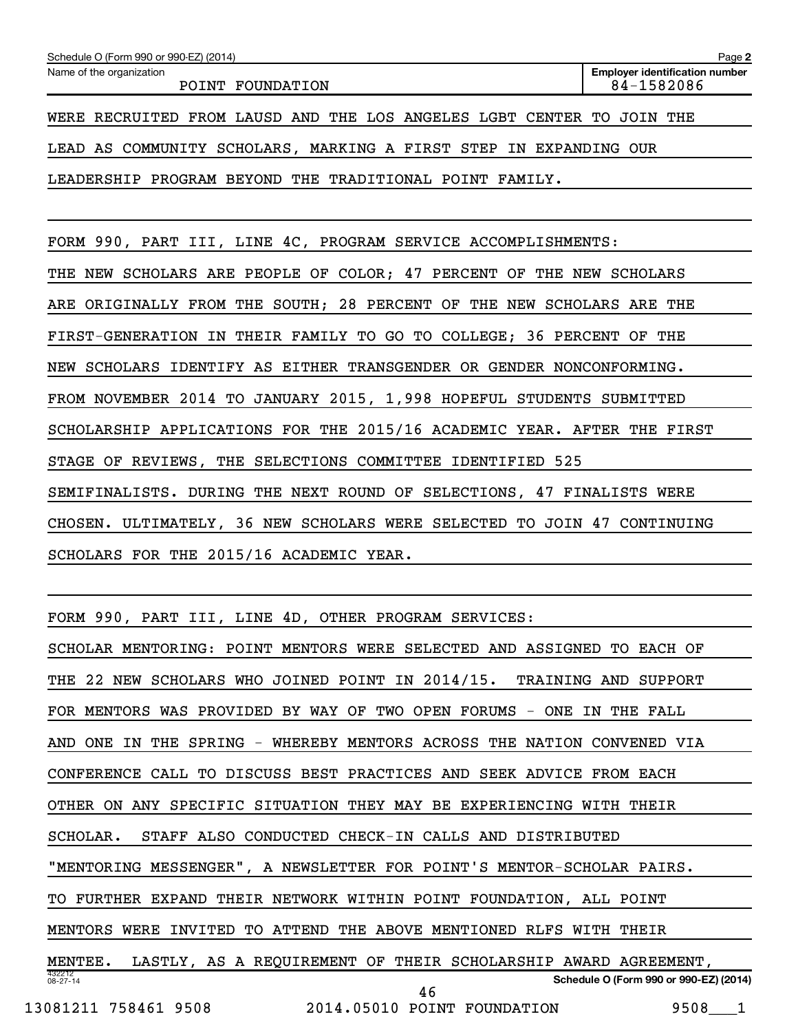WERE RECRUITED FROM LAUSD AND THE LOS ANGELES LGBT CENTER TO JOIN THE LEAD AS COMMUNITY SCHOLARS, MARKING A FIRST STEP IN EXPANDING OUR LEADERSHIP PROGRAM BEYOND THE TRADITIONAL POINT FAMILY.

FORM 990, PART III, LINE 4C, PROGRAM SERVICE ACCOMPLISHMENTS:

THE NEW SCHOLARS ARE PEOPLE OF COLOR; 47 PERCENT OF THE NEW SCHOLARS ARE ORIGINALLY FROM THE SOUTH; 28 PERCENT OF THE NEW SCHOLARS ARE THE FIRST-GENERATION IN THEIR FAMILY TO GO TO COLLEGE; 36 PERCENT OF THE NEW SCHOLARS IDENTIFY AS EITHER TRANSGENDER OR GENDER NONCONFORMING. FROM NOVEMBER 2014 TO JANUARY 2015, 1,998 HOPEFUL STUDENTS SUBMITTED SCHOLARSHIP APPLICATIONS FOR THE 2015/16 ACADEMIC YEAR. AFTER THE FIRST STAGE OF REVIEWS, THE SELECTIONS COMMITTEE IDENTIFIED 525 SEMIFINALISTS. DURING THE NEXT ROUND OF SELECTIONS, 47 FINALISTS WERE CHOSEN. ULTIMATELY, 36 NEW SCHOLARS WERE SELECTED TO JOIN 47 CONTINUING SCHOLARS FOR THE 2015/16 ACADEMIC YEAR.

FORM 990, PART III, LINE 4D, OTHER PROGRAM SERVICES:

SCHOLAR MENTORING: POINT MENTORS WERE SELECTED AND ASSIGNED TO EACH OF THE 22 NEW SCHOLARS WHO JOINED POINT IN 2014/15. TRAINING AND SUPPORT FOR MENTORS WAS PROVIDED BY WAY OF TWO OPEN FORUMS - ONE IN THE FALL AND ONE IN THE SPRING - WHEREBY MENTORS ACROSS THE NATION CONVENED VIA CONFERENCE CALL TO DISCUSS BEST PRACTICES AND SEEK ADVICE FROM EACH OTHER ON ANY SPECIFIC SITUATION THEY MAY BE EXPERIENCING WITH THEIR SCHOLAR. STAFF ALSO CONDUCTED CHECK-IN CALLS AND DISTRIBUTED "MENTORING MESSENGER", A NEWSLETTER FOR POINT'S MENTOR-SCHOLAR PAIRS. TO FURTHER EXPAND THEIR NETWORK WITHIN POINT FOUNDATION, ALL POINT MENTORS WERE INVITED TO ATTEND THE ABOVE MENTIONED RLFS WITH THEIR MENTEE. LASTLY, AS A REQUIREMENT OF THEIR SCHOLARSHIP AWARD AGREEMENT,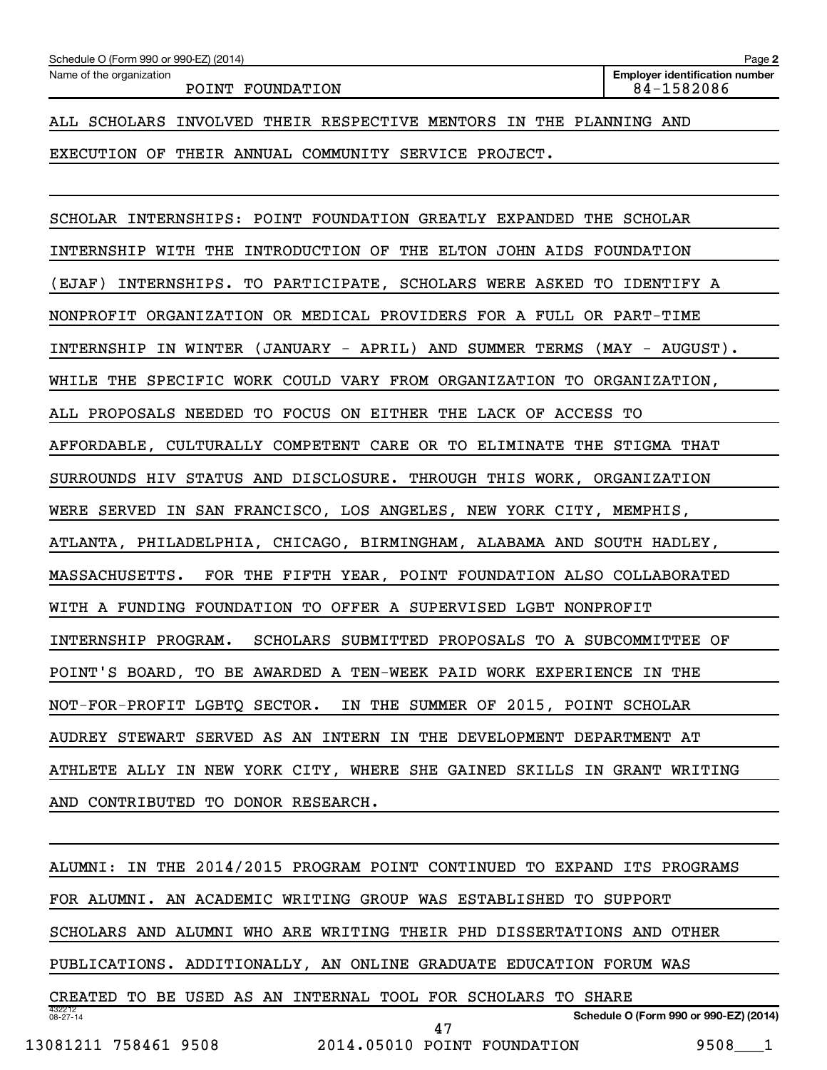Schedule O (Form 990 or 990-EZ) (2014)

Name of the organization: POINT FOUNDATION

Employer identification number: 84-1582086

ALL SCHOLARS INVOLVED THEIR RESPECTIVE MENTORS IN THE PLANNING AND EXECUTION OF THEIR ANNUAL COMMUNITY SERVICE PROJECT.

SCHOLAR INTERNSHIPS: POINT FOUNDATION GREATLY EXPANDED THE SCHOLAR INTERNSHIP WITH THE INTRODUCTION OF THE ELTON JOHN AIDS FOUNDATION (EJAF) INTERNSHIPS. TO PARTICIPATE, SCHOLARS WERE ASKED TO IDENTIFY A NONPROFIT ORGANIZATION OR MEDICAL PROVIDERS FOR A FULL OR PART-TIME INTERNSHIP IN WINTER (JANUARY - APRIL) AND SUMMER TERMS (MAY - AUGUST). WHILE THE SPECIFIC WORK COULD VARY FROM ORGANIZATION TO ORGANIZATION, ALL PROPOSALS NEEDED TO FOCUS ON EITHER THE LACK OF ACCESS TO AFFORDABLE, CULTURALLY COMPETENT CARE OR TO ELIMINATE THE STIGMA THAT SURROUNDS HIV STATUS AND DISCLOSURE. THROUGH THIS WORK, ORGANIZATION WERE SERVED IN SAN FRANCISCO, LOS ANGELES, NEW YORK CITY, MEMPHIS, ATLANTA, PHILADELPHIA, CHICAGO, BIRMINGHAM, ALABAMA AND SOUTH HADLEY, MASSACHUSETTS. FOR THE FIFTH YEAR, POINT FOUNDATION ALSO COLLABORATED WITH A FUNDING FOUNDATION TO OFFER A SUPERVISED LGBT NONPROFIT INTERNSHIP PROGRAM. SCHOLARS SUBMITTED PROPOSALS TO A SUBCOMMITTEE OF POINT'S BOARD, TO BE AWARDED A TEN-WEEK PAID WORK EXPERIENCE IN THE NOT-FOR-PROFIT LGBTQ SECTOR. IN THE SUMMER OF 2015, POINT SCHOLAR AUDREY STEWART SERVED AS AN INTERN IN THE DEVELOPMENT DEPARTMENT AT ATHLETE ALLY IN NEW YORK CITY, WHERE SHE GAINED SKILLS IN GRANT WRITING AND CONTRIBUTED TO DONOR RESEARCH.

ALUMNI: IN THE 2014/2015 PROGRAM POINT CONTINUED TO EXPAND ITS PROGRAMS FOR ALUMNI. AN ACADEMIC WRITING GROUP WAS ESTABLISHED TO SUPPORT SCHOLARS AND ALUMNI WHO ARE WRITING THEIR PHD DISSERTATIONS AND OTHER PUBLICATIONS. ADDITIONALLY, AN ONLINE GRADUATE EDUCATION FORUM WAS CREATED TO BE USED AS AN INTERNAL TOOL FOR SCHOLARS TO SHARE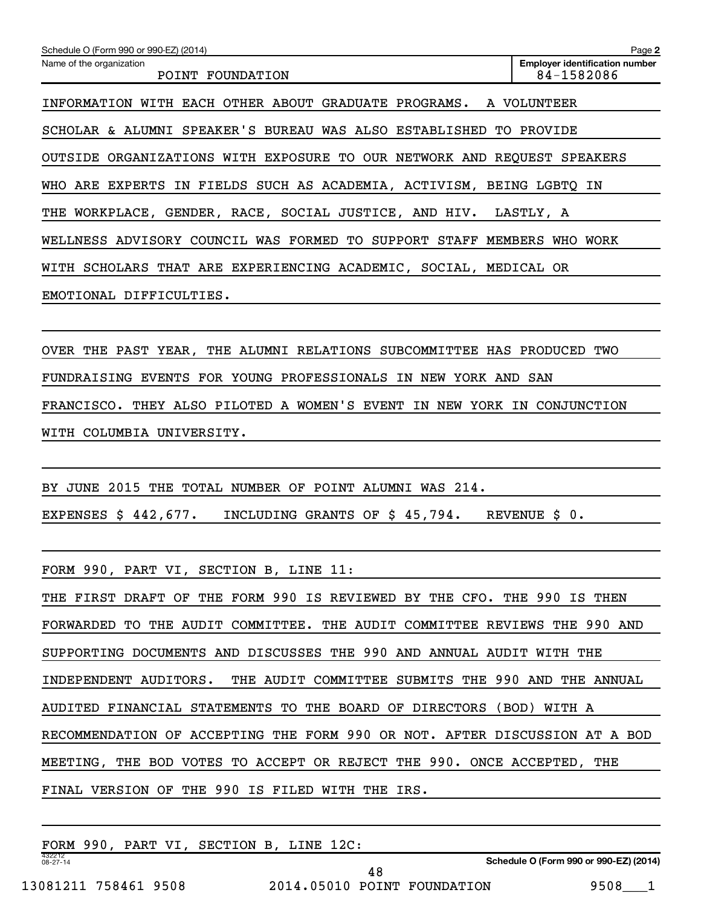Schedule O (Form 990 or 990-EZ) (2014) Page 2

Name of the organization: POINT FOUNDATION

Employer identification number: 84-1582086

INFORMATION WITH EACH OTHER ABOUT GRADUATE PROGRAMS. A VOLUNTEER SCHOLAR & ALUMNI SPEAKER'S BUREAU WAS ALSO ESTABLISHED TO PROVIDE OUTSIDE ORGANIZATIONS WITH EXPOSURE TO OUR NETWORK AND REQUEST SPEAKERS WHO ARE EXPERTS IN FIELDS SUCH AS ACADEMIA, ACTIVISM, BEING LGBTQ IN THE WORKPLACE, GENDER, RACE, SOCIAL JUSTICE, AND HIV. LASTLY, A WELLNESS ADVISORY COUNCIL WAS FORMED TO SUPPORT STAFF MEMBERS WHO WORK WITH SCHOLARS THAT ARE EXPERIENCING ACADEMIC, SOCIAL, MEDICAL OR EMOTIONAL DIFFICULTIES.

OVER THE PAST YEAR, THE ALUMNI RELATIONS SUBCOMMITTEE HAS PRODUCED TWO FUNDRAISING EVENTS FOR YOUNG PROFESSIONALS IN NEW YORK AND SAN FRANCISCO. THEY ALSO PILOTED A WOMEN'S EVENT IN NEW YORK IN CONJUNCTION WITH COLUMBIA UNIVERSITY.

BY JUNE 2015 THE TOTAL NUMBER OF POINT ALUMNI WAS 214.

EXPENSES $ 442,677. INCLUDING GRANTS OF $ 45,794. REVENUE $ 0.

FORM 990, PART VI, SECTION B, LINE 11:

THE FIRST DRAFT OF THE FORM 990 IS REVIEWED BY THE CFO. THE 990 IS THEN FORWARDED TO THE AUDIT COMMITTEE. THE AUDIT COMMITTEE REVIEWS THE 990 AND SUPPORTING DOCUMENTS AND DISCUSSES THE 990 AND ANNUAL AUDIT WITH THE INDEPENDENT AUDITORS. THE AUDIT COMMITTEE SUBMITS THE 990 AND THE ANNUAL AUDITED FINANCIAL STATEMENTS TO THE BOARD OF DIRECTORS (BOD) WITH A RECOMMENDATION OF ACCEPTING THE FORM 990 OR NOT. AFTER DISCUSSION AT A BOD MEETING, THE BOD VOTES TO ACCEPT OR REJECT THE 990. ONCE ACCEPTED, THE FINAL VERSION OF THE 990 IS FILED WITH THE IRS.

FORM 990, PART VI, SECTION B, LINE 12C: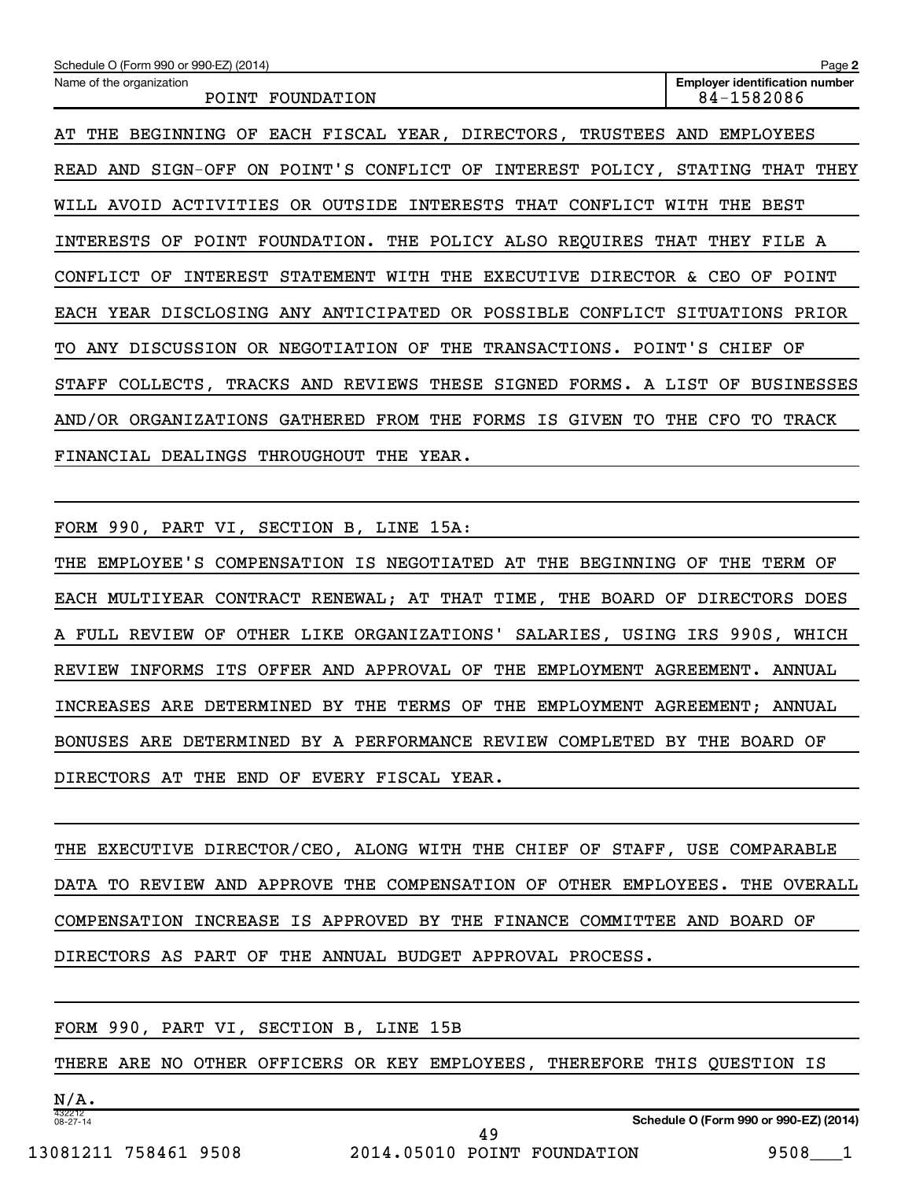Schedule O (Form 990 or 990-EZ) (2014) Page **2**

| Name of the organization | Employer identification number |
| --- | --- |
| POINT FOUNDATION | 84-1582086 |

AT THE BEGINNING OF EACH FISCAL YEAR, DIRECTORS, TRUSTEES AND EMPLOYEES READ AND SIGN-OFF ON POINT'S CONFLICT OF INTEREST POLICY, STATING THAT THEY WILL AVOID ACTIVITIES OR OUTSIDE INTERESTS THAT CONFLICT WITH THE BEST INTERESTS OF POINT FOUNDATION. THE POLICY ALSO REQUIRES THAT THEY FILE A CONFLICT OF INTEREST STATEMENT WITH THE EXECUTIVE DIRECTOR & CEO OF POINT EACH YEAR DISCLOSING ANY ANTICIPATED OR POSSIBLE CONFLICT SITUATIONS PRIOR TO ANY DISCUSSION OR NEGOTIATION OF THE TRANSACTIONS. POINT'S CHIEF OF STAFF COLLECTS, TRACKS AND REVIEWS THESE SIGNED FORMS. A LIST OF BUSINESSES AND/OR ORGANIZATIONS GATHERED FROM THE FORMS IS GIVEN TO THE CFO TO TRACK FINANCIAL DEALINGS THROUGHOUT THE YEAR.

FORM 990, PART VI, SECTION B, LINE 15A:

THE EMPLOYEE'S COMPENSATION IS NEGOTIATED AT THE BEGINNING OF THE TERM OF EACH MULTIYEAR CONTRACT RENEWAL; AT THAT TIME, THE BOARD OF DIRECTORS DOES A FULL REVIEW OF OTHER LIKE ORGANIZATIONS' SALARIES, USING IRS 990S, WHICH REVIEW INFORMS ITS OFFER AND APPROVAL OF THE EMPLOYMENT AGREEMENT. ANNUAL INCREASES ARE DETERMINED BY THE TERMS OF THE EMPLOYMENT AGREEMENT; ANNUAL BONUSES ARE DETERMINED BY A PERFORMANCE REVIEW COMPLETED BY THE BOARD OF DIRECTORS AT THE END OF EVERY FISCAL YEAR.

THE EXECUTIVE DIRECTOR/CEO, ALONG WITH THE CHIEF OF STAFF, USE COMPARABLE DATA TO REVIEW AND APPROVE THE COMPENSATION OF OTHER EMPLOYEES. THE OVERALL COMPENSATION INCREASE IS APPROVED BY THE FINANCE COMMITTEE AND BOARD OF DIRECTORS AS PART OF THE ANNUAL BUDGET APPROVAL PROCESS.

FORM 990, PART VI, SECTION B, LINE 15B

THERE ARE NO OTHER OFFICERS OR KEY EMPLOYEES, THEREFORE THIS QUESTION IS N/A.

432212 08-27-14 **Schedule O (Form 990 or 990-EZ) (2014)**

13081211 758461 9508 2014.05010 POINT FOUNDATION 9508___1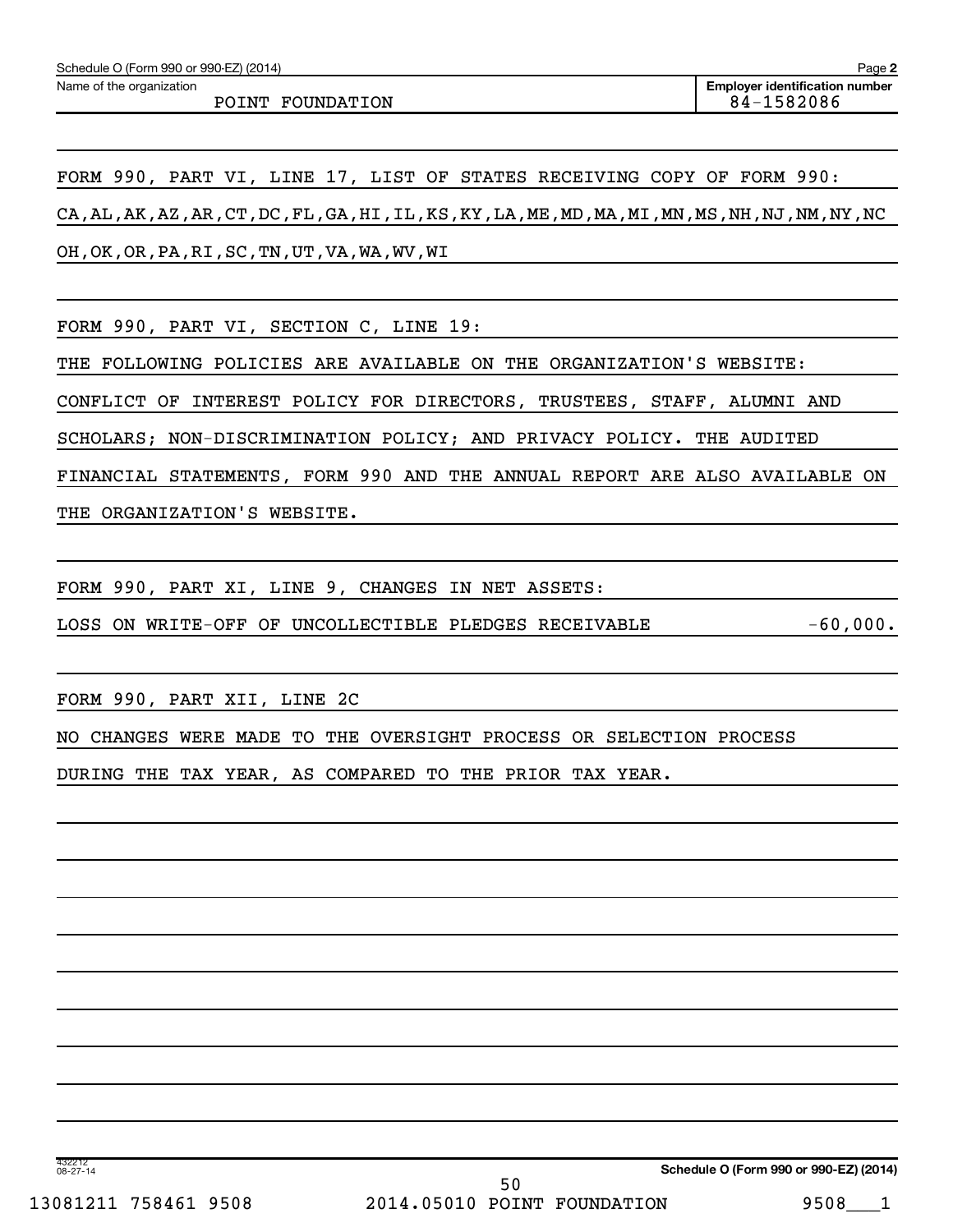Schedule O (Form 990 or 990-EZ) (2014)

Name of the organization: POINT FOUNDATION

Employer identification number: 84-1582086

FORM 990, PART VI, LINE 17, LIST OF STATES RECEIVING COPY OF FORM 990:

CA,AL,AK,AZ,AR,CT,DC,FL,GA,HI,IL,KS,KY,LA,ME,MD,MA,MI,MN,MS,NH,NJ,NM,NY,NC

OH,OK,OR,PA,RI,SC,TN,UT,VA,WA,WV,WI

FORM 990, PART VI, SECTION C, LINE 19:

THE FOLLOWING POLICIES ARE AVAILABLE ON THE ORGANIZATION'S WEBSITE:

CONFLICT OF INTEREST POLICY FOR DIRECTORS, TRUSTEES, STAFF, ALUMNI AND

SCHOLARS; NON-DISCRIMINATION POLICY; AND PRIVACY POLICY. THE AUDITED

FINANCIAL STATEMENTS, FORM 990 AND THE ANNUAL REPORT ARE ALSO AVAILABLE ON

THE ORGANIZATION'S WEBSITE.

FORM 990, PART XI, LINE 9, CHANGES IN NET ASSETS:

LOSS ON WRITE-OFF OF UNCOLLECTIBLE PLEDGES RECEIVABLE -60,000.

FORM 990, PART XII, LINE 2C

NO CHANGES WERE MADE TO THE OVERSIGHT PROCESS OR SELECTION PROCESS

DURING THE TAX YEAR, AS COMPARED TO THE PRIOR TAX YEAR.

432212 08-27-14

Schedule O (Form 990 or 990-EZ) (2014)

13081211 758461 9508 2014.05010 POINT FOUNDATION 9508___1